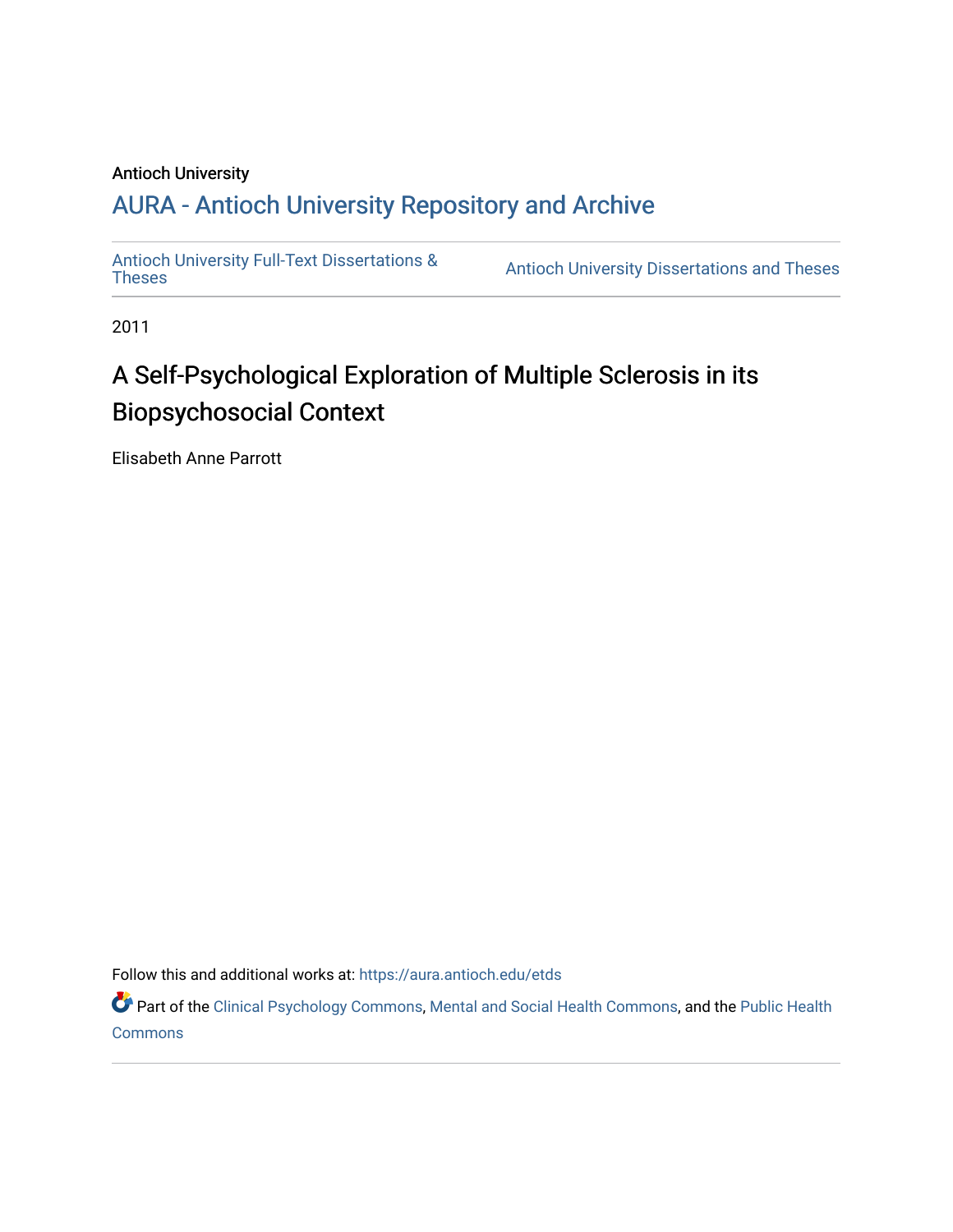Antioch University

## AURA - Antioch University Repository and Archive

Antioch University Full-Text Dissertations & Theses | Antioch University Dissertations and Theses

2011

# A Self-Psychological Exploration of Multiple Sclerosis in its Biopsychosocial Context

Elisabeth Anne Parrott

Follow this and additional works at: https://aura.antioch.edu/etds

Part of the Clinical Psychology Commons, Mental and Social Health Commons, and the Public Health Commons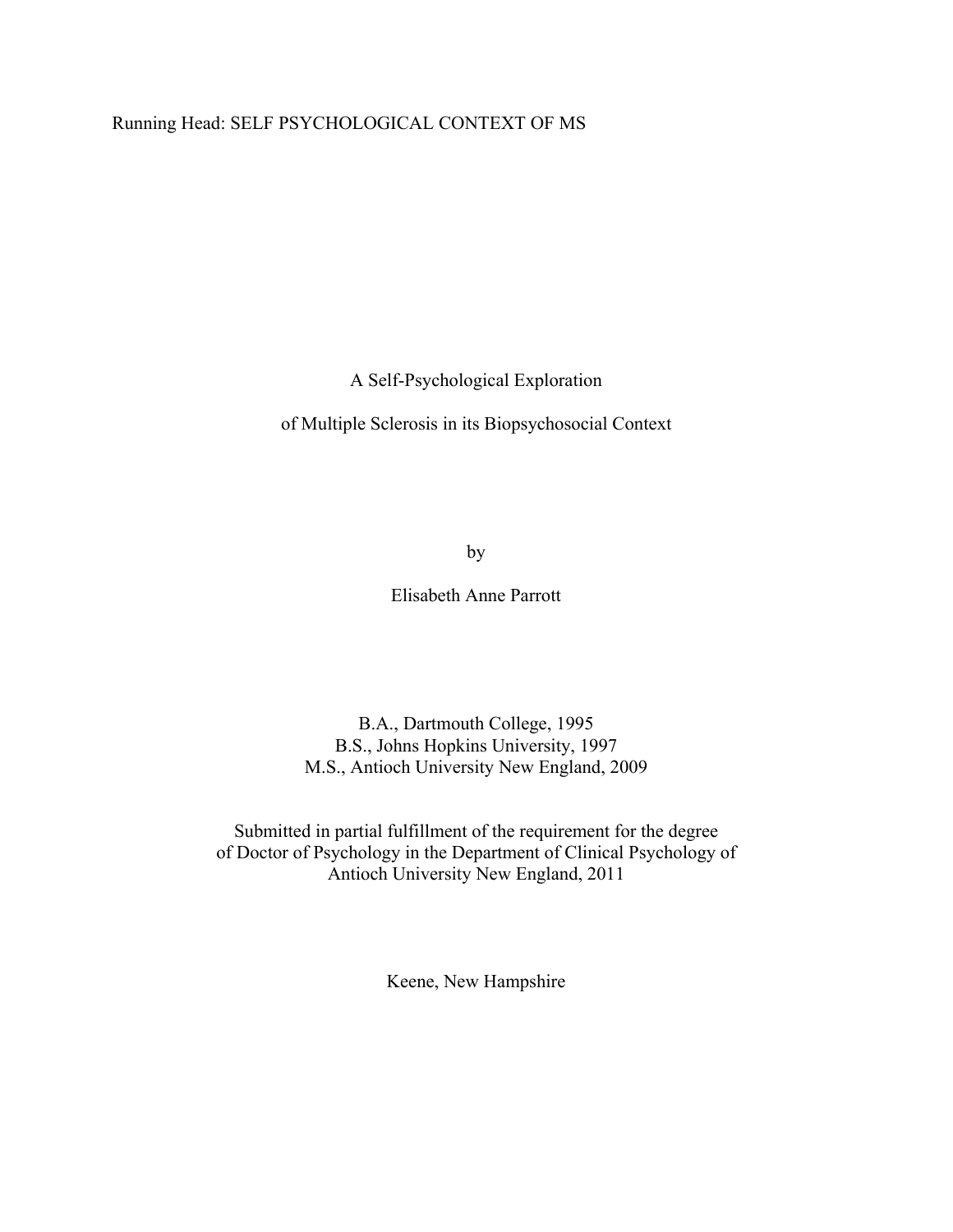# A Self-Psychological Exploration

# of Multiple Sclerosis in its Biopsychosocial Context

by

Elisabeth Anne Parrott

B.A., Dartmouth College, 1995
B.S., Johns Hopkins University, 1997
M.S., Antioch University New England, 2009

Submitted in partial fulfillment of the requirement for the degree
of Doctor of Psychology in the Department of Clinical Psychology of
Antioch University New England, 2011

Keene, New Hampshire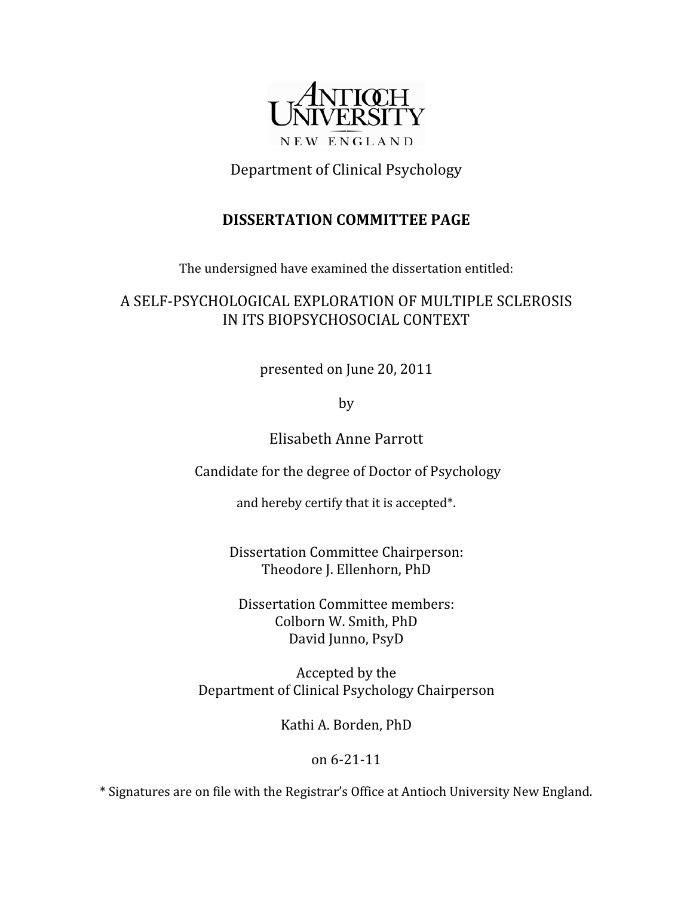ANTIOCH UNIVERSITY NEW ENGLAND

Department of Clinical Psychology

**DISSERTATION COMMITTEE PAGE**

The undersigned have examined the dissertation entitled:

A SELF-PSYCHOLOGICAL EXPLORATION OF MULTIPLE SCLEROSIS IN ITS BIOPSYCHOSOCIAL CONTEXT

presented on June 20, 2011

by

Elisabeth Anne Parrott

Candidate for the degree of Doctor of Psychology

and hereby certify that it is accepted*.

Dissertation Committee Chairperson:
Theodore J. Ellenhorn, PhD

Dissertation Committee members:
Colborn W. Smith, PhD
David Junno, PsyD

Accepted by the
Department of Clinical Psychology Chairperson

Kathi A. Borden, PhD

on 6-21-11

* Signatures are on file with the Registrar's Office at Antioch University New England.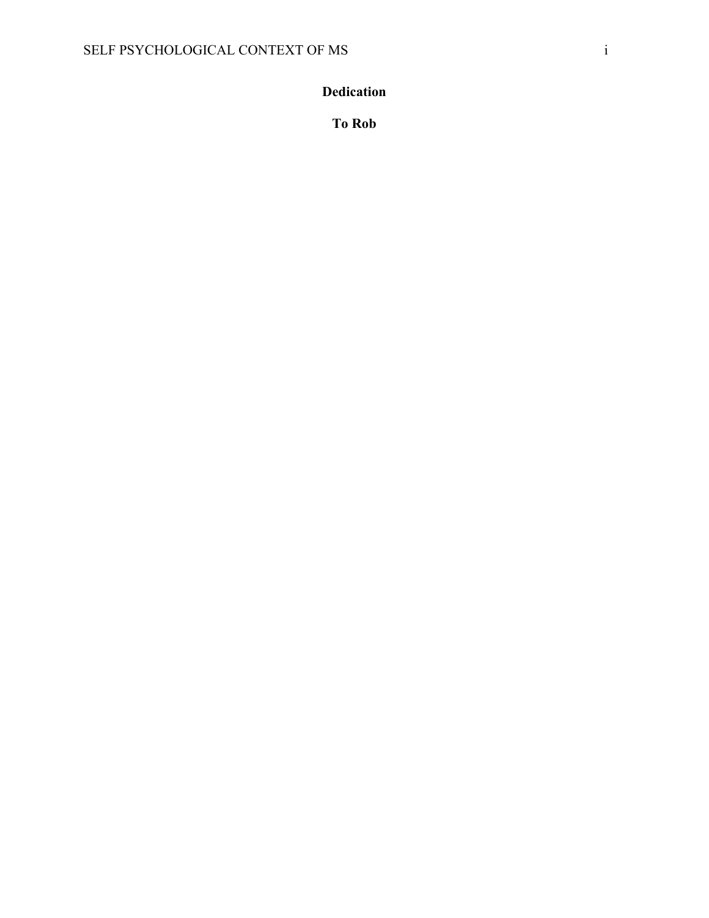# Dedication

**To Rob**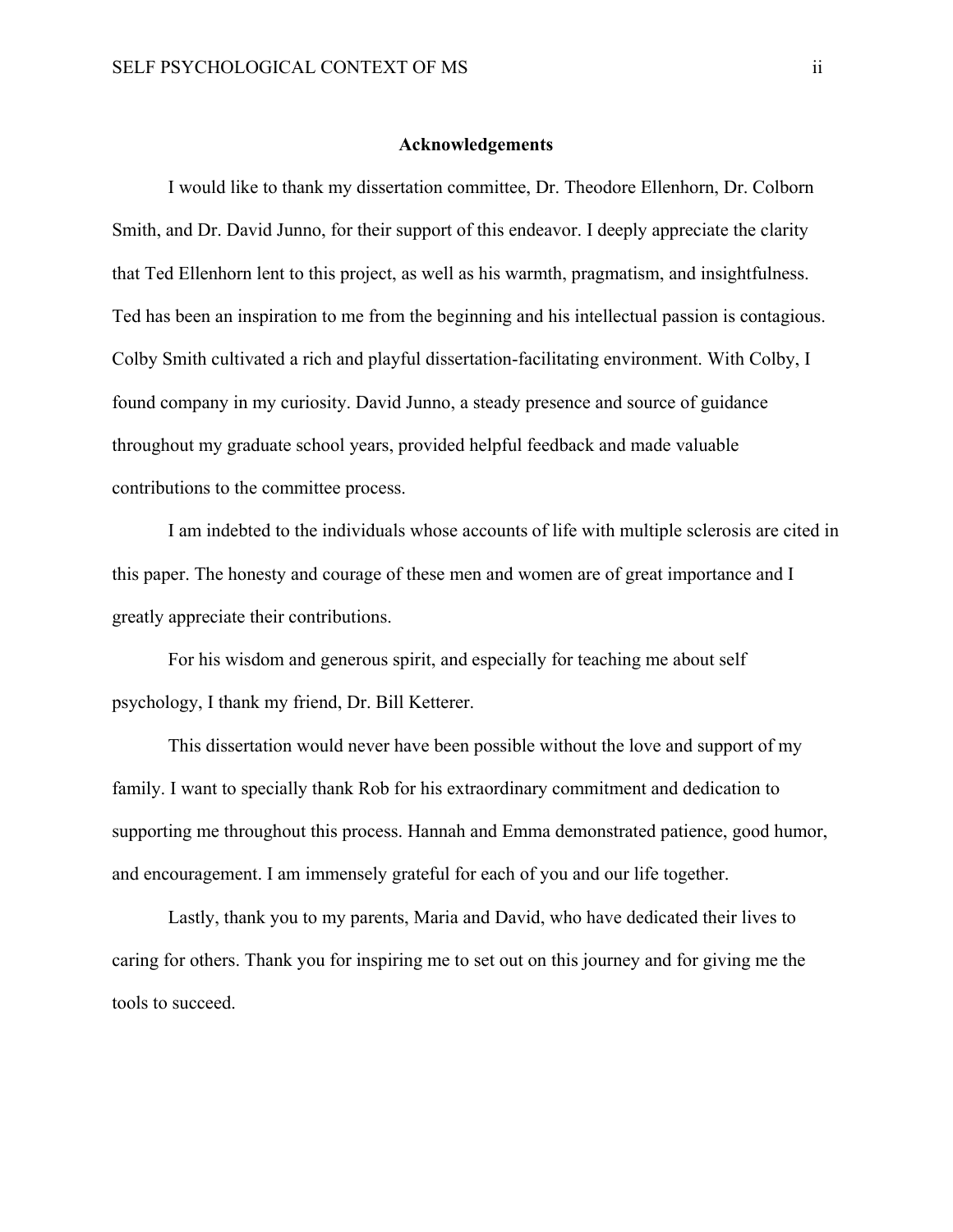## Acknowledgements

I would like to thank my dissertation committee, Dr. Theodore Ellenhorn, Dr. Colborn Smith, and Dr. David Junno, for their support of this endeavor. I deeply appreciate the clarity that Ted Ellenhorn lent to this project, as well as his warmth, pragmatism, and insightfulness. Ted has been an inspiration to me from the beginning and his intellectual passion is contagious. Colby Smith cultivated a rich and playful dissertation-facilitating environment. With Colby, I found company in my curiosity. David Junno, a steady presence and source of guidance throughout my graduate school years, provided helpful feedback and made valuable contributions to the committee process.

I am indebted to the individuals whose accounts of life with multiple sclerosis are cited in this paper. The honesty and courage of these men and women are of great importance and I greatly appreciate their contributions.

For his wisdom and generous spirit, and especially for teaching me about self psychology, I thank my friend, Dr. Bill Ketterer.

This dissertation would never have been possible without the love and support of my family. I want to specially thank Rob for his extraordinary commitment and dedication to supporting me throughout this process. Hannah and Emma demonstrated patience, good humor, and encouragement. I am immensely grateful for each of you and our life together.

Lastly, thank you to my parents, Maria and David, who have dedicated their lives to caring for others. Thank you for inspiring me to set out on this journey and for giving me the tools to succeed.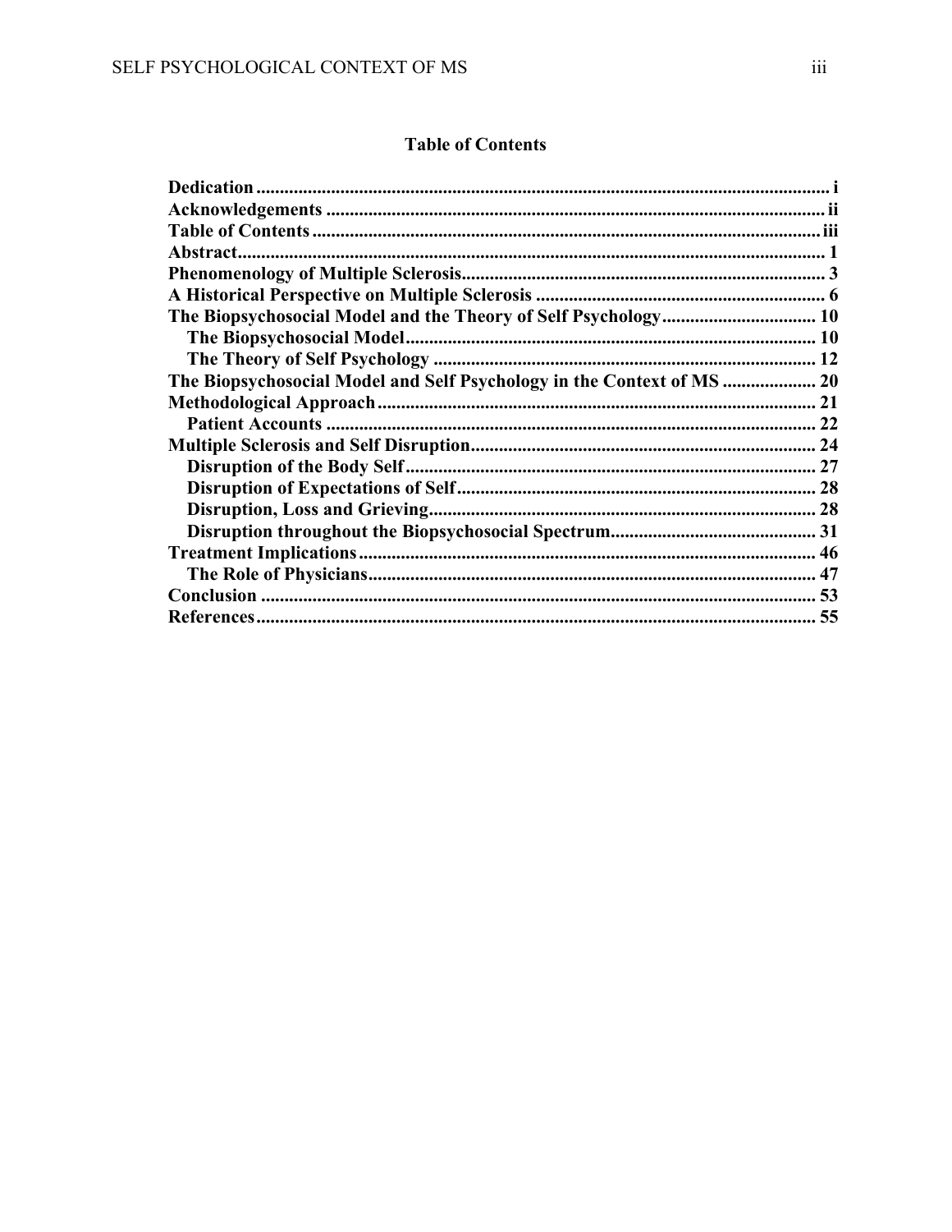## Table of Contents

- **Dedication** ... i
- **Acknowledgements** ... ii
- **Table of Contents** ... iii
- **Abstract** ... 1
- **Phenomenology of Multiple Sclerosis** ... 3
- **A Historical Perspective on Multiple Sclerosis** ... 6
- **The Biopsychosocial Model and the Theory of Self Psychology** ... 10
  - **The Biopsychosocial Model** ... 10
  - **The Theory of Self Psychology** ... 12
- **The Biopsychosocial Model and Self Psychology in the Context of MS** ... 20
- **Methodological Approach** ... 21
  - **Patient Accounts** ... 22
- **Multiple Sclerosis and Self Disruption** ... 24
  - **Disruption of the Body Self** ... 27
  - **Disruption of Expectations of Self** ... 28
  - **Disruption, Loss and Grieving** ... 28
  - **Disruption throughout the Biopsychosocial Spectrum** ... 31
- **Treatment Implications** ... 46
  - **The Role of Physicians** ... 47
- **Conclusion** ... 53
- **References** ... 55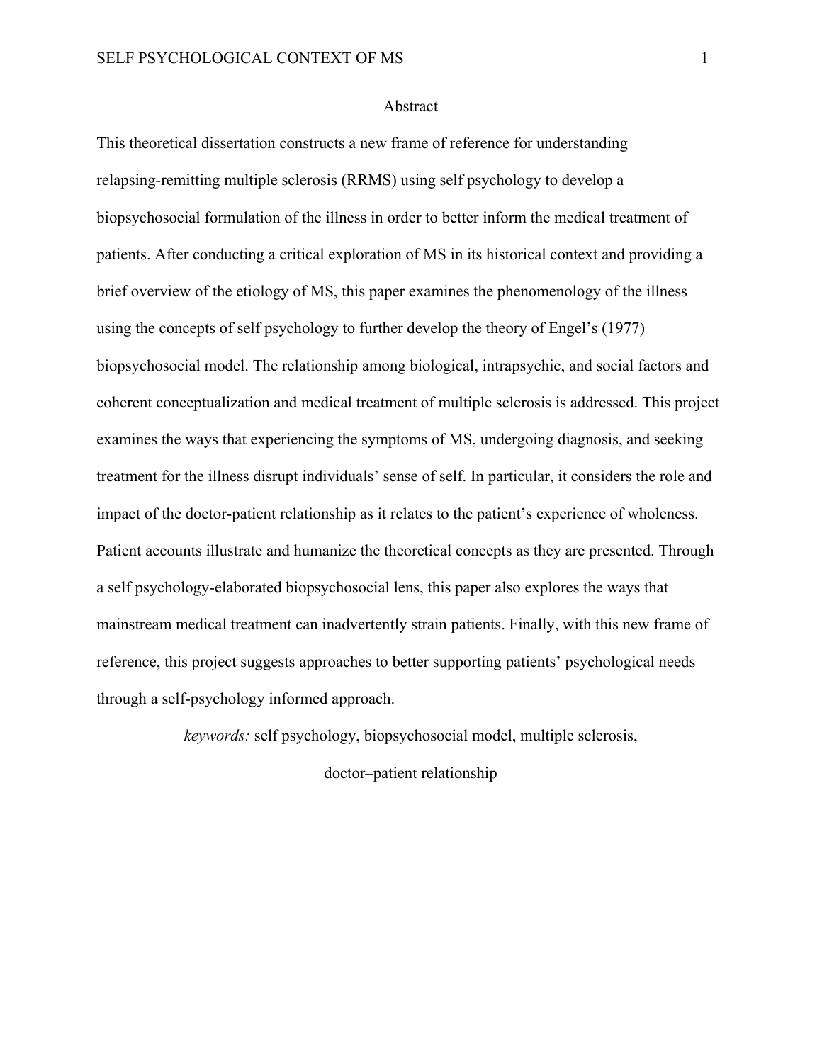# Abstract

This theoretical dissertation constructs a new frame of reference for understanding relapsing-remitting multiple sclerosis (RRMS) using self psychology to develop a biopsychosocial formulation of the illness in order to better inform the medical treatment of patients. After conducting a critical exploration of MS in its historical context and providing a brief overview of the etiology of MS, this paper examines the phenomenology of the illness using the concepts of self psychology to further develop the theory of Engel's (1977) biopsychosocial model. The relationship among biological, intrapsychic, and social factors and coherent conceptualization and medical treatment of multiple sclerosis is addressed. This project examines the ways that experiencing the symptoms of MS, undergoing diagnosis, and seeking treatment for the illness disrupt individuals' sense of self. In particular, it considers the role and impact of the doctor-patient relationship as it relates to the patient's experience of wholeness. Patient accounts illustrate and humanize the theoretical concepts as they are presented. Through a self psychology-elaborated biopsychosocial lens, this paper also explores the ways that mainstream medical treatment can inadvertently strain patients. Finally, with this new frame of reference, this project suggests approaches to better supporting patients' psychological needs through a self-psychology informed approach.

*keywords:* self psychology, biopsychosocial model, multiple sclerosis, doctor–patient relationship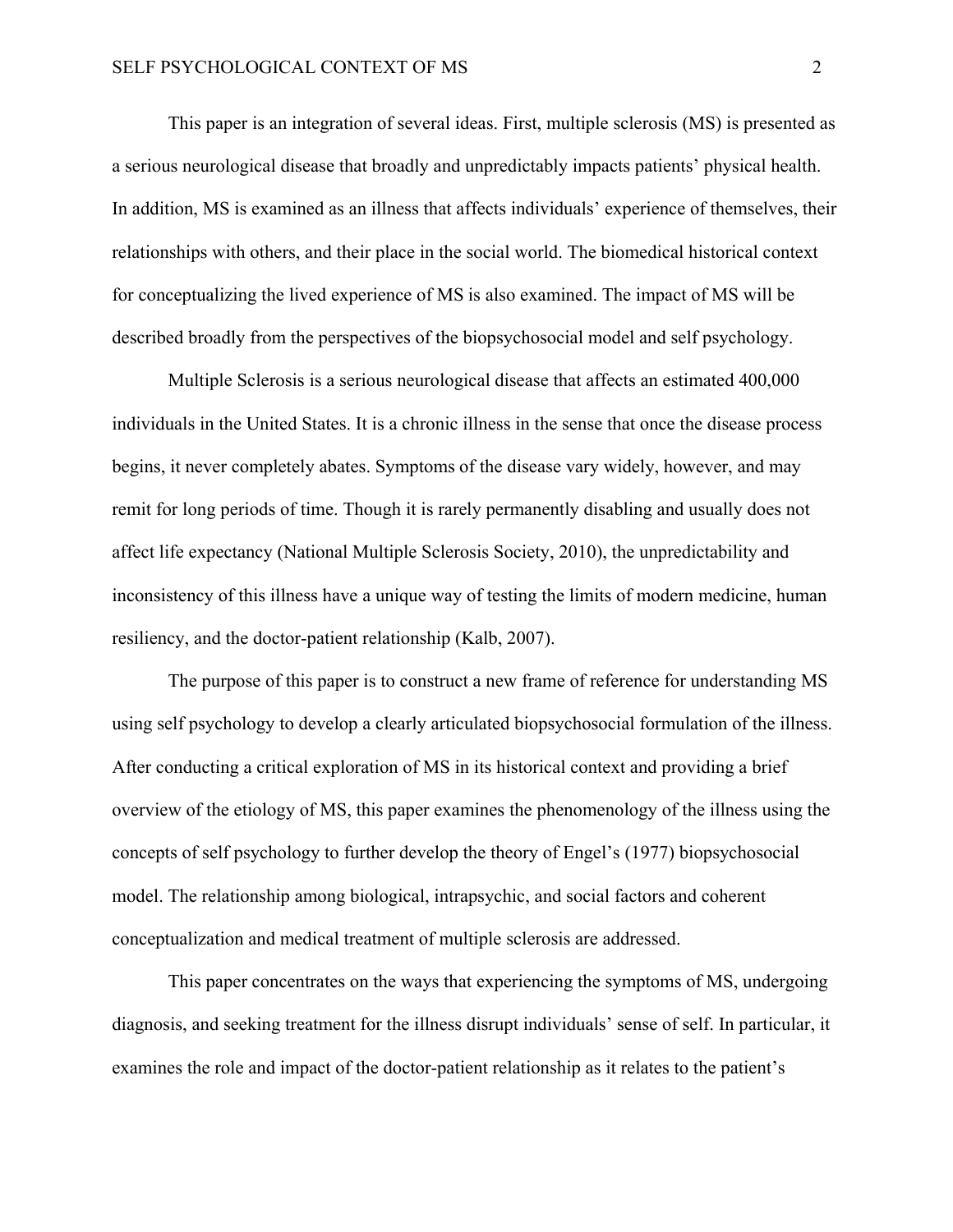This paper is an integration of several ideas. First, multiple sclerosis (MS) is presented as a serious neurological disease that broadly and unpredictably impacts patients' physical health. In addition, MS is examined as an illness that affects individuals' experience of themselves, their relationships with others, and their place in the social world. The biomedical historical context for conceptualizing the lived experience of MS is also examined. The impact of MS will be described broadly from the perspectives of the biopsychosocial model and self psychology.

Multiple Sclerosis is a serious neurological disease that affects an estimated 400,000 individuals in the United States. It is a chronic illness in the sense that once the disease process begins, it never completely abates. Symptoms of the disease vary widely, however, and may remit for long periods of time. Though it is rarely permanently disabling and usually does not affect life expectancy (National Multiple Sclerosis Society, 2010), the unpredictability and inconsistency of this illness have a unique way of testing the limits of modern medicine, human resiliency, and the doctor-patient relationship (Kalb, 2007).

The purpose of this paper is to construct a new frame of reference for understanding MS using self psychology to develop a clearly articulated biopsychosocial formulation of the illness. After conducting a critical exploration of MS in its historical context and providing a brief overview of the etiology of MS, this paper examines the phenomenology of the illness using the concepts of self psychology to further develop the theory of Engel's (1977) biopsychosocial model. The relationship among biological, intrapsychic, and social factors and coherent conceptualization and medical treatment of multiple sclerosis are addressed.

This paper concentrates on the ways that experiencing the symptoms of MS, undergoing diagnosis, and seeking treatment for the illness disrupt individuals' sense of self. In particular, it examines the role and impact of the doctor-patient relationship as it relates to the patient's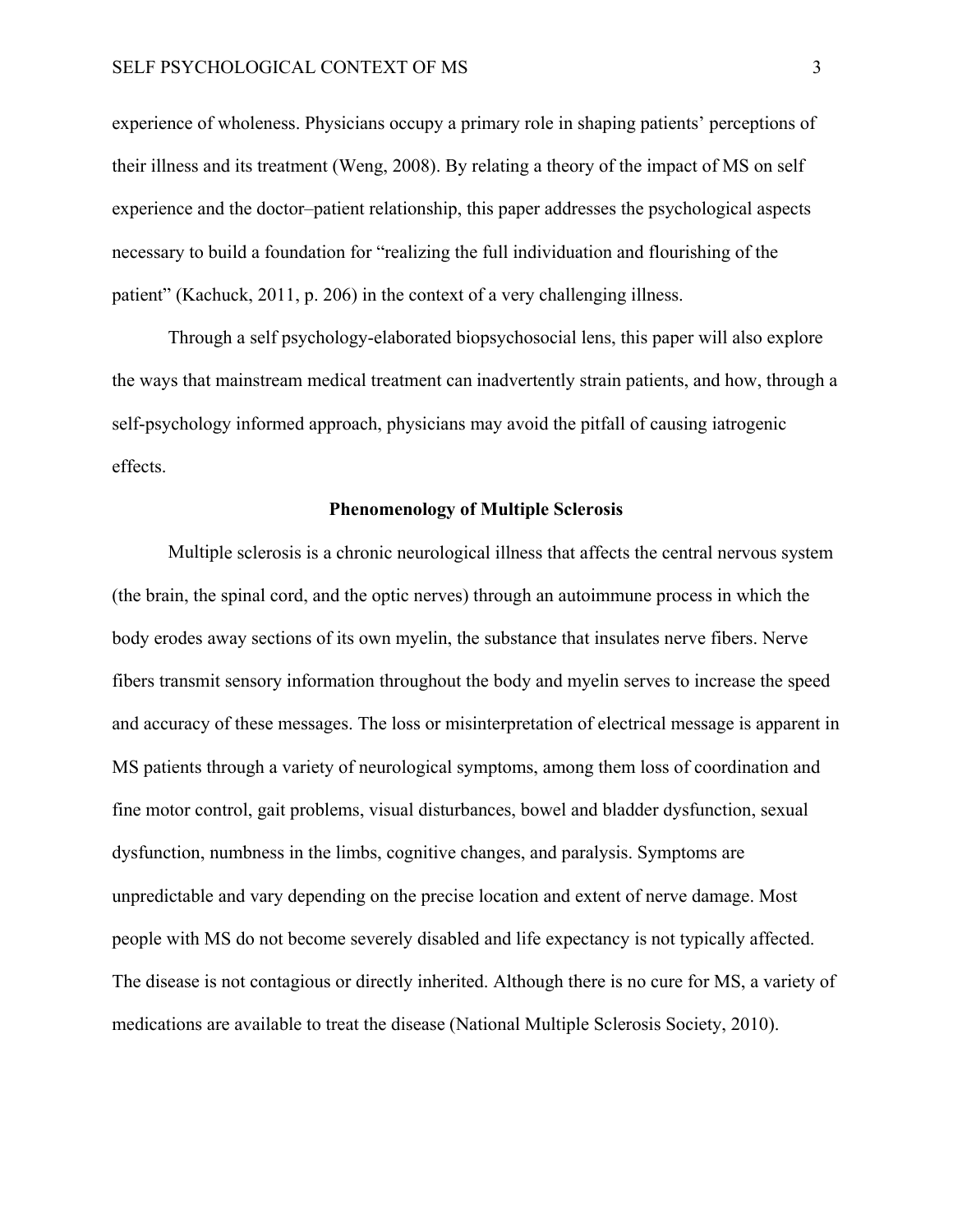experience of wholeness. Physicians occupy a primary role in shaping patients' perceptions of their illness and its treatment (Weng, 2008). By relating a theory of the impact of MS on self experience and the doctor–patient relationship, this paper addresses the psychological aspects necessary to build a foundation for "realizing the full individuation and flourishing of the patient" (Kachuck, 2011, p. 206) in the context of a very challenging illness.

Through a self psychology-elaborated biopsychosocial lens, this paper will also explore the ways that mainstream medical treatment can inadvertently strain patients, and how, through a self-psychology informed approach, physicians may avoid the pitfall of causing iatrogenic effects.

## Phenomenology of Multiple Sclerosis

Multiple sclerosis is a chronic neurological illness that affects the central nervous system (the brain, the spinal cord, and the optic nerves) through an autoimmune process in which the body erodes away sections of its own myelin, the substance that insulates nerve fibers. Nerve fibers transmit sensory information throughout the body and myelin serves to increase the speed and accuracy of these messages. The loss or misinterpretation of electrical message is apparent in MS patients through a variety of neurological symptoms, among them loss of coordination and fine motor control, gait problems, visual disturbances, bowel and bladder dysfunction, sexual dysfunction, numbness in the limbs, cognitive changes, and paralysis. Symptoms are unpredictable and vary depending on the precise location and extent of nerve damage. Most people with MS do not become severely disabled and life expectancy is not typically affected. The disease is not contagious or directly inherited. Although there is no cure for MS, a variety of medications are available to treat the disease (National Multiple Sclerosis Society, 2010).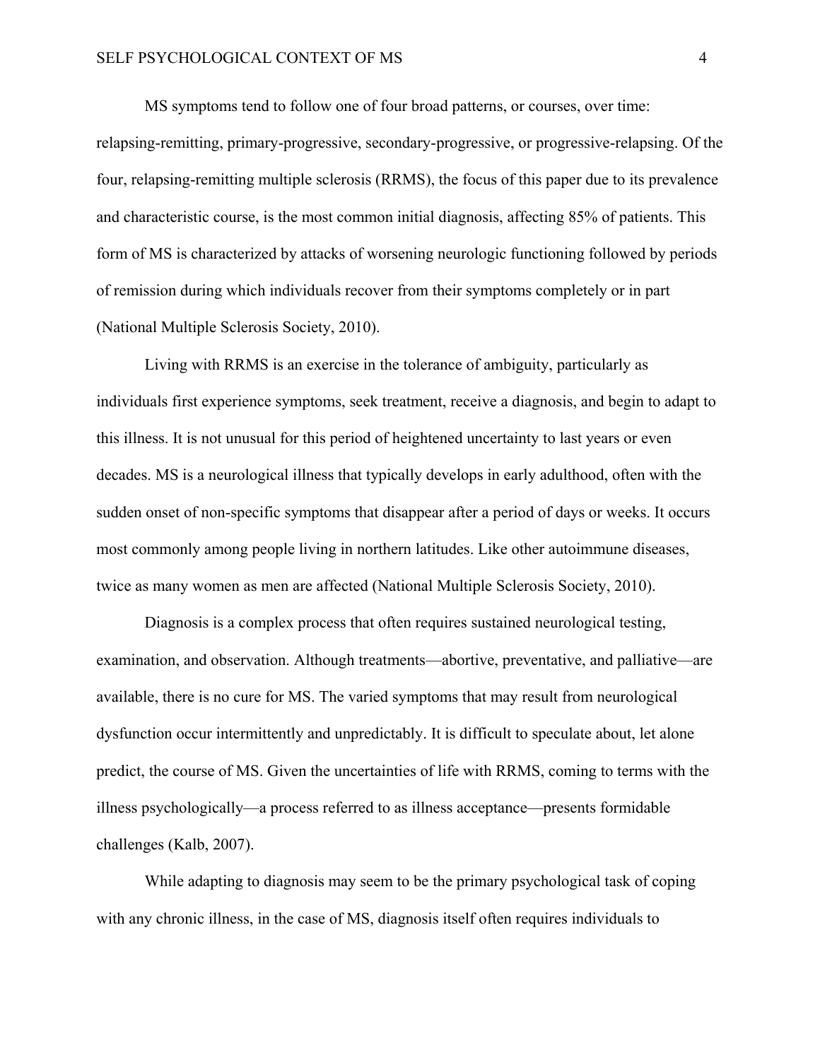MS symptoms tend to follow one of four broad patterns, or courses, over time: relapsing-remitting, primary-progressive, secondary-progressive, or progressive-relapsing. Of the four, relapsing-remitting multiple sclerosis (RRMS), the focus of this paper due to its prevalence and characteristic course, is the most common initial diagnosis, affecting 85% of patients. This form of MS is characterized by attacks of worsening neurologic functioning followed by periods of remission during which individuals recover from their symptoms completely or in part (National Multiple Sclerosis Society, 2010).

Living with RRMS is an exercise in the tolerance of ambiguity, particularly as individuals first experience symptoms, seek treatment, receive a diagnosis, and begin to adapt to this illness. It is not unusual for this period of heightened uncertainty to last years or even decades. MS is a neurological illness that typically develops in early adulthood, often with the sudden onset of non-specific symptoms that disappear after a period of days or weeks. It occurs most commonly among people living in northern latitudes. Like other autoimmune diseases, twice as many women as men are affected (National Multiple Sclerosis Society, 2010).

Diagnosis is a complex process that often requires sustained neurological testing, examination, and observation. Although treatments—abortive, preventative, and palliative—are available, there is no cure for MS. The varied symptoms that may result from neurological dysfunction occur intermittently and unpredictably. It is difficult to speculate about, let alone predict, the course of MS. Given the uncertainties of life with RRMS, coming to terms with the illness psychologically—a process referred to as illness acceptance—presents formidable challenges (Kalb, 2007).

While adapting to diagnosis may seem to be the primary psychological task of coping with any chronic illness, in the case of MS, diagnosis itself often requires individuals to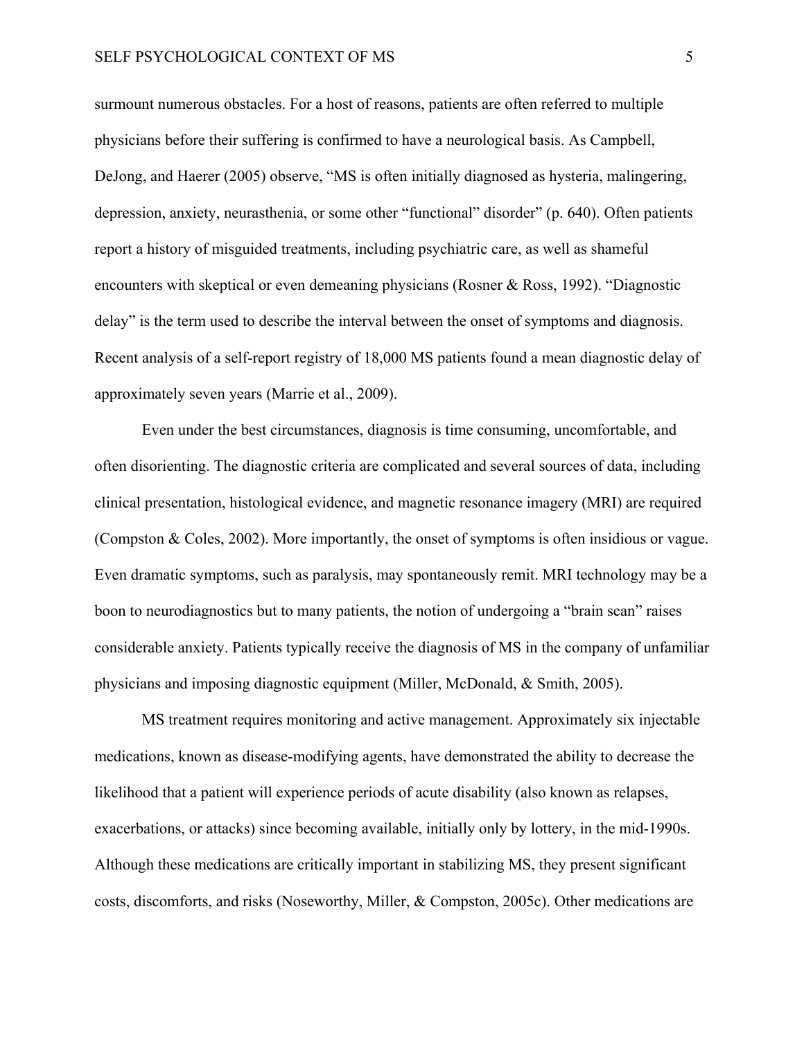surmount numerous obstacles. For a host of reasons, patients are often referred to multiple physicians before their suffering is confirmed to have a neurological basis. As Campbell, DeJong, and Haerer (2005) observe, “MS is often initially diagnosed as hysteria, malingering, depression, anxiety, neurasthenia, or some other “functional” disorder” (p. 640). Often patients report a history of misguided treatments, including psychiatric care, as well as shameful encounters with skeptical or even demeaning physicians (Rosner & Ross, 1992). “Diagnostic delay” is the term used to describe the interval between the onset of symptoms and diagnosis. Recent analysis of a self-report registry of 18,000 MS patients found a mean diagnostic delay of approximately seven years (Marrie et al., 2009).

Even under the best circumstances, diagnosis is time consuming, uncomfortable, and often disorienting. The diagnostic criteria are complicated and several sources of data, including clinical presentation, histological evidence, and magnetic resonance imagery (MRI) are required (Compston & Coles, 2002). More importantly, the onset of symptoms is often insidious or vague. Even dramatic symptoms, such as paralysis, may spontaneously remit. MRI technology may be a boon to neurodiagnostics but to many patients, the notion of undergoing a “brain scan” raises considerable anxiety. Patients typically receive the diagnosis of MS in the company of unfamiliar physicians and imposing diagnostic equipment (Miller, McDonald, & Smith, 2005).

MS treatment requires monitoring and active management. Approximately six injectable medications, known as disease-modifying agents, have demonstrated the ability to decrease the likelihood that a patient will experience periods of acute disability (also known as relapses, exacerbations, or attacks) since becoming available, initially only by lottery, in the mid-1990s. Although these medications are critically important in stabilizing MS, they present significant costs, discomforts, and risks (Noseworthy, Miller, & Compston, 2005c). Other medications are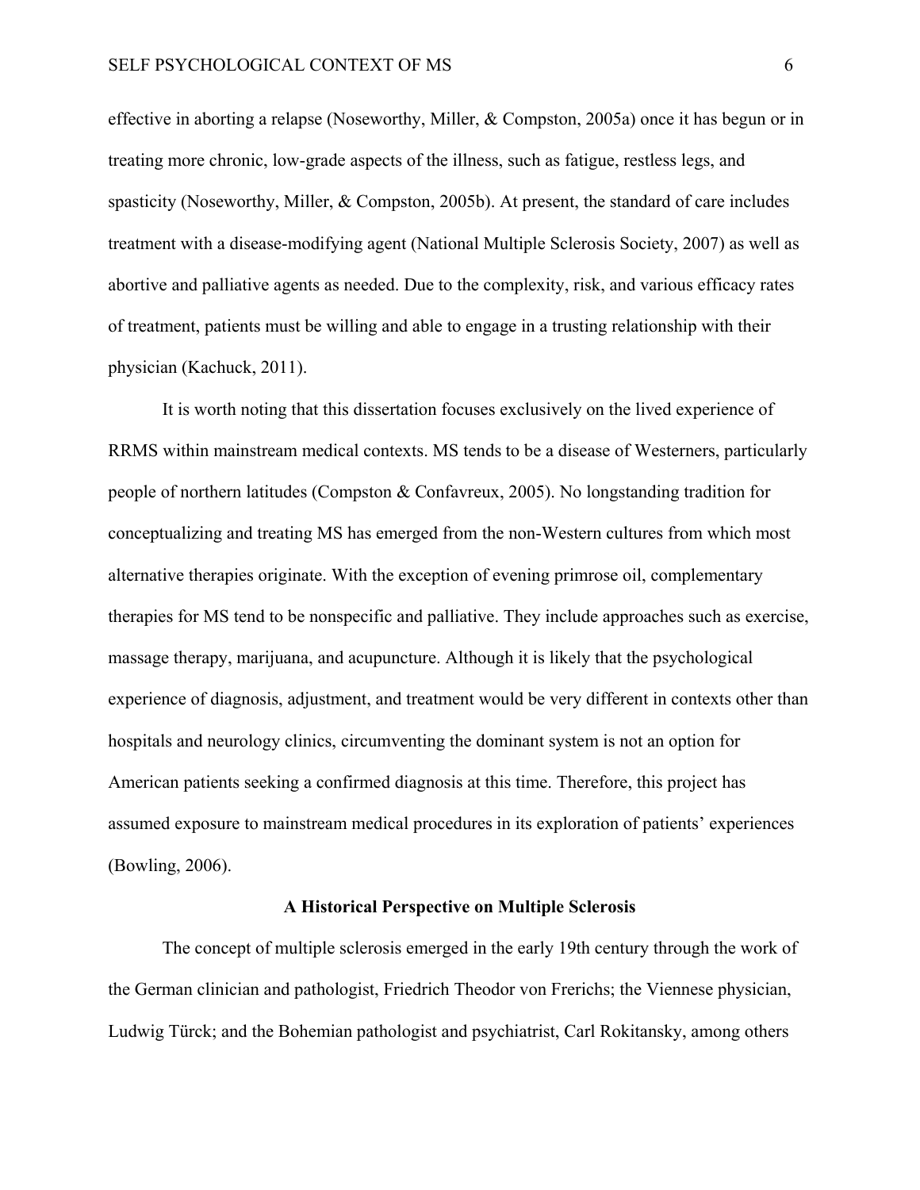effective in aborting a relapse (Noseworthy, Miller, & Compston, 2005a) once it has begun or in treating more chronic, low-grade aspects of the illness, such as fatigue, restless legs, and spasticity (Noseworthy, Miller, & Compston, 2005b). At present, the standard of care includes treatment with a disease-modifying agent (National Multiple Sclerosis Society, 2007) as well as abortive and palliative agents as needed. Due to the complexity, risk, and various efficacy rates of treatment, patients must be willing and able to engage in a trusting relationship with their physician (Kachuck, 2011).

It is worth noting that this dissertation focuses exclusively on the lived experience of RRMS within mainstream medical contexts. MS tends to be a disease of Westerners, particularly people of northern latitudes (Compston & Confavreux, 2005). No longstanding tradition for conceptualizing and treating MS has emerged from the non-Western cultures from which most alternative therapies originate. With the exception of evening primrose oil, complementary therapies for MS tend to be nonspecific and palliative. They include approaches such as exercise, massage therapy, marijuana, and acupuncture. Although it is likely that the psychological experience of diagnosis, adjustment, and treatment would be very different in contexts other than hospitals and neurology clinics, circumventing the dominant system is not an option for American patients seeking a confirmed diagnosis at this time. Therefore, this project has assumed exposure to mainstream medical procedures in its exploration of patients' experiences (Bowling, 2006).

## A Historical Perspective on Multiple Sclerosis

The concept of multiple sclerosis emerged in the early 19th century through the work of the German clinician and pathologist, Friedrich Theodor von Frerichs; the Viennese physician, Ludwig Türck; and the Bohemian pathologist and psychiatrist, Carl Rokitansky, among others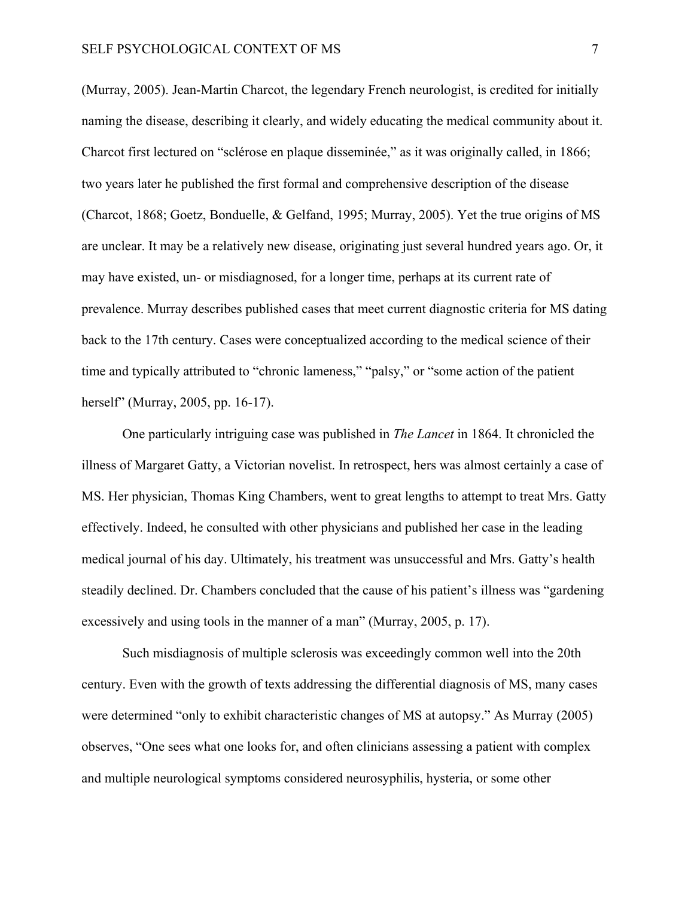(Murray, 2005). Jean-Martin Charcot, the legendary French neurologist, is credited for initially naming the disease, describing it clearly, and widely educating the medical community about it. Charcot first lectured on "sclérose en plaque disseminée," as it was originally called, in 1866; two years later he published the first formal and comprehensive description of the disease (Charcot, 1868; Goetz, Bonduelle, & Gelfand, 1995; Murray, 2005). Yet the true origins of MS are unclear. It may be a relatively new disease, originating just several hundred years ago. Or, it may have existed, un- or misdiagnosed, for a longer time, perhaps at its current rate of prevalence. Murray describes published cases that meet current diagnostic criteria for MS dating back to the 17th century. Cases were conceptualized according to the medical science of their time and typically attributed to "chronic lameness," "palsy," or "some action of the patient herself" (Murray, 2005, pp. 16-17).

One particularly intriguing case was published in *The Lancet* in 1864. It chronicled the illness of Margaret Gatty, a Victorian novelist. In retrospect, hers was almost certainly a case of MS. Her physician, Thomas King Chambers, went to great lengths to attempt to treat Mrs. Gatty effectively. Indeed, he consulted with other physicians and published her case in the leading medical journal of his day. Ultimately, his treatment was unsuccessful and Mrs. Gatty's health steadily declined. Dr. Chambers concluded that the cause of his patient's illness was "gardening excessively and using tools in the manner of a man" (Murray, 2005, p. 17).

Such misdiagnosis of multiple sclerosis was exceedingly common well into the 20th century. Even with the growth of texts addressing the differential diagnosis of MS, many cases were determined "only to exhibit characteristic changes of MS at autopsy." As Murray (2005) observes, "One sees what one looks for, and often clinicians assessing a patient with complex and multiple neurological symptoms considered neurosyphilis, hysteria, or some other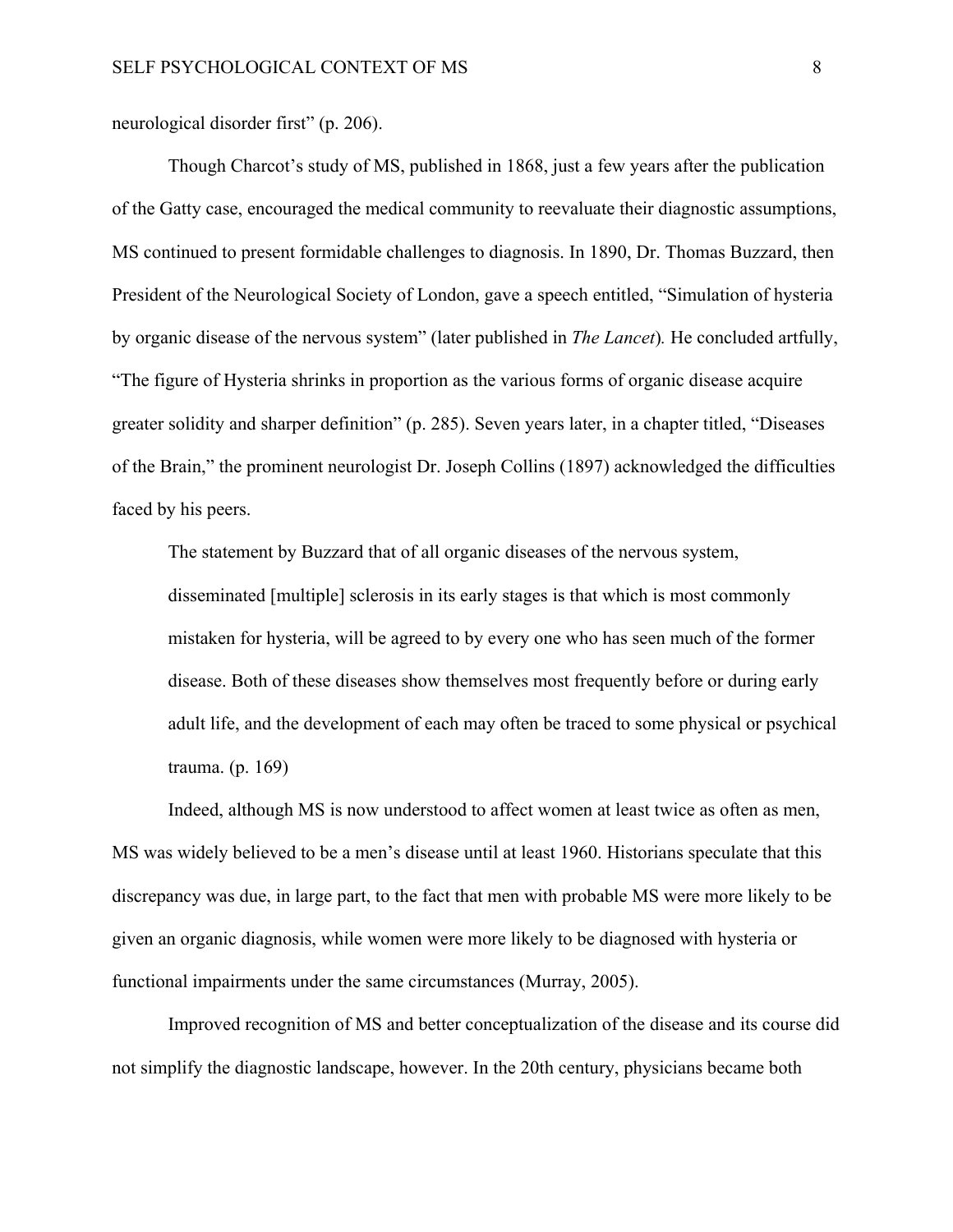neurological disorder first" (p. 206).

Though Charcot's study of MS, published in 1868, just a few years after the publication of the Gatty case, encouraged the medical community to reevaluate their diagnostic assumptions, MS continued to present formidable challenges to diagnosis. In 1890, Dr. Thomas Buzzard, then President of the Neurological Society of London, gave a speech entitled, "Simulation of hysteria by organic disease of the nervous system" (later published in *The Lancet*). He concluded artfully, "The figure of Hysteria shrinks in proportion as the various forms of organic disease acquire greater solidity and sharper definition" (p. 285). Seven years later, in a chapter titled, "Diseases of the Brain," the prominent neurologist Dr. Joseph Collins (1897) acknowledged the difficulties faced by his peers.

> The statement by Buzzard that of all organic diseases of the nervous system, disseminated [multiple] sclerosis in its early stages is that which is most commonly mistaken for hysteria, will be agreed to by every one who has seen much of the former disease. Both of these diseases show themselves most frequently before or during early adult life, and the development of each may often be traced to some physical or psychical trauma. (p. 169)

Indeed, although MS is now understood to affect women at least twice as often as men, MS was widely believed to be a men's disease until at least 1960. Historians speculate that this discrepancy was due, in large part, to the fact that men with probable MS were more likely to be given an organic diagnosis, while women were more likely to be diagnosed with hysteria or functional impairments under the same circumstances (Murray, 2005).

Improved recognition of MS and better conceptualization of the disease and its course did not simplify the diagnostic landscape, however. In the 20th century, physicians became both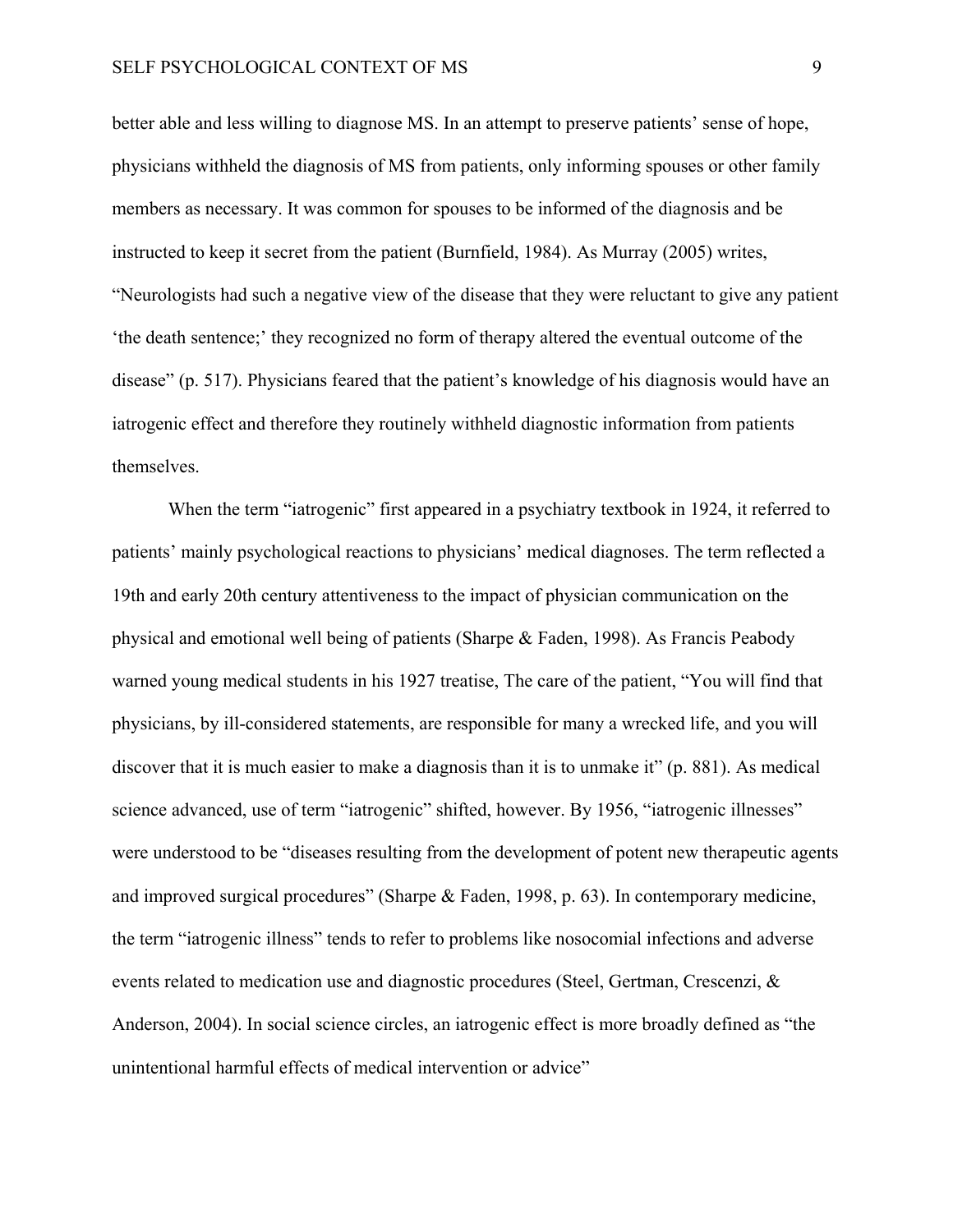better able and less willing to diagnose MS. In an attempt to preserve patients' sense of hope, physicians withheld the diagnosis of MS from patients, only informing spouses or other family members as necessary. It was common for spouses to be informed of the diagnosis and be instructed to keep it secret from the patient (Burnfield, 1984). As Murray (2005) writes, "Neurologists had such a negative view of the disease that they were reluctant to give any patient 'the death sentence;' they recognized no form of therapy altered the eventual outcome of the disease" (p. 517). Physicians feared that the patient's knowledge of his diagnosis would have an iatrogenic effect and therefore they routinely withheld diagnostic information from patients themselves.

When the term "iatrogenic" first appeared in a psychiatry textbook in 1924, it referred to patients' mainly psychological reactions to physicians' medical diagnoses. The term reflected a 19th and early 20th century attentiveness to the impact of physician communication on the physical and emotional well being of patients (Sharpe & Faden, 1998). As Francis Peabody warned young medical students in his 1927 treatise, The care of the patient, "You will find that physicians, by ill-considered statements, are responsible for many a wrecked life, and you will discover that it is much easier to make a diagnosis than it is to unmake it" (p. 881). As medical science advanced, use of term "iatrogenic" shifted, however. By 1956, "iatrogenic illnesses" were understood to be "diseases resulting from the development of potent new therapeutic agents and improved surgical procedures" (Sharpe & Faden, 1998, p. 63). In contemporary medicine, the term "iatrogenic illness" tends to refer to problems like nosocomial infections and adverse events related to medication use and diagnostic procedures (Steel, Gertman, Crescenzi, & Anderson, 2004). In social science circles, an iatrogenic effect is more broadly defined as "the unintentional harmful effects of medical intervention or advice"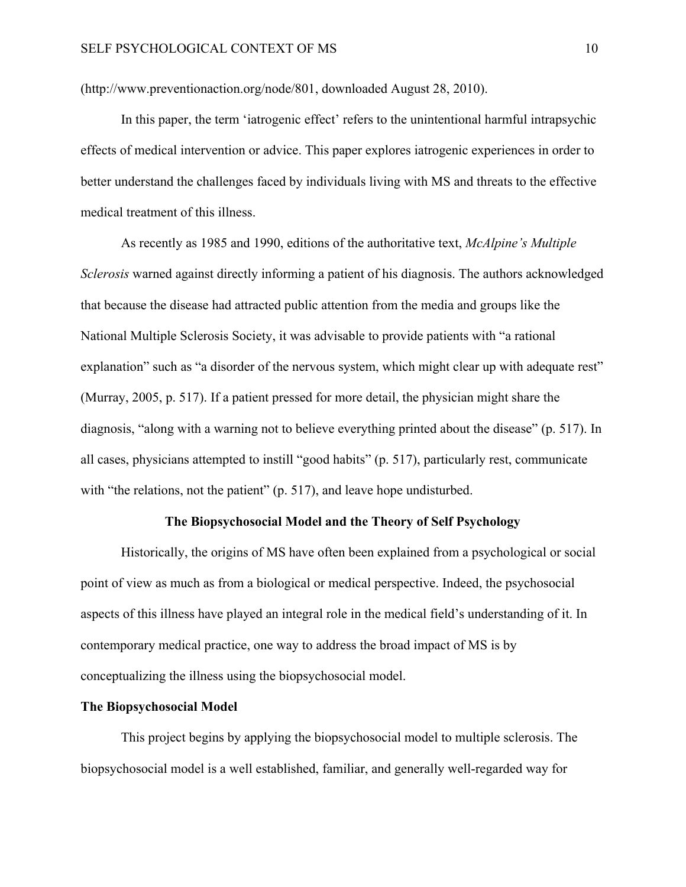(http://www.preventionaction.org/node/801, downloaded August 28, 2010).

In this paper, the term 'iatrogenic effect' refers to the unintentional harmful intrapsychic effects of medical intervention or advice. This paper explores iatrogenic experiences in order to better understand the challenges faced by individuals living with MS and threats to the effective medical treatment of this illness.

As recently as 1985 and 1990, editions of the authoritative text, *McAlpine's Multiple Sclerosis* warned against directly informing a patient of his diagnosis. The authors acknowledged that because the disease had attracted public attention from the media and groups like the National Multiple Sclerosis Society, it was advisable to provide patients with "a rational explanation" such as "a disorder of the nervous system, which might clear up with adequate rest" (Murray, 2005, p. 517). If a patient pressed for more detail, the physician might share the diagnosis, "along with a warning not to believe everything printed about the disease" (p. 517). In all cases, physicians attempted to instill "good habits" (p. 517), particularly rest, communicate with "the relations, not the patient" (p. 517), and leave hope undisturbed.

## The Biopsychosocial Model and the Theory of Self Psychology

Historically, the origins of MS have often been explained from a psychological or social point of view as much as from a biological or medical perspective. Indeed, the psychosocial aspects of this illness have played an integral role in the medical field's understanding of it. In contemporary medical practice, one way to address the broad impact of MS is by conceptualizing the illness using the biopsychosocial model.

### The Biopsychosocial Model

This project begins by applying the biopsychosocial model to multiple sclerosis. The biopsychosocial model is a well established, familiar, and generally well-regarded way for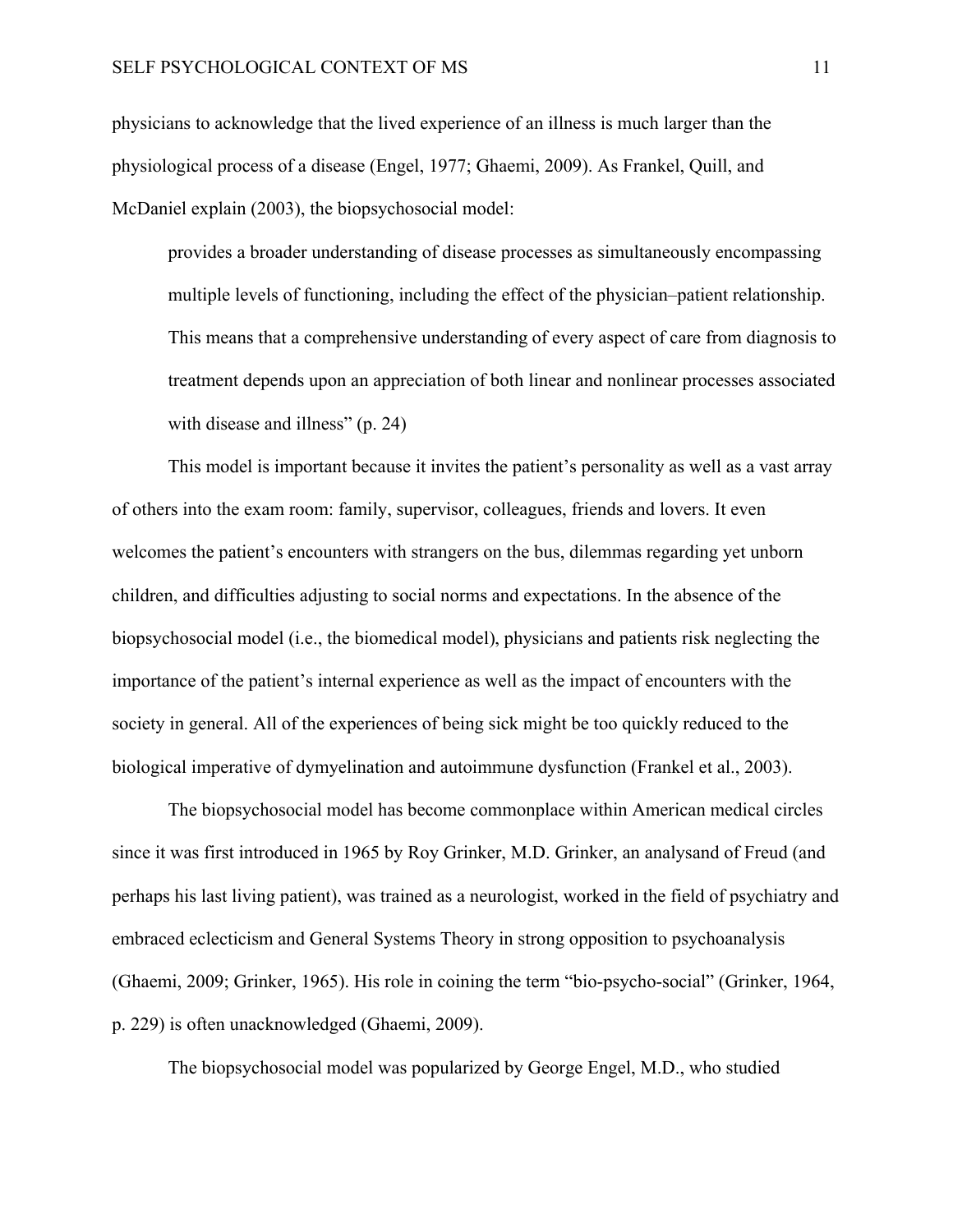physicians to acknowledge that the lived experience of an illness is much larger than the physiological process of a disease (Engel, 1977; Ghaemi, 2009). As Frankel, Quill, and McDaniel explain (2003), the biopsychosocial model:

> provides a broader understanding of disease processes as simultaneously encompassing multiple levels of functioning, including the effect of the physician–patient relationship. This means that a comprehensive understanding of every aspect of care from diagnosis to treatment depends upon an appreciation of both linear and nonlinear processes associated with disease and illness" (p. 24)

This model is important because it invites the patient's personality as well as a vast array of others into the exam room: family, supervisor, colleagues, friends and lovers. It even welcomes the patient's encounters with strangers on the bus, dilemmas regarding yet unborn children, and difficulties adjusting to social norms and expectations. In the absence of the biopsychosocial model (i.e., the biomedical model), physicians and patients risk neglecting the importance of the patient's internal experience as well as the impact of encounters with the society in general. All of the experiences of being sick might be too quickly reduced to the biological imperative of dymyelination and autoimmune dysfunction (Frankel et al., 2003).

The biopsychosocial model has become commonplace within American medical circles since it was first introduced in 1965 by Roy Grinker, M.D. Grinker, an analysand of Freud (and perhaps his last living patient), was trained as a neurologist, worked in the field of psychiatry and embraced eclecticism and General Systems Theory in strong opposition to psychoanalysis (Ghaemi, 2009; Grinker, 1965). His role in coining the term "bio-psycho-social" (Grinker, 1964, p. 229) is often unacknowledged (Ghaemi, 2009).

The biopsychosocial model was popularized by George Engel, M.D., who studied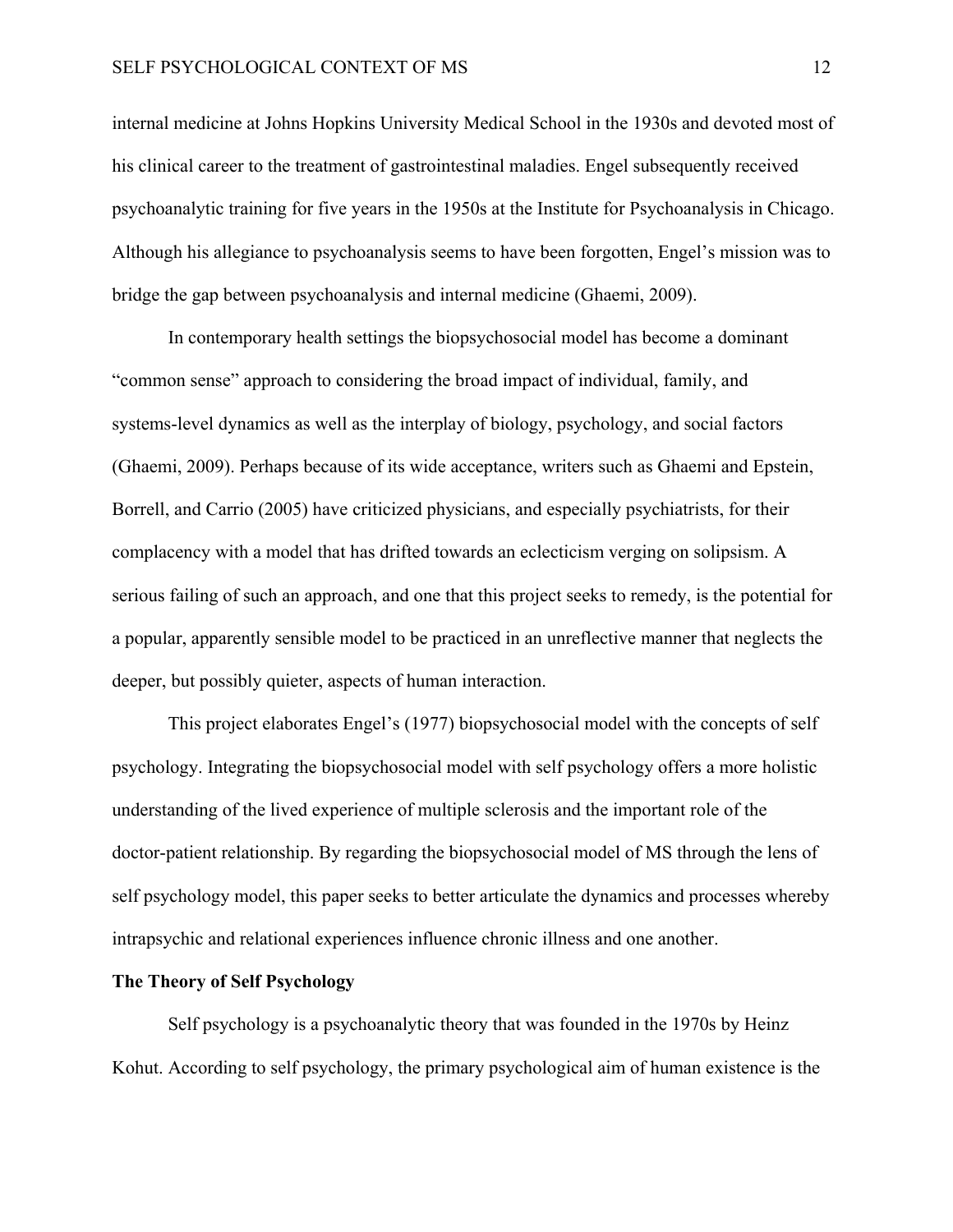internal medicine at Johns Hopkins University Medical School in the 1930s and devoted most of his clinical career to the treatment of gastrointestinal maladies. Engel subsequently received psychoanalytic training for five years in the 1950s at the Institute for Psychoanalysis in Chicago. Although his allegiance to psychoanalysis seems to have been forgotten, Engel's mission was to bridge the gap between psychoanalysis and internal medicine (Ghaemi, 2009).

In contemporary health settings the biopsychosocial model has become a dominant "common sense" approach to considering the broad impact of individual, family, and systems-level dynamics as well as the interplay of biology, psychology, and social factors (Ghaemi, 2009). Perhaps because of its wide acceptance, writers such as Ghaemi and Epstein, Borrell, and Carrio (2005) have criticized physicians, and especially psychiatrists, for their complacency with a model that has drifted towards an eclecticism verging on solipsism. A serious failing of such an approach, and one that this project seeks to remedy, is the potential for a popular, apparently sensible model to be practiced in an unreflective manner that neglects the deeper, but possibly quieter, aspects of human interaction.

This project elaborates Engel's (1977) biopsychosocial model with the concepts of self psychology. Integrating the biopsychosocial model with self psychology offers a more holistic understanding of the lived experience of multiple sclerosis and the important role of the doctor-patient relationship. By regarding the biopsychosocial model of MS through the lens of self psychology model, this paper seeks to better articulate the dynamics and processes whereby intrapsychic and relational experiences influence chronic illness and one another.

**The Theory of Self Psychology**

Self psychology is a psychoanalytic theory that was founded in the 1970s by Heinz Kohut. According to self psychology, the primary psychological aim of human existence is the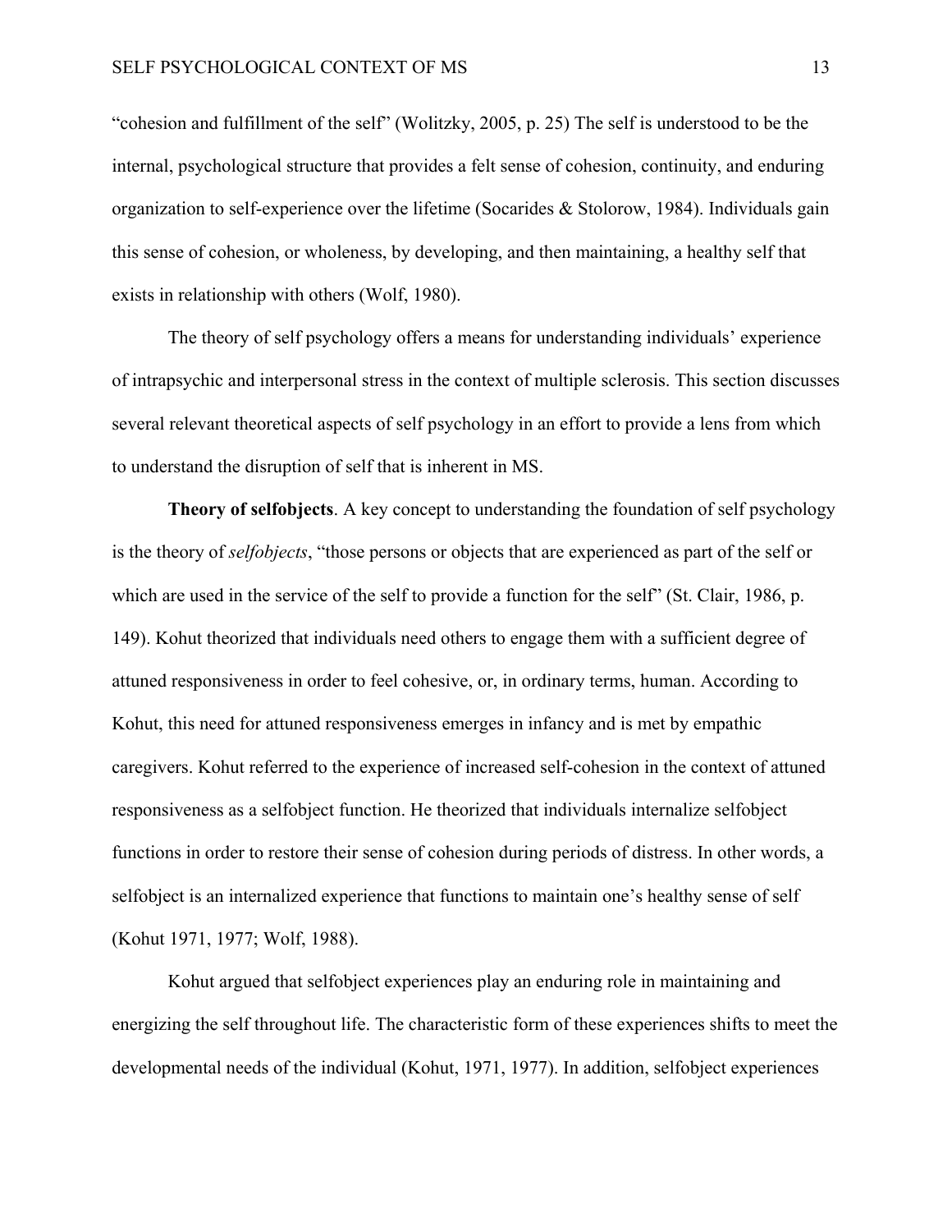"cohesion and fulfillment of the self" (Wolitzky, 2005, p. 25) The self is understood to be the internal, psychological structure that provides a felt sense of cohesion, continuity, and enduring organization to self-experience over the lifetime (Socarides & Stolorow, 1984). Individuals gain this sense of cohesion, or wholeness, by developing, and then maintaining, a healthy self that exists in relationship with others (Wolf, 1980).

The theory of self psychology offers a means for understanding individuals' experience of intrapsychic and interpersonal stress in the context of multiple sclerosis. This section discusses several relevant theoretical aspects of self psychology in an effort to provide a lens from which to understand the disruption of self that is inherent in MS.

**Theory of selfobjects**. A key concept to understanding the foundation of self psychology is the theory of *selfobjects*, "those persons or objects that are experienced as part of the self or which are used in the service of the self to provide a function for the self" (St. Clair, 1986, p. 149). Kohut theorized that individuals need others to engage them with a sufficient degree of attuned responsiveness in order to feel cohesive, or, in ordinary terms, human. According to Kohut, this need for attuned responsiveness emerges in infancy and is met by empathic caregivers. Kohut referred to the experience of increased self-cohesion in the context of attuned responsiveness as a selfobject function. He theorized that individuals internalize selfobject functions in order to restore their sense of cohesion during periods of distress. In other words, a selfobject is an internalized experience that functions to maintain one's healthy sense of self (Kohut 1971, 1977; Wolf, 1988).

Kohut argued that selfobject experiences play an enduring role in maintaining and energizing the self throughout life. The characteristic form of these experiences shifts to meet the developmental needs of the individual (Kohut, 1971, 1977). In addition, selfobject experiences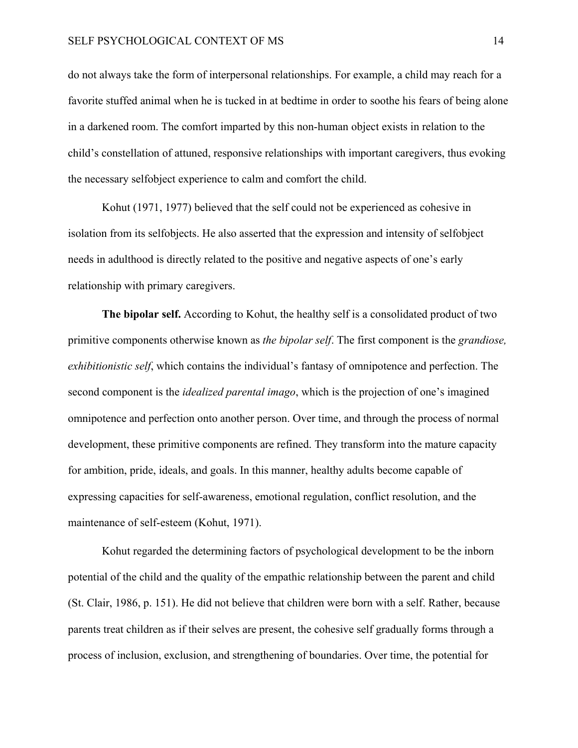do not always take the form of interpersonal relationships. For example, a child may reach for a favorite stuffed animal when he is tucked in at bedtime in order to soothe his fears of being alone in a darkened room. The comfort imparted by this non-human object exists in relation to the child's constellation of attuned, responsive relationships with important caregivers, thus evoking the necessary selfobject experience to calm and comfort the child.

Kohut (1971, 1977) believed that the self could not be experienced as cohesive in isolation from its selfobjects. He also asserted that the expression and intensity of selfobject needs in adulthood is directly related to the positive and negative aspects of one's early relationship with primary caregivers.

**The bipolar self.** According to Kohut, the healthy self is a consolidated product of two primitive components otherwise known as *the bipolar self*. The first component is the *grandiose, exhibitionistic self*, which contains the individual's fantasy of omnipotence and perfection. The second component is the *idealized parental imago*, which is the projection of one's imagined omnipotence and perfection onto another person. Over time, and through the process of normal development, these primitive components are refined. They transform into the mature capacity for ambition, pride, ideals, and goals. In this manner, healthy adults become capable of expressing capacities for self-awareness, emotional regulation, conflict resolution, and the maintenance of self-esteem (Kohut, 1971).

Kohut regarded the determining factors of psychological development to be the inborn potential of the child and the quality of the empathic relationship between the parent and child (St. Clair, 1986, p. 151). He did not believe that children were born with a self. Rather, because parents treat children as if their selves are present, the cohesive self gradually forms through a process of inclusion, exclusion, and strengthening of boundaries. Over time, the potential for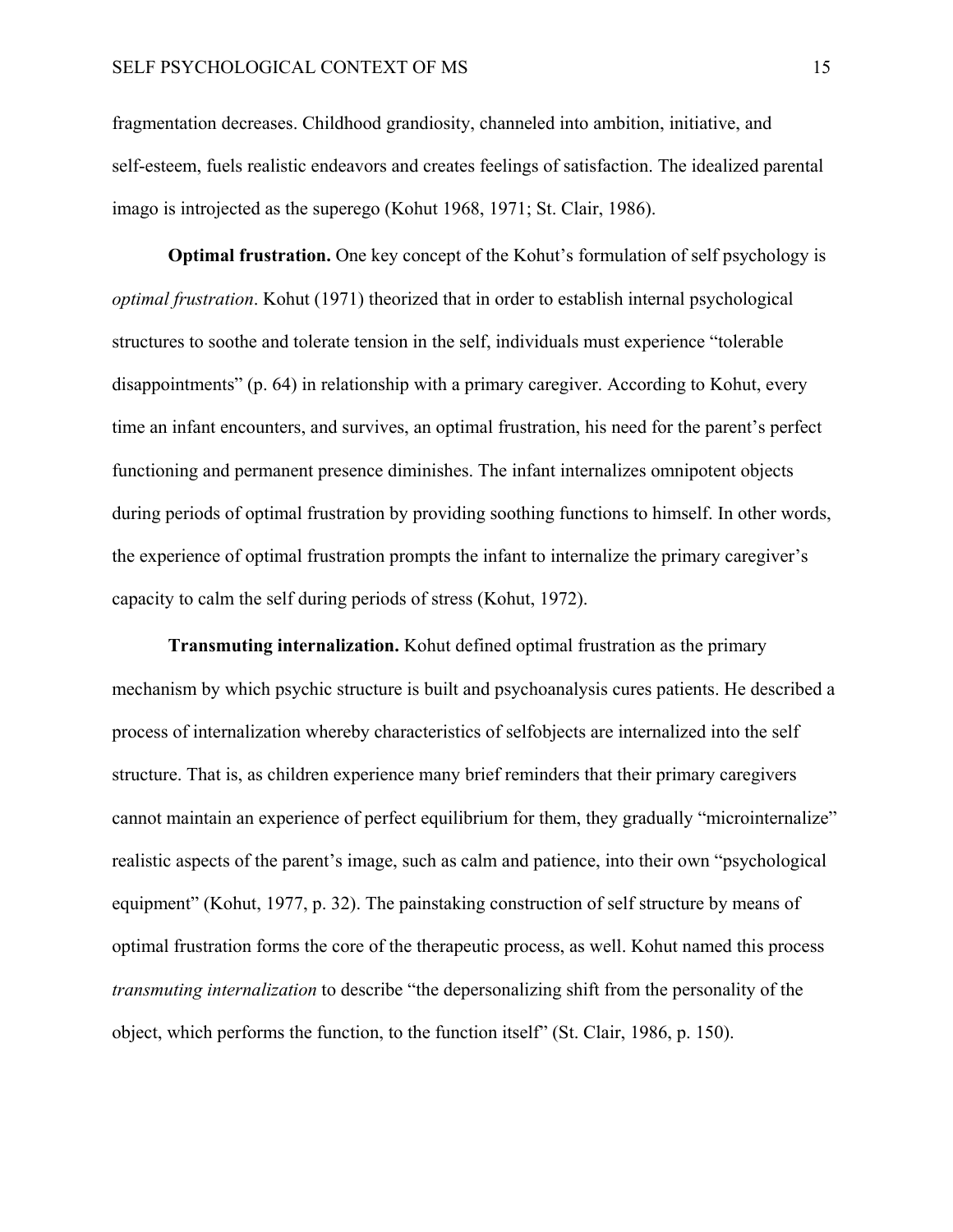fragmentation decreases. Childhood grandiosity, channeled into ambition, initiative, and self-esteem, fuels realistic endeavors and creates feelings of satisfaction. The idealized parental imago is introjected as the superego (Kohut 1968, 1971; St. Clair, 1986).

**Optimal frustration.** One key concept of the Kohut's formulation of self psychology is *optimal frustration*. Kohut (1971) theorized that in order to establish internal psychological structures to soothe and tolerate tension in the self, individuals must experience "tolerable disappointments" (p. 64) in relationship with a primary caregiver. According to Kohut, every time an infant encounters, and survives, an optimal frustration, his need for the parent's perfect functioning and permanent presence diminishes. The infant internalizes omnipotent objects during periods of optimal frustration by providing soothing functions to himself. In other words, the experience of optimal frustration prompts the infant to internalize the primary caregiver's capacity to calm the self during periods of stress (Kohut, 1972).

**Transmuting internalization.** Kohut defined optimal frustration as the primary mechanism by which psychic structure is built and psychoanalysis cures patients. He described a process of internalization whereby characteristics of selfobjects are internalized into the self structure. That is, as children experience many brief reminders that their primary caregivers cannot maintain an experience of perfect equilibrium for them, they gradually "microinternalize" realistic aspects of the parent's image, such as calm and patience, into their own "psychological equipment" (Kohut, 1977, p. 32). The painstaking construction of self structure by means of optimal frustration forms the core of the therapeutic process, as well. Kohut named this process *transmuting internalization* to describe "the depersonalizing shift from the personality of the object, which performs the function, to the function itself" (St. Clair, 1986, p. 150).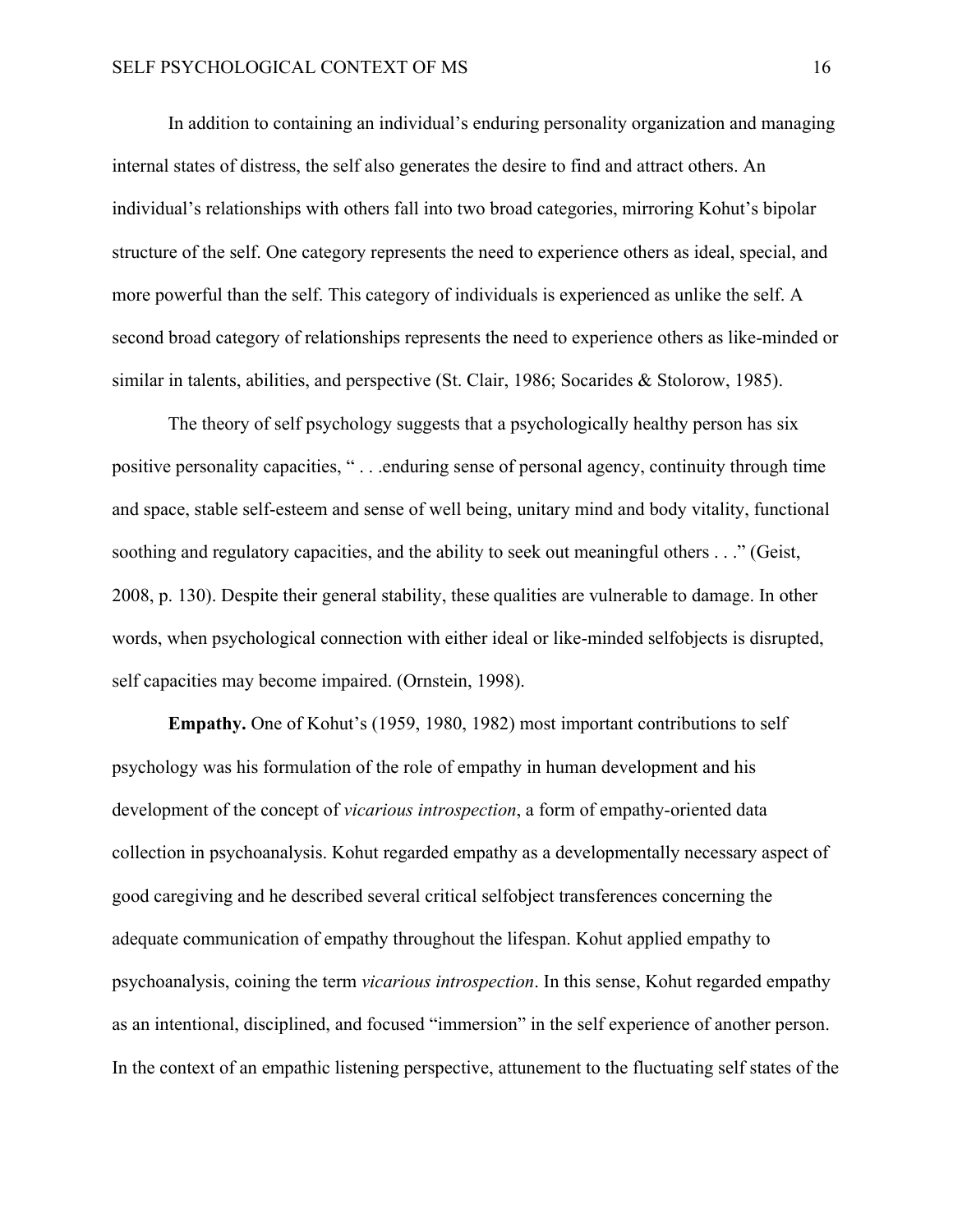In addition to containing an individual's enduring personality organization and managing internal states of distress, the self also generates the desire to find and attract others. An individual's relationships with others fall into two broad categories, mirroring Kohut's bipolar structure of the self. One category represents the need to experience others as ideal, special, and more powerful than the self. This category of individuals is experienced as unlike the self. A second broad category of relationships represents the need to experience others as like-minded or similar in talents, abilities, and perspective (St. Clair, 1986; Socarides & Stolorow, 1985).

The theory of self psychology suggests that a psychologically healthy person has six positive personality capacities, " . . .enduring sense of personal agency, continuity through time and space, stable self-esteem and sense of well being, unitary mind and body vitality, functional soothing and regulatory capacities, and the ability to seek out meaningful others . . ." (Geist, 2008, p. 130). Despite their general stability, these qualities are vulnerable to damage. In other words, when psychological connection with either ideal or like-minded selfobjects is disrupted, self capacities may become impaired. (Ornstein, 1998).

**Empathy.** One of Kohut's (1959, 1980, 1982) most important contributions to self psychology was his formulation of the role of empathy in human development and his development of the concept of *vicarious introspection*, a form of empathy-oriented data collection in psychoanalysis. Kohut regarded empathy as a developmentally necessary aspect of good caregiving and he described several critical selfobject transferences concerning the adequate communication of empathy throughout the lifespan. Kohut applied empathy to psychoanalysis, coining the term *vicarious introspection*. In this sense, Kohut regarded empathy as an intentional, disciplined, and focused "immersion" in the self experience of another person. In the context of an empathic listening perspective, attunement to the fluctuating self states of the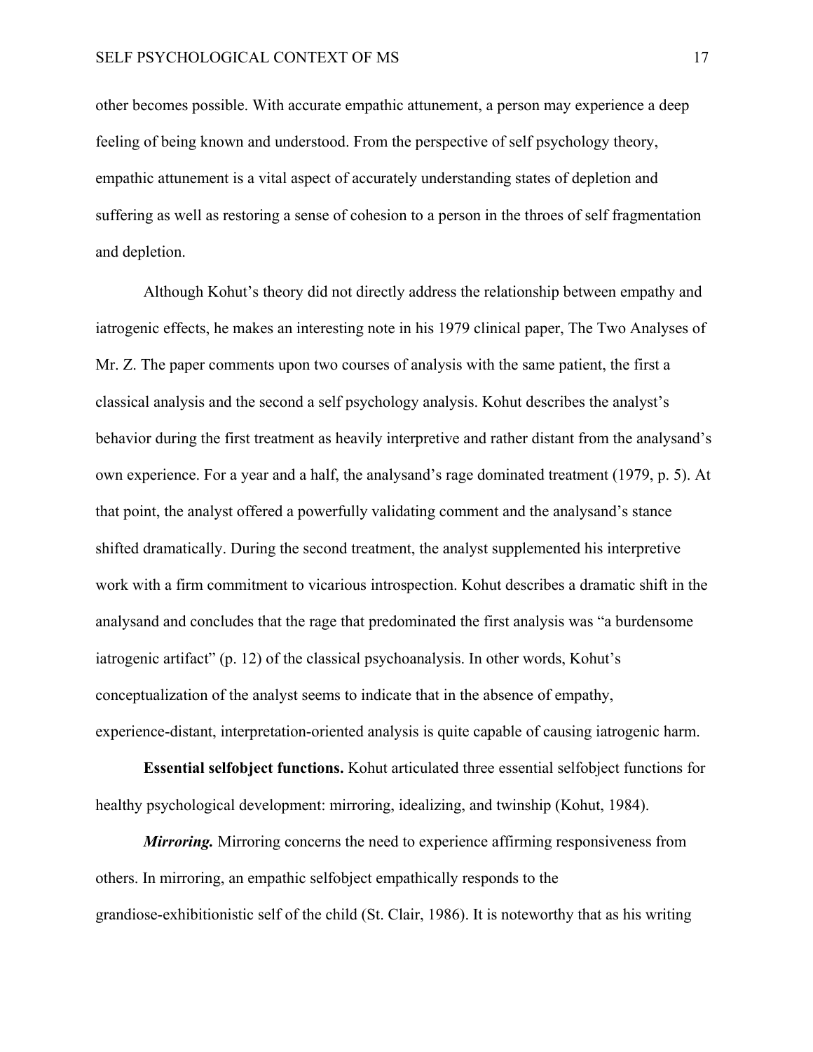other becomes possible. With accurate empathic attunement, a person may experience a deep feeling of being known and understood. From the perspective of self psychology theory, empathic attunement is a vital aspect of accurately understanding states of depletion and suffering as well as restoring a sense of cohesion to a person in the throes of self fragmentation and depletion.

Although Kohut's theory did not directly address the relationship between empathy and iatrogenic effects, he makes an interesting note in his 1979 clinical paper, The Two Analyses of Mr. Z. The paper comments upon two courses of analysis with the same patient, the first a classical analysis and the second a self psychology analysis. Kohut describes the analyst's behavior during the first treatment as heavily interpretive and rather distant from the analysand's own experience. For a year and a half, the analysand's rage dominated treatment (1979, p. 5). At that point, the analyst offered a powerfully validating comment and the analysand's stance shifted dramatically. During the second treatment, the analyst supplemented his interpretive work with a firm commitment to vicarious introspection. Kohut describes a dramatic shift in the analysand and concludes that the rage that predominated the first analysis was "a burdensome iatrogenic artifact" (p. 12) of the classical psychoanalysis. In other words, Kohut's conceptualization of the analyst seems to indicate that in the absence of empathy, experience-distant, interpretation-oriented analysis is quite capable of causing iatrogenic harm.

**Essential selfobject functions.** Kohut articulated three essential selfobject functions for healthy psychological development: mirroring, idealizing, and twinship (Kohut, 1984).

***Mirroring.*** Mirroring concerns the need to experience affirming responsiveness from others. In mirroring, an empathic selfobject empathically responds to the grandiose-exhibitionistic self of the child (St. Clair, 1986). It is noteworthy that as his writing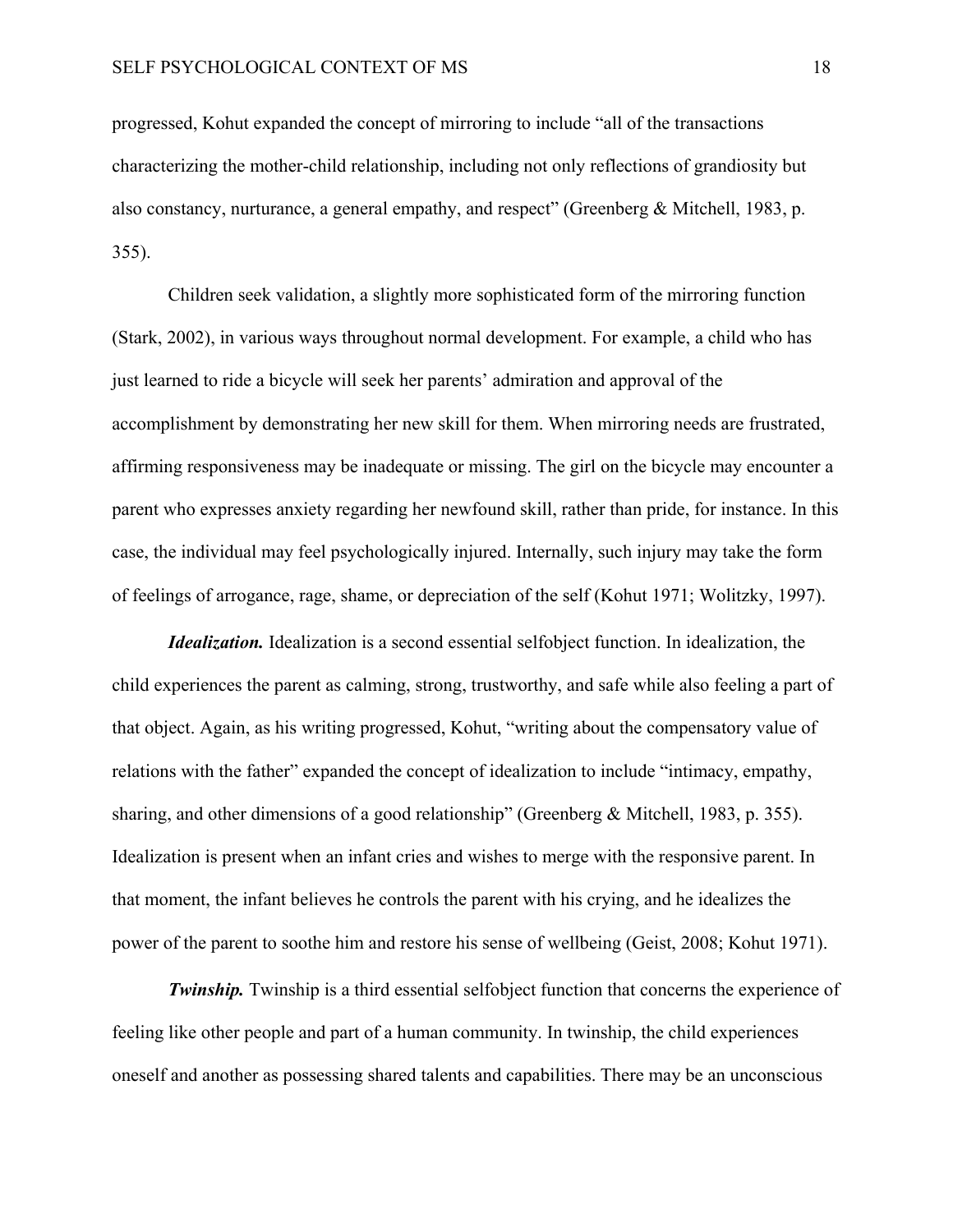progressed, Kohut expanded the concept of mirroring to include "all of the transactions characterizing the mother-child relationship, including not only reflections of grandiosity but also constancy, nurturance, a general empathy, and respect" (Greenberg & Mitchell, 1983, p. 355).

Children seek validation, a slightly more sophisticated form of the mirroring function (Stark, 2002), in various ways throughout normal development. For example, a child who has just learned to ride a bicycle will seek her parents' admiration and approval of the accomplishment by demonstrating her new skill for them. When mirroring needs are frustrated, affirming responsiveness may be inadequate or missing. The girl on the bicycle may encounter a parent who expresses anxiety regarding her newfound skill, rather than pride, for instance. In this case, the individual may feel psychologically injured. Internally, such injury may take the form of feelings of arrogance, rage, shame, or depreciation of the self (Kohut 1971; Wolitzky, 1997).

***Idealization.*** Idealization is a second essential selfobject function. In idealization, the child experiences the parent as calming, strong, trustworthy, and safe while also feeling a part of that object. Again, as his writing progressed, Kohut, "writing about the compensatory value of relations with the father" expanded the concept of idealization to include "intimacy, empathy, sharing, and other dimensions of a good relationship" (Greenberg & Mitchell, 1983, p. 355). Idealization is present when an infant cries and wishes to merge with the responsive parent. In that moment, the infant believes he controls the parent with his crying, and he idealizes the power of the parent to soothe him and restore his sense of wellbeing (Geist, 2008; Kohut 1971).

***Twinship.*** Twinship is a third essential selfobject function that concerns the experience of feeling like other people and part of a human community. In twinship, the child experiences oneself and another as possessing shared talents and capabilities. There may be an unconscious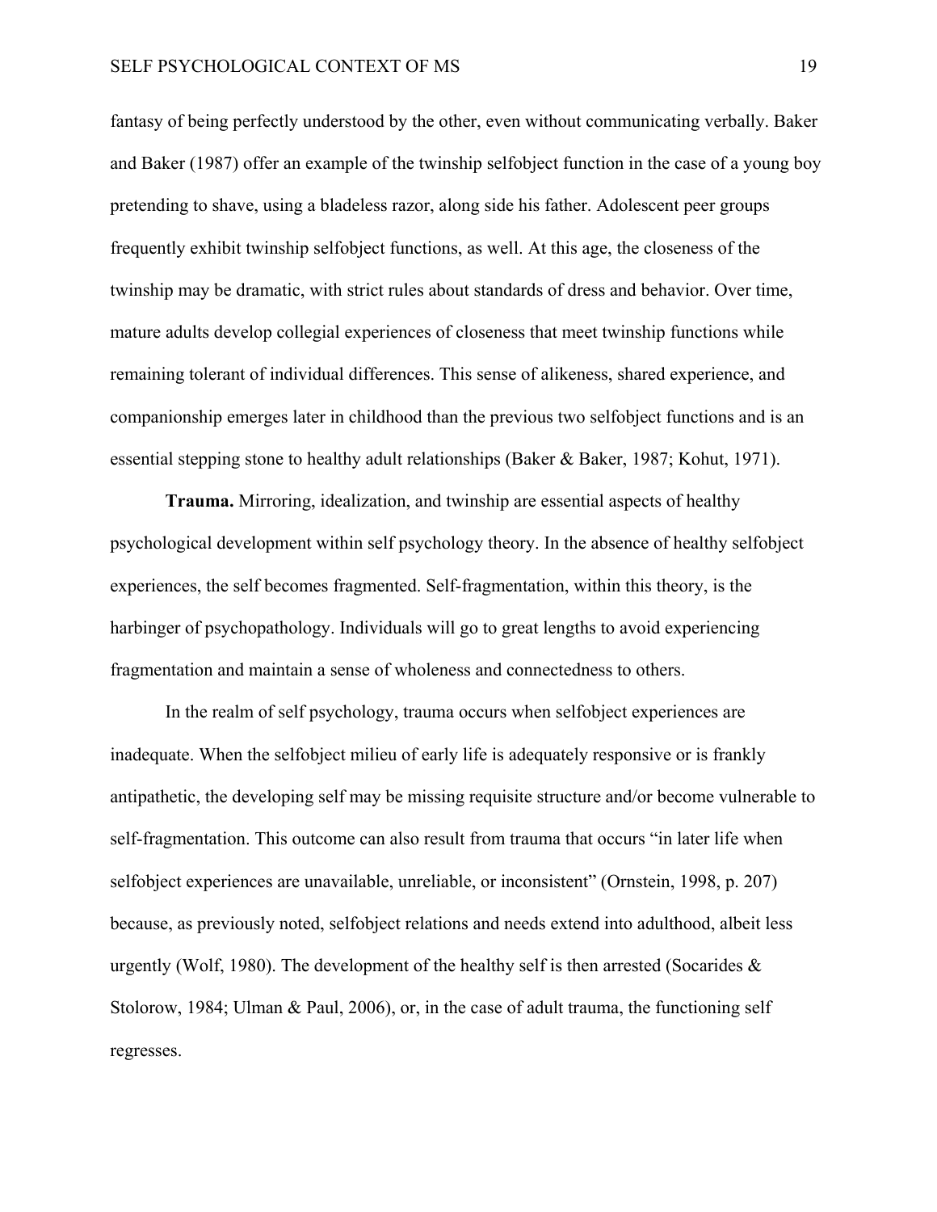fantasy of being perfectly understood by the other, even without communicating verbally. Baker and Baker (1987) offer an example of the twinship selfobject function in the case of a young boy pretending to shave, using a bladeless razor, along side his father. Adolescent peer groups frequently exhibit twinship selfobject functions, as well. At this age, the closeness of the twinship may be dramatic, with strict rules about standards of dress and behavior. Over time, mature adults develop collegial experiences of closeness that meet twinship functions while remaining tolerant of individual differences. This sense of alikeness, shared experience, and companionship emerges later in childhood than the previous two selfobject functions and is an essential stepping stone to healthy adult relationships (Baker & Baker, 1987; Kohut, 1971).

**Trauma.** Mirroring, idealization, and twinship are essential aspects of healthy psychological development within self psychology theory. In the absence of healthy selfobject experiences, the self becomes fragmented. Self-fragmentation, within this theory, is the harbinger of psychopathology. Individuals will go to great lengths to avoid experiencing fragmentation and maintain a sense of wholeness and connectedness to others.

In the realm of self psychology, trauma occurs when selfobject experiences are inadequate. When the selfobject milieu of early life is adequately responsive or is frankly antipathetic, the developing self may be missing requisite structure and/or become vulnerable to self-fragmentation. This outcome can also result from trauma that occurs "in later life when selfobject experiences are unavailable, unreliable, or inconsistent" (Ornstein, 1998, p. 207) because, as previously noted, selfobject relations and needs extend into adulthood, albeit less urgently (Wolf, 1980). The development of the healthy self is then arrested (Socarides & Stolorow, 1984; Ulman & Paul, 2006), or, in the case of adult trauma, the functioning self regresses.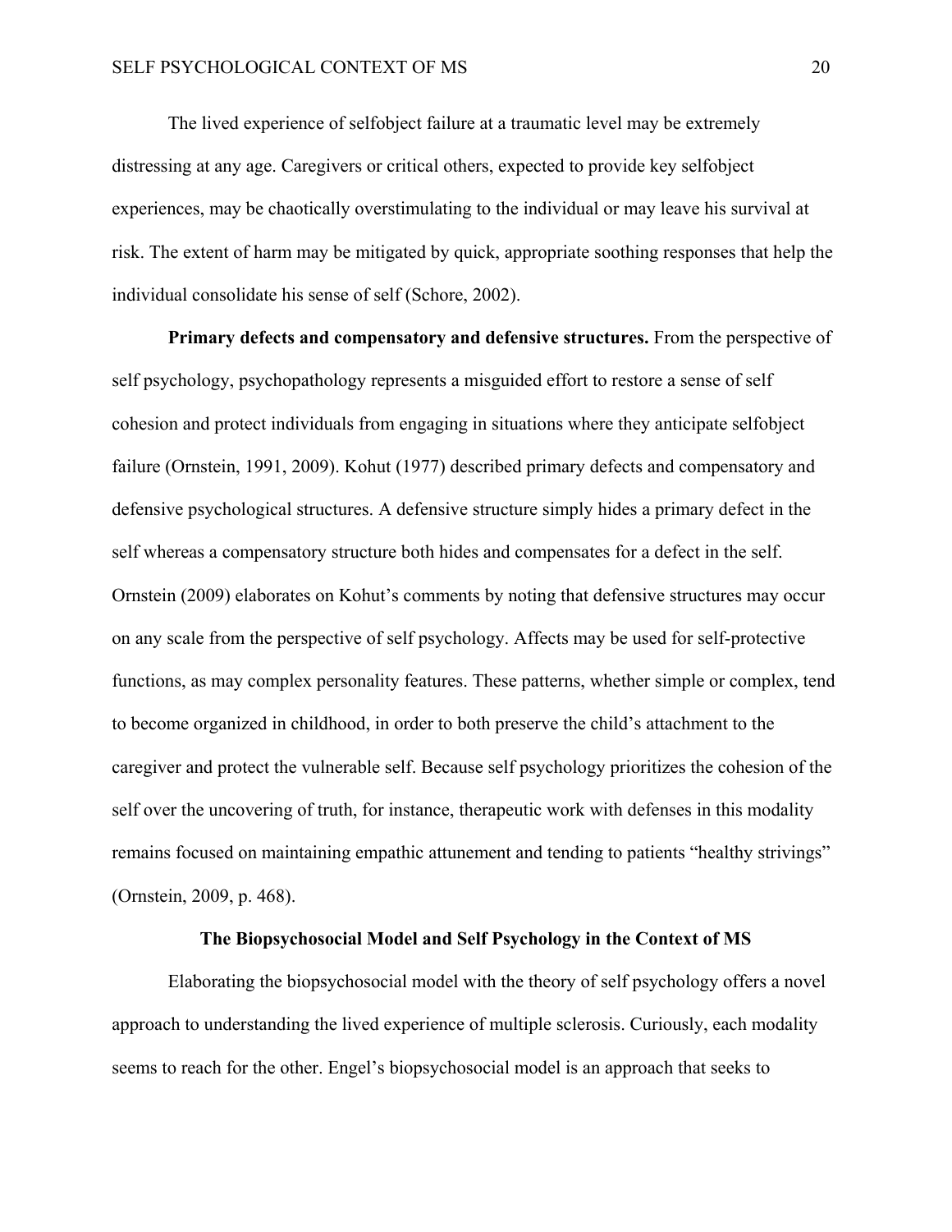The lived experience of selfobject failure at a traumatic level may be extremely distressing at any age. Caregivers or critical others, expected to provide key selfobject experiences, may be chaotically overstimulating to the individual or may leave his survival at risk. The extent of harm may be mitigated by quick, appropriate soothing responses that help the individual consolidate his sense of self (Schore, 2002).

**Primary defects and compensatory and defensive structures.** From the perspective of self psychology, psychopathology represents a misguided effort to restore a sense of self cohesion and protect individuals from engaging in situations where they anticipate selfobject failure (Ornstein, 1991, 2009). Kohut (1977) described primary defects and compensatory and defensive psychological structures. A defensive structure simply hides a primary defect in the self whereas a compensatory structure both hides and compensates for a defect in the self. Ornstein (2009) elaborates on Kohut's comments by noting that defensive structures may occur on any scale from the perspective of self psychology. Affects may be used for self-protective functions, as may complex personality features. These patterns, whether simple or complex, tend to become organized in childhood, in order to both preserve the child's attachment to the caregiver and protect the vulnerable self. Because self psychology prioritizes the cohesion of the self over the uncovering of truth, for instance, therapeutic work with defenses in this modality remains focused on maintaining empathic attunement and tending to patients "healthy strivings" (Ornstein, 2009, p. 468).

## The Biopsychosocial Model and Self Psychology in the Context of MS

Elaborating the biopsychosocial model with the theory of self psychology offers a novel approach to understanding the lived experience of multiple sclerosis. Curiously, each modality seems to reach for the other. Engel's biopsychosocial model is an approach that seeks to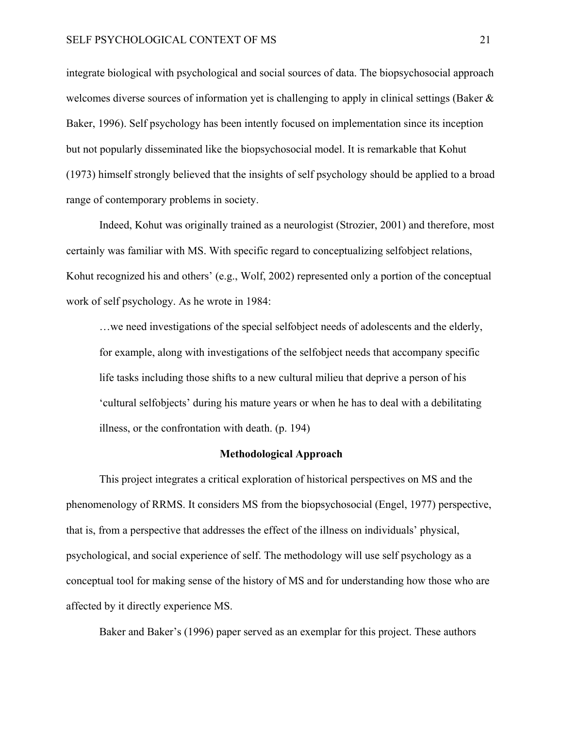integrate biological with psychological and social sources of data. The biopsychosocial approach welcomes diverse sources of information yet is challenging to apply in clinical settings (Baker & Baker, 1996). Self psychology has been intently focused on implementation since its inception but not popularly disseminated like the biopsychosocial model. It is remarkable that Kohut (1973) himself strongly believed that the insights of self psychology should be applied to a broad range of contemporary problems in society.

Indeed, Kohut was originally trained as a neurologist (Strozier, 2001) and therefore, most certainly was familiar with MS. With specific regard to conceptualizing selfobject relations, Kohut recognized his and others' (e.g., Wolf, 2002) represented only a portion of the conceptual work of self psychology. As he wrote in 1984:

> …we need investigations of the special selfobject needs of adolescents and the elderly, for example, along with investigations of the selfobject needs that accompany specific life tasks including those shifts to a new cultural milieu that deprive a person of his 'cultural selfobjects' during his mature years or when he has to deal with a debilitating illness, or the confrontation with death. (p. 194)

## Methodological Approach

This project integrates a critical exploration of historical perspectives on MS and the phenomenology of RRMS. It considers MS from the biopsychosocial (Engel, 1977) perspective, that is, from a perspective that addresses the effect of the illness on individuals' physical, psychological, and social experience of self. The methodology will use self psychology as a conceptual tool for making sense of the history of MS and for understanding how those who are affected by it directly experience MS.

Baker and Baker's (1996) paper served as an exemplar for this project. These authors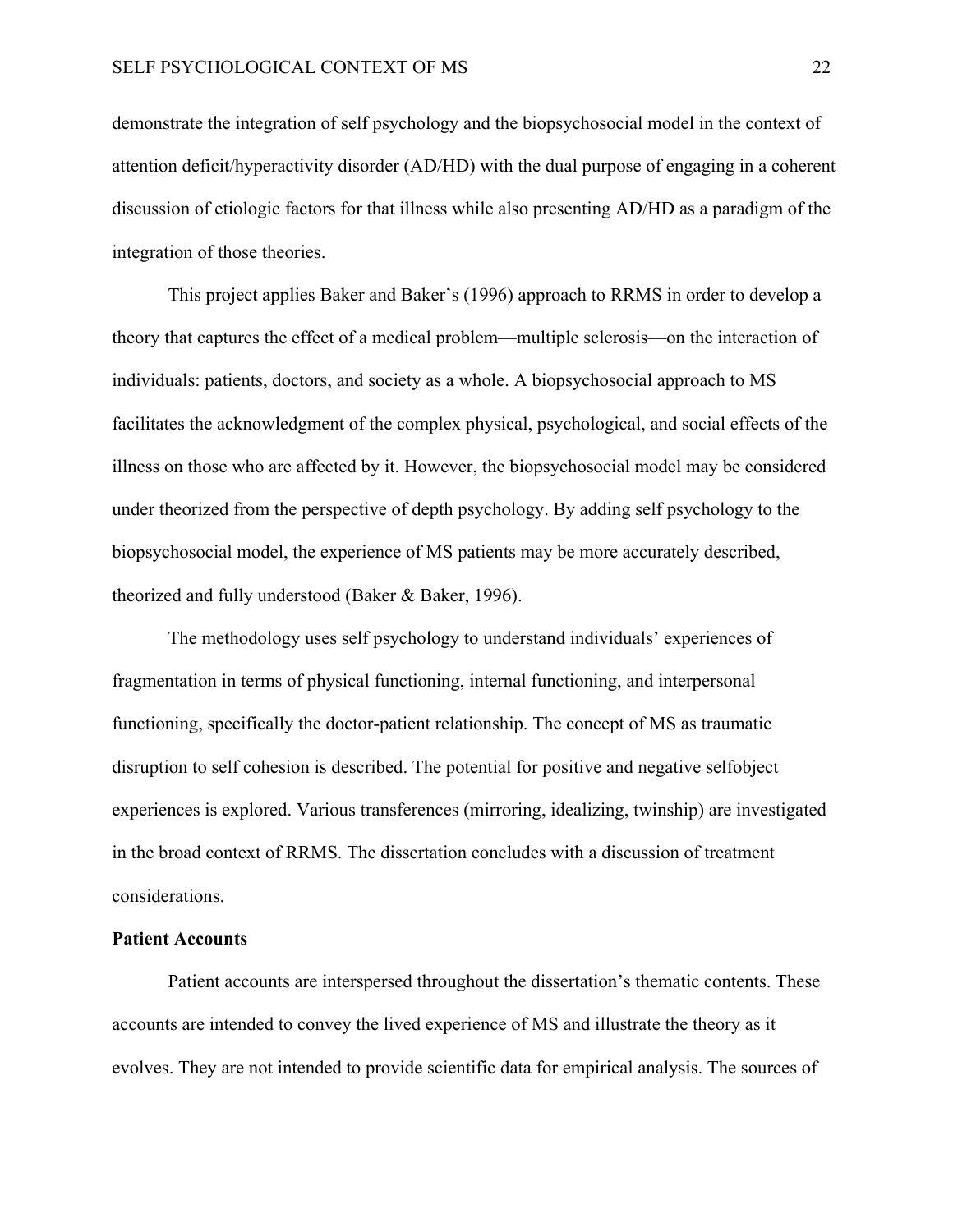demonstrate the integration of self psychology and the biopsychosocial model in the context of attention deficit/hyperactivity disorder (AD/HD) with the dual purpose of engaging in a coherent discussion of etiologic factors for that illness while also presenting AD/HD as a paradigm of the integration of those theories.

This project applies Baker and Baker's (1996) approach to RRMS in order to develop a theory that captures the effect of a medical problem—multiple sclerosis—on the interaction of individuals: patients, doctors, and society as a whole. A biopsychosocial approach to MS facilitates the acknowledgment of the complex physical, psychological, and social effects of the illness on those who are affected by it. However, the biopsychosocial model may be considered under theorized from the perspective of depth psychology. By adding self psychology to the biopsychosocial model, the experience of MS patients may be more accurately described, theorized and fully understood (Baker & Baker, 1996).

The methodology uses self psychology to understand individuals' experiences of fragmentation in terms of physical functioning, internal functioning, and interpersonal functioning, specifically the doctor-patient relationship. The concept of MS as traumatic disruption to self cohesion is described. The potential for positive and negative selfobject experiences is explored. Various transferences (mirroring, idealizing, twinship) are investigated in the broad context of RRMS. The dissertation concludes with a discussion of treatment considerations.

**Patient Accounts**

Patient accounts are interspersed throughout the dissertation's thematic contents. These accounts are intended to convey the lived experience of MS and illustrate the theory as it evolves. They are not intended to provide scientific data for empirical analysis. The sources of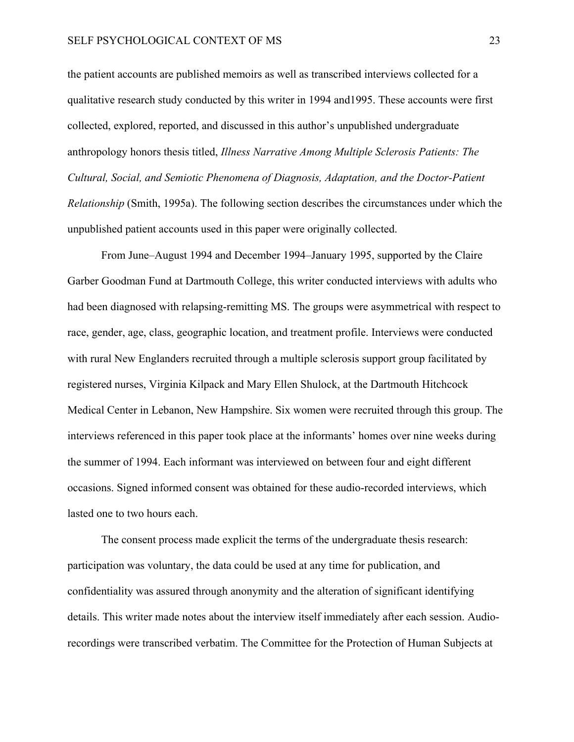the patient accounts are published memoirs as well as transcribed interviews collected for a qualitative research study conducted by this writer in 1994 and1995. These accounts were first collected, explored, reported, and discussed in this author's unpublished undergraduate anthropology honors thesis titled, *Illness Narrative Among Multiple Sclerosis Patients: The Cultural, Social, and Semiotic Phenomena of Diagnosis, Adaptation, and the Doctor-Patient Relationship* (Smith, 1995a). The following section describes the circumstances under which the unpublished patient accounts used in this paper were originally collected.

From June–August 1994 and December 1994–January 1995, supported by the Claire Garber Goodman Fund at Dartmouth College, this writer conducted interviews with adults who had been diagnosed with relapsing-remitting MS. The groups were asymmetrical with respect to race, gender, age, class, geographic location, and treatment profile. Interviews were conducted with rural New Englanders recruited through a multiple sclerosis support group facilitated by registered nurses, Virginia Kilpack and Mary Ellen Shulock, at the Dartmouth Hitchcock Medical Center in Lebanon, New Hampshire. Six women were recruited through this group. The interviews referenced in this paper took place at the informants' homes over nine weeks during the summer of 1994. Each informant was interviewed on between four and eight different occasions. Signed informed consent was obtained for these audio-recorded interviews, which lasted one to two hours each.

The consent process made explicit the terms of the undergraduate thesis research: participation was voluntary, the data could be used at any time for publication, and confidentiality was assured through anonymity and the alteration of significant identifying details. This writer made notes about the interview itself immediately after each session. Audio-recordings were transcribed verbatim. The Committee for the Protection of Human Subjects at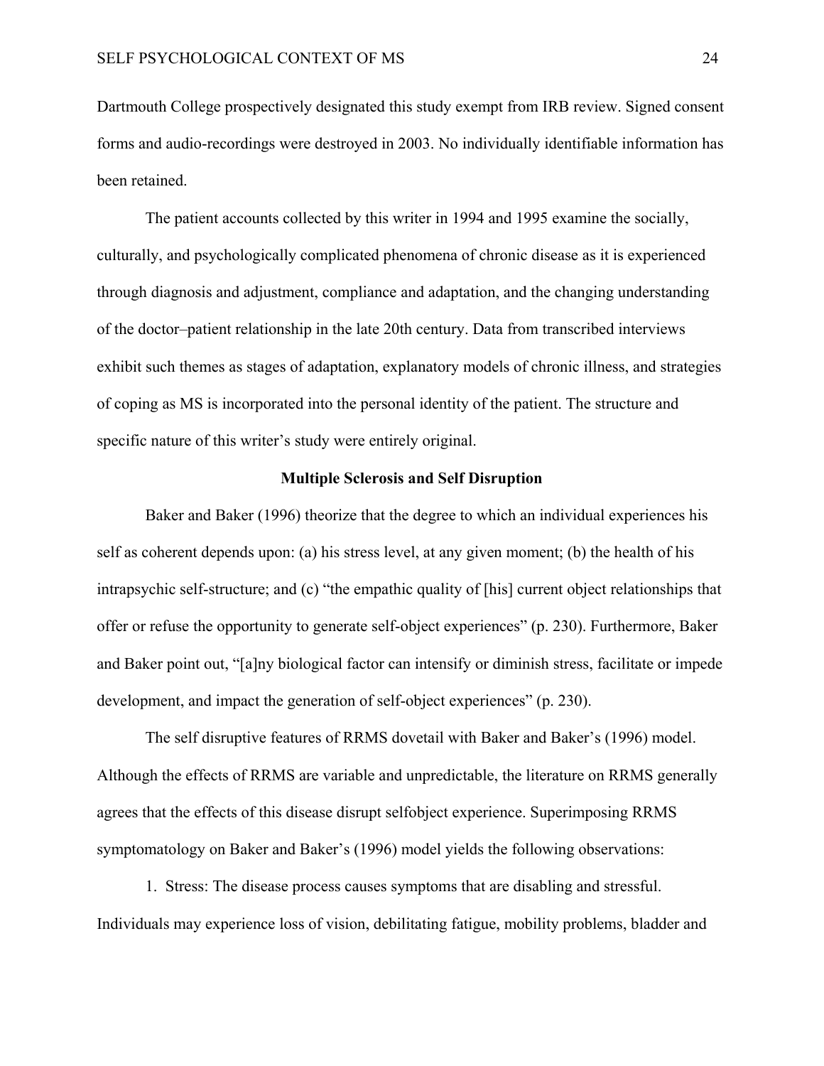Dartmouth College prospectively designated this study exempt from IRB review. Signed consent forms and audio-recordings were destroyed in 2003. No individually identifiable information has been retained.

The patient accounts collected by this writer in 1994 and 1995 examine the socially, culturally, and psychologically complicated phenomena of chronic disease as it is experienced through diagnosis and adjustment, compliance and adaptation, and the changing understanding of the doctor–patient relationship in the late 20th century. Data from transcribed interviews exhibit such themes as stages of adaptation, explanatory models of chronic illness, and strategies of coping as MS is incorporated into the personal identity of the patient. The structure and specific nature of this writer's study were entirely original.

## Multiple Sclerosis and Self Disruption

Baker and Baker (1996) theorize that the degree to which an individual experiences his self as coherent depends upon: (a) his stress level, at any given moment; (b) the health of his intrapsychic self-structure; and (c) "the empathic quality of [his] current object relationships that offer or refuse the opportunity to generate self-object experiences" (p. 230). Furthermore, Baker and Baker point out, "[a]ny biological factor can intensify or diminish stress, facilitate or impede development, and impact the generation of self-object experiences" (p. 230).

The self disruptive features of RRMS dovetail with Baker and Baker's (1996) model. Although the effects of RRMS are variable and unpredictable, the literature on RRMS generally agrees that the effects of this disease disrupt selfobject experience. Superimposing RRMS symptomatology on Baker and Baker's (1996) model yields the following observations:

1. Stress: The disease process causes symptoms that are disabling and stressful. Individuals may experience loss of vision, debilitating fatigue, mobility problems, bladder and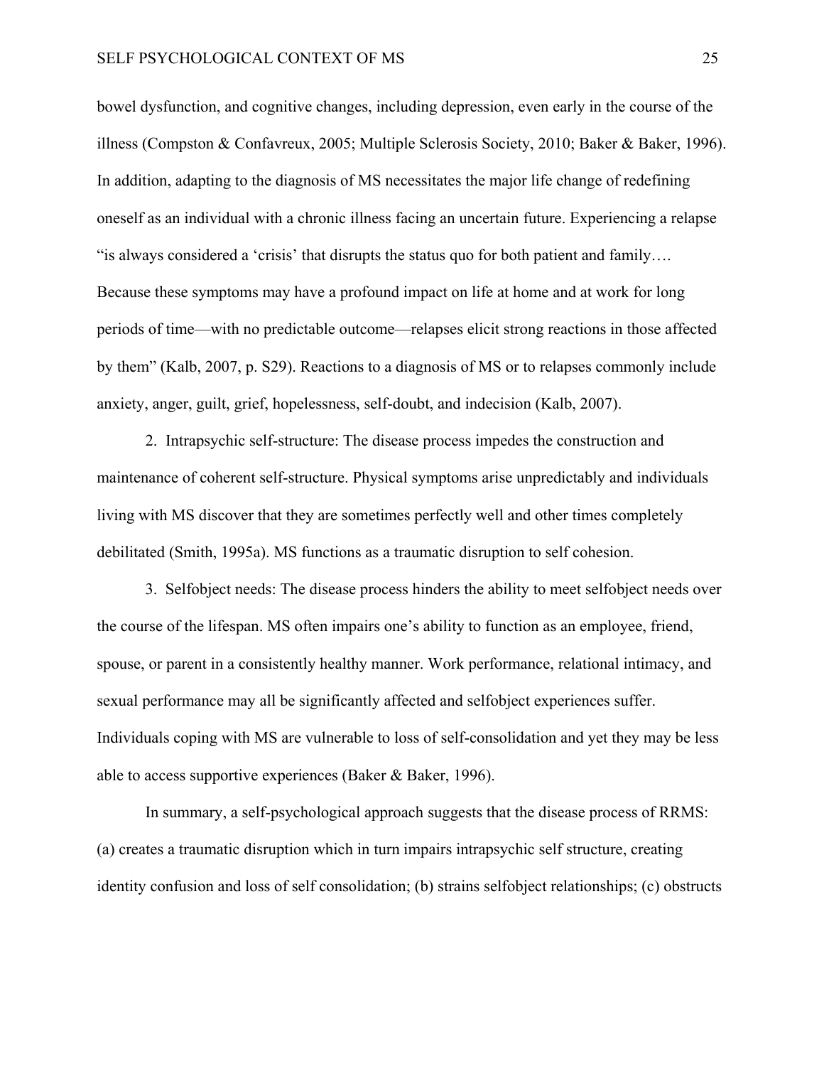bowel dysfunction, and cognitive changes, including depression, even early in the course of the illness (Compston & Confavreux, 2005; Multiple Sclerosis Society, 2010; Baker & Baker, 1996). In addition, adapting to the diagnosis of MS necessitates the major life change of redefining oneself as an individual with a chronic illness facing an uncertain future. Experiencing a relapse "is always considered a 'crisis' that disrupts the status quo for both patient and family…. Because these symptoms may have a profound impact on life at home and at work for long periods of time—with no predictable outcome—relapses elicit strong reactions in those affected by them" (Kalb, 2007, p. S29). Reactions to a diagnosis of MS or to relapses commonly include anxiety, anger, guilt, grief, hopelessness, self-doubt, and indecision (Kalb, 2007).

2. Intrapsychic self-structure: The disease process impedes the construction and maintenance of coherent self-structure. Physical symptoms arise unpredictably and individuals living with MS discover that they are sometimes perfectly well and other times completely debilitated (Smith, 1995a). MS functions as a traumatic disruption to self cohesion.

3. Selfobject needs: The disease process hinders the ability to meet selfobject needs over the course of the lifespan. MS often impairs one's ability to function as an employee, friend, spouse, or parent in a consistently healthy manner. Work performance, relational intimacy, and sexual performance may all be significantly affected and selfobject experiences suffer. Individuals coping with MS are vulnerable to loss of self-consolidation and yet they may be less able to access supportive experiences (Baker & Baker, 1996).

In summary, a self-psychological approach suggests that the disease process of RRMS: (a) creates a traumatic disruption which in turn impairs intrapsychic self structure, creating identity confusion and loss of self consolidation; (b) strains selfobject relationships; (c) obstructs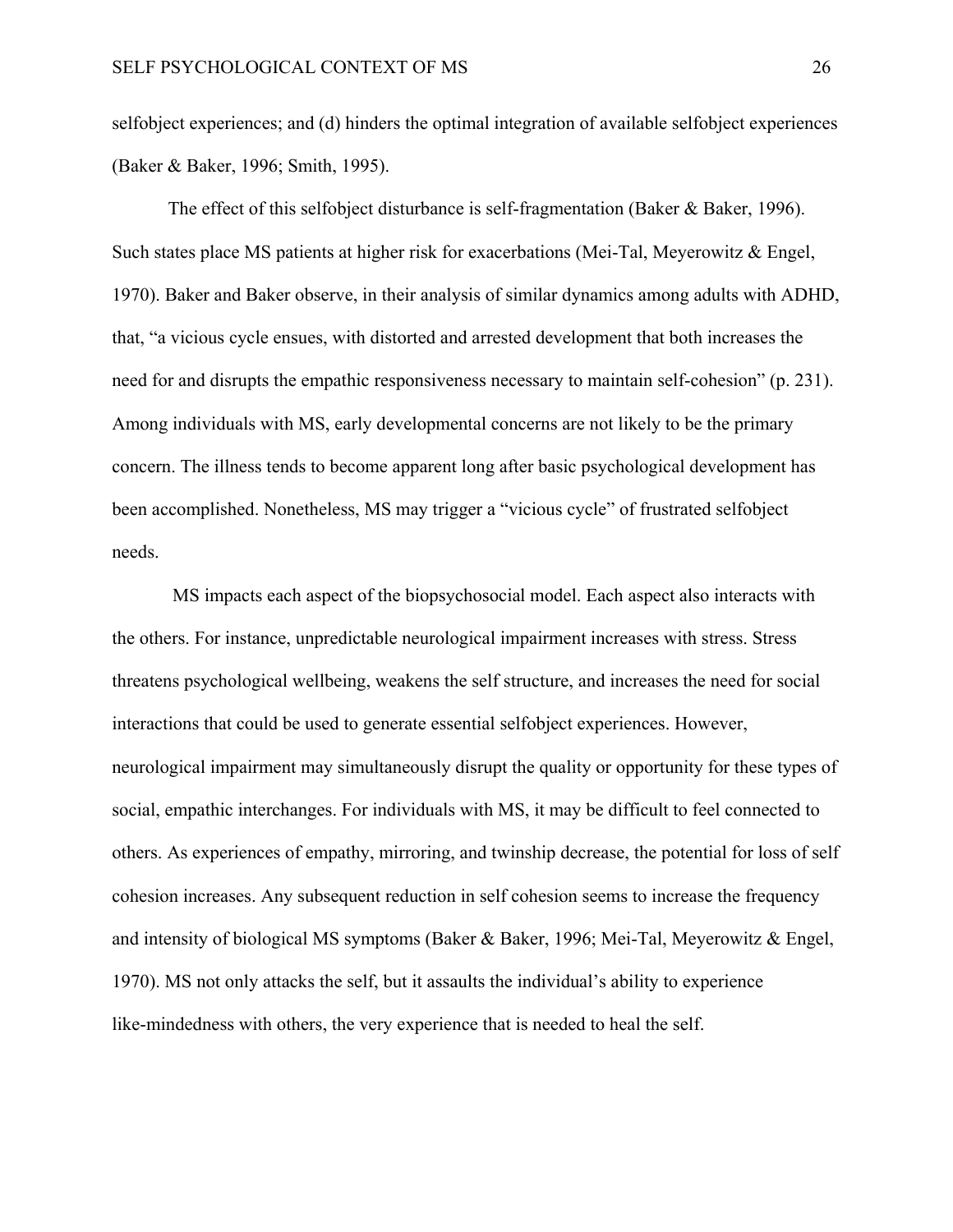selfobject experiences; and (d) hinders the optimal integration of available selfobject experiences (Baker & Baker, 1996; Smith, 1995).

The effect of this selfobject disturbance is self-fragmentation (Baker & Baker, 1996). Such states place MS patients at higher risk for exacerbations (Mei-Tal, Meyerowitz & Engel, 1970). Baker and Baker observe, in their analysis of similar dynamics among adults with ADHD, that, “a vicious cycle ensues, with distorted and arrested development that both increases the need for and disrupts the empathic responsiveness necessary to maintain self-cohesion” (p. 231). Among individuals with MS, early developmental concerns are not likely to be the primary concern. The illness tends to become apparent long after basic psychological development has been accomplished. Nonetheless, MS may trigger a “vicious cycle” of frustrated selfobject needs.

MS impacts each aspect of the biopsychosocial model. Each aspect also interacts with the others. For instance, unpredictable neurological impairment increases with stress. Stress threatens psychological wellbeing, weakens the self structure, and increases the need for social interactions that could be used to generate essential selfobject experiences. However, neurological impairment may simultaneously disrupt the quality or opportunity for these types of social, empathic interchanges. For individuals with MS, it may be difficult to feel connected to others. As experiences of empathy, mirroring, and twinship decrease, the potential for loss of self cohesion increases. Any subsequent reduction in self cohesion seems to increase the frequency and intensity of biological MS symptoms (Baker & Baker, 1996; Mei-Tal, Meyerowitz & Engel, 1970). MS not only attacks the self, but it assaults the individual’s ability to experience like-mindedness with others, the very experience that is needed to heal the self.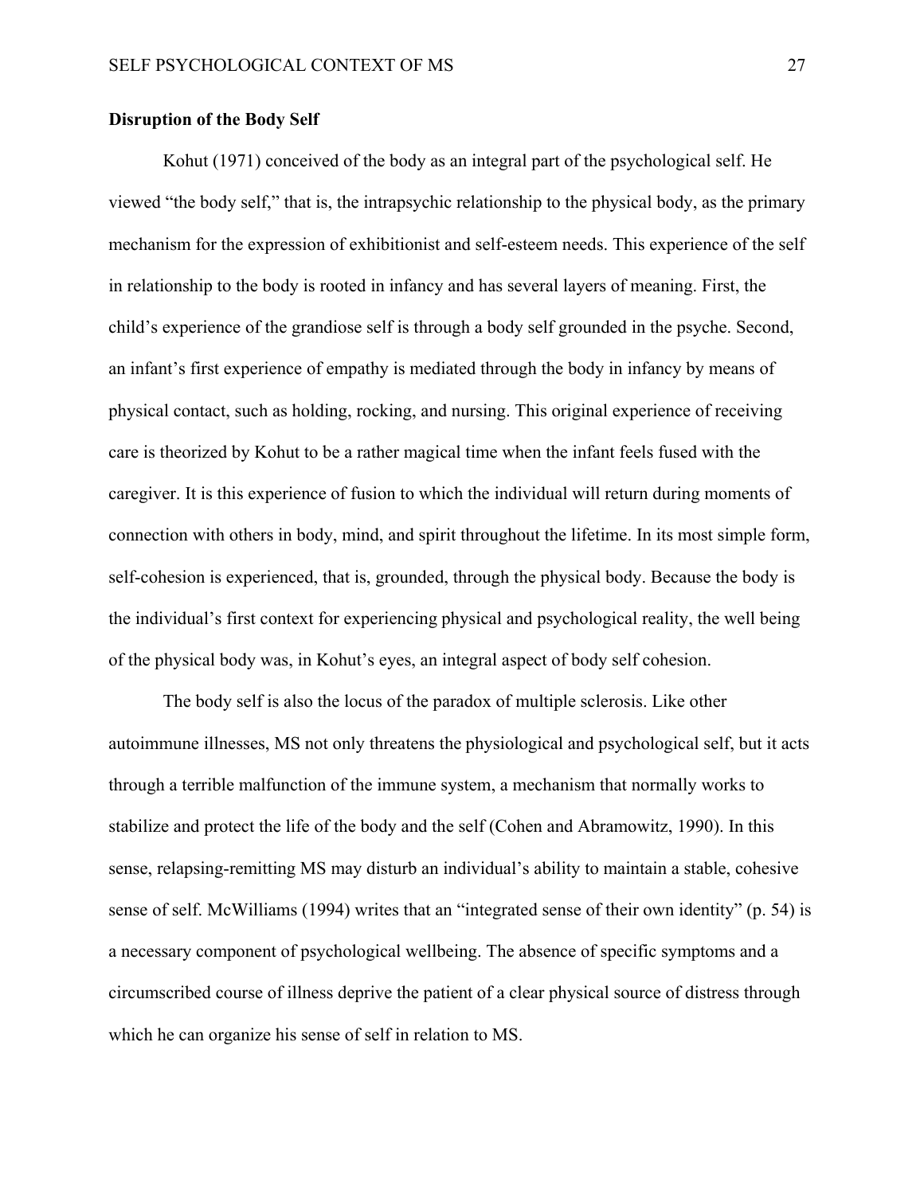**Disruption of the Body Self**

Kohut (1971) conceived of the body as an integral part of the psychological self. He viewed "the body self," that is, the intrapsychic relationship to the physical body, as the primary mechanism for the expression of exhibitionist and self-esteem needs. This experience of the self in relationship to the body is rooted in infancy and has several layers of meaning. First, the child's experience of the grandiose self is through a body self grounded in the psyche. Second, an infant's first experience of empathy is mediated through the body in infancy by means of physical contact, such as holding, rocking, and nursing. This original experience of receiving care is theorized by Kohut to be a rather magical time when the infant feels fused with the caregiver. It is this experience of fusion to which the individual will return during moments of connection with others in body, mind, and spirit throughout the lifetime. In its most simple form, self-cohesion is experienced, that is, grounded, through the physical body. Because the body is the individual's first context for experiencing physical and psychological reality, the well being of the physical body was, in Kohut's eyes, an integral aspect of body self cohesion.

The body self is also the locus of the paradox of multiple sclerosis. Like other autoimmune illnesses, MS not only threatens the physiological and psychological self, but it acts through a terrible malfunction of the immune system, a mechanism that normally works to stabilize and protect the life of the body and the self (Cohen and Abramowitz, 1990). In this sense, relapsing-remitting MS may disturb an individual's ability to maintain a stable, cohesive sense of self. McWilliams (1994) writes that an "integrated sense of their own identity" (p. 54) is a necessary component of psychological wellbeing. The absence of specific symptoms and a circumscribed course of illness deprive the patient of a clear physical source of distress through which he can organize his sense of self in relation to MS.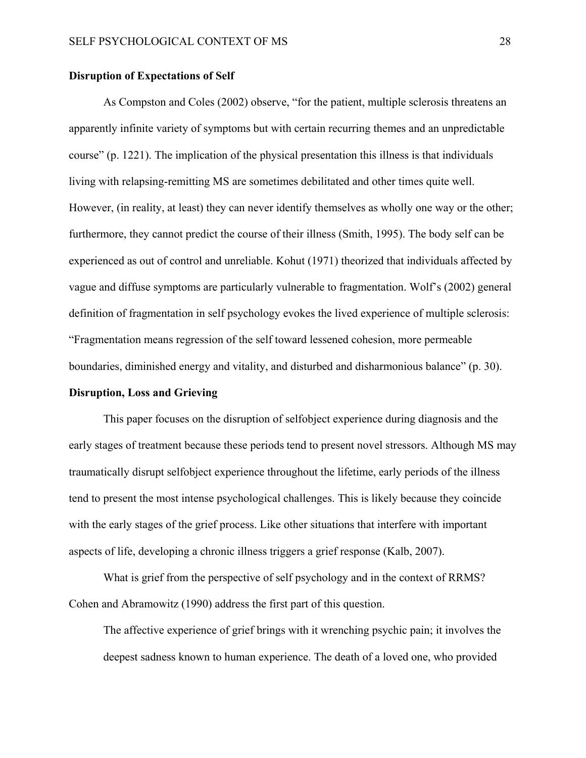**Disruption of Expectations of Self**

As Compston and Coles (2002) observe, "for the patient, multiple sclerosis threatens an apparently infinite variety of symptoms but with certain recurring themes and an unpredictable course" (p. 1221). The implication of the physical presentation this illness is that individuals living with relapsing-remitting MS are sometimes debilitated and other times quite well. However, (in reality, at least) they can never identify themselves as wholly one way or the other; furthermore, they cannot predict the course of their illness (Smith, 1995). The body self can be experienced as out of control and unreliable. Kohut (1971) theorized that individuals affected by vague and diffuse symptoms are particularly vulnerable to fragmentation. Wolf's (2002) general definition of fragmentation in self psychology evokes the lived experience of multiple sclerosis: "Fragmentation means regression of the self toward lessened cohesion, more permeable boundaries, diminished energy and vitality, and disturbed and disharmonious balance" (p. 30).

**Disruption, Loss and Grieving**

This paper focuses on the disruption of selfobject experience during diagnosis and the early stages of treatment because these periods tend to present novel stressors. Although MS may traumatically disrupt selfobject experience throughout the lifetime, early periods of the illness tend to present the most intense psychological challenges. This is likely because they coincide with the early stages of the grief process. Like other situations that interfere with important aspects of life, developing a chronic illness triggers a grief response (Kalb, 2007).

What is grief from the perspective of self psychology and in the context of RRMS? Cohen and Abramowitz (1990) address the first part of this question.

> The affective experience of grief brings with it wrenching psychic pain; it involves the deepest sadness known to human experience. The death of a loved one, who provided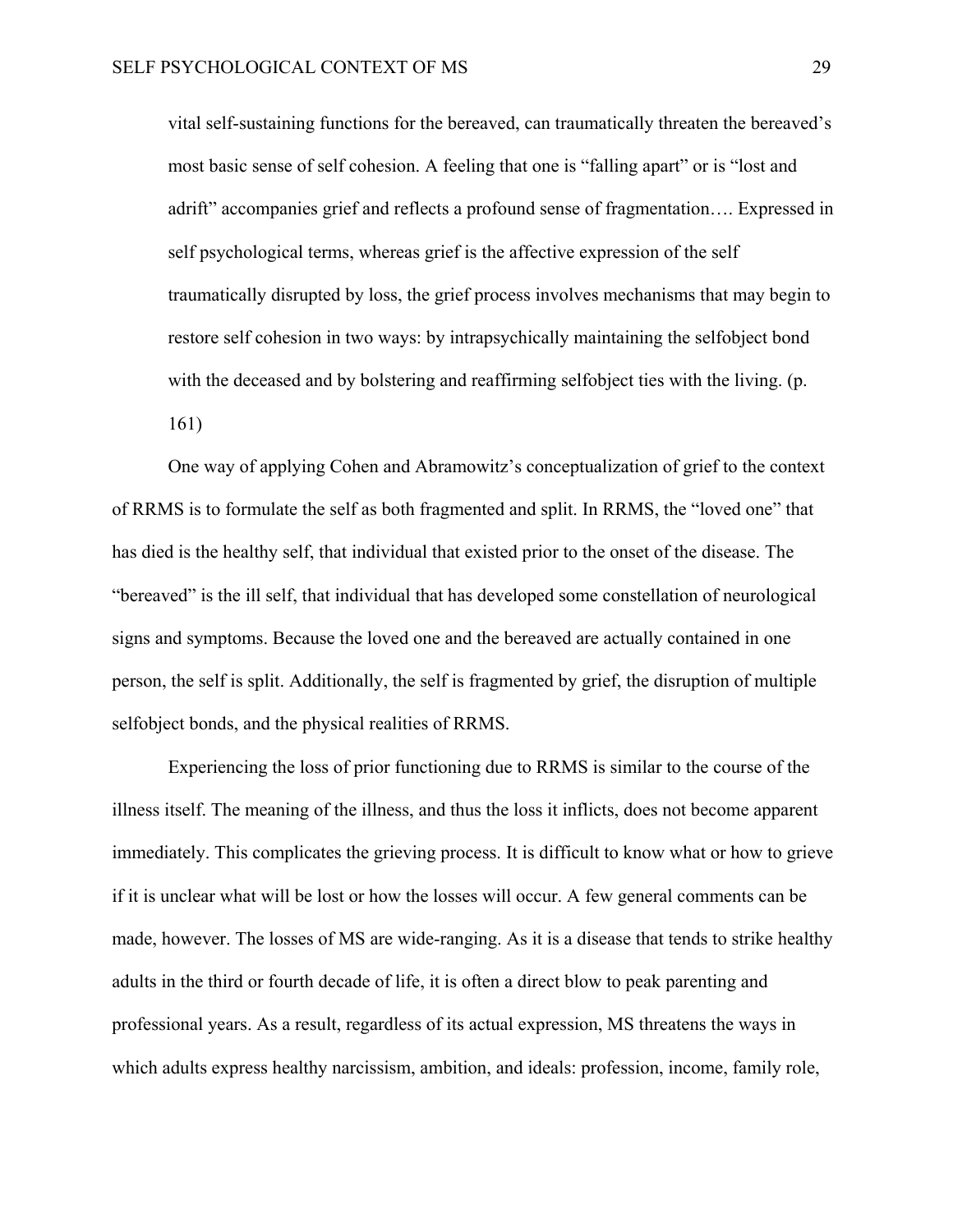> vital self-sustaining functions for the bereaved, can traumatically threaten the bereaved's most basic sense of self cohesion. A feeling that one is "falling apart" or is "lost and adrift" accompanies grief and reflects a profound sense of fragmentation…. Expressed in self psychological terms, whereas grief is the affective expression of the self traumatically disrupted by loss, the grief process involves mechanisms that may begin to restore self cohesion in two ways: by intrapsychically maintaining the selfobject bond with the deceased and by bolstering and reaffirming selfobject ties with the living. (p. 161)

One way of applying Cohen and Abramowitz's conceptualization of grief to the context of RRMS is to formulate the self as both fragmented and split. In RRMS, the "loved one" that has died is the healthy self, that individual that existed prior to the onset of the disease. The "bereaved" is the ill self, that individual that has developed some constellation of neurological signs and symptoms. Because the loved one and the bereaved are actually contained in one person, the self is split. Additionally, the self is fragmented by grief, the disruption of multiple selfobject bonds, and the physical realities of RRMS.

Experiencing the loss of prior functioning due to RRMS is similar to the course of the illness itself. The meaning of the illness, and thus the loss it inflicts, does not become apparent immediately. This complicates the grieving process. It is difficult to know what or how to grieve if it is unclear what will be lost or how the losses will occur. A few general comments can be made, however. The losses of MS are wide-ranging. As it is a disease that tends to strike healthy adults in the third or fourth decade of life, it is often a direct blow to peak parenting and professional years. As a result, regardless of its actual expression, MS threatens the ways in which adults express healthy narcissism, ambition, and ideals: profession, income, family role,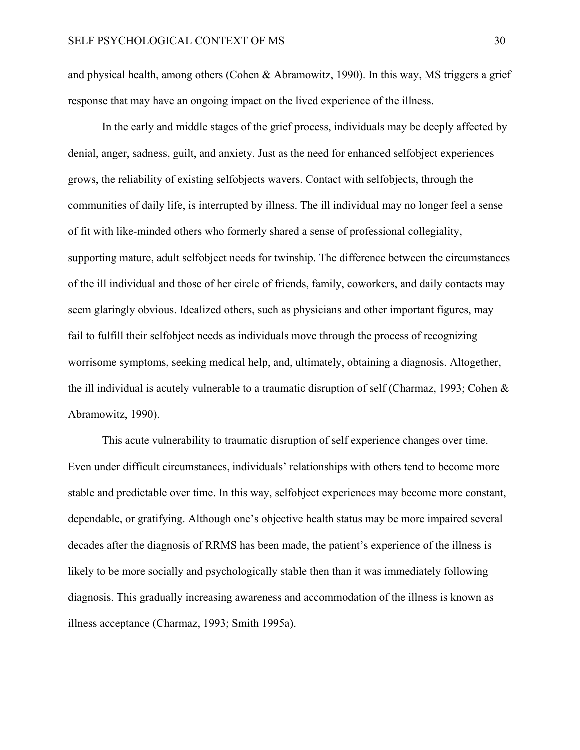and physical health, among others (Cohen & Abramowitz, 1990). In this way, MS triggers a grief response that may have an ongoing impact on the lived experience of the illness.

In the early and middle stages of the grief process, individuals may be deeply affected by denial, anger, sadness, guilt, and anxiety. Just as the need for enhanced selfobject experiences grows, the reliability of existing selfobjects wavers. Contact with selfobjects, through the communities of daily life, is interrupted by illness. The ill individual may no longer feel a sense of fit with like-minded others who formerly shared a sense of professional collegiality, supporting mature, adult selfobject needs for twinship. The difference between the circumstances of the ill individual and those of her circle of friends, family, coworkers, and daily contacts may seem glaringly obvious. Idealized others, such as physicians and other important figures, may fail to fulfill their selfobject needs as individuals move through the process of recognizing worrisome symptoms, seeking medical help, and, ultimately, obtaining a diagnosis. Altogether, the ill individual is acutely vulnerable to a traumatic disruption of self (Charmaz, 1993; Cohen & Abramowitz, 1990).

This acute vulnerability to traumatic disruption of self experience changes over time. Even under difficult circumstances, individuals' relationships with others tend to become more stable and predictable over time. In this way, selfobject experiences may become more constant, dependable, or gratifying. Although one's objective health status may be more impaired several decades after the diagnosis of RRMS has been made, the patient's experience of the illness is likely to be more socially and psychologically stable then than it was immediately following diagnosis. This gradually increasing awareness and accommodation of the illness is known as illness acceptance (Charmaz, 1993; Smith 1995a).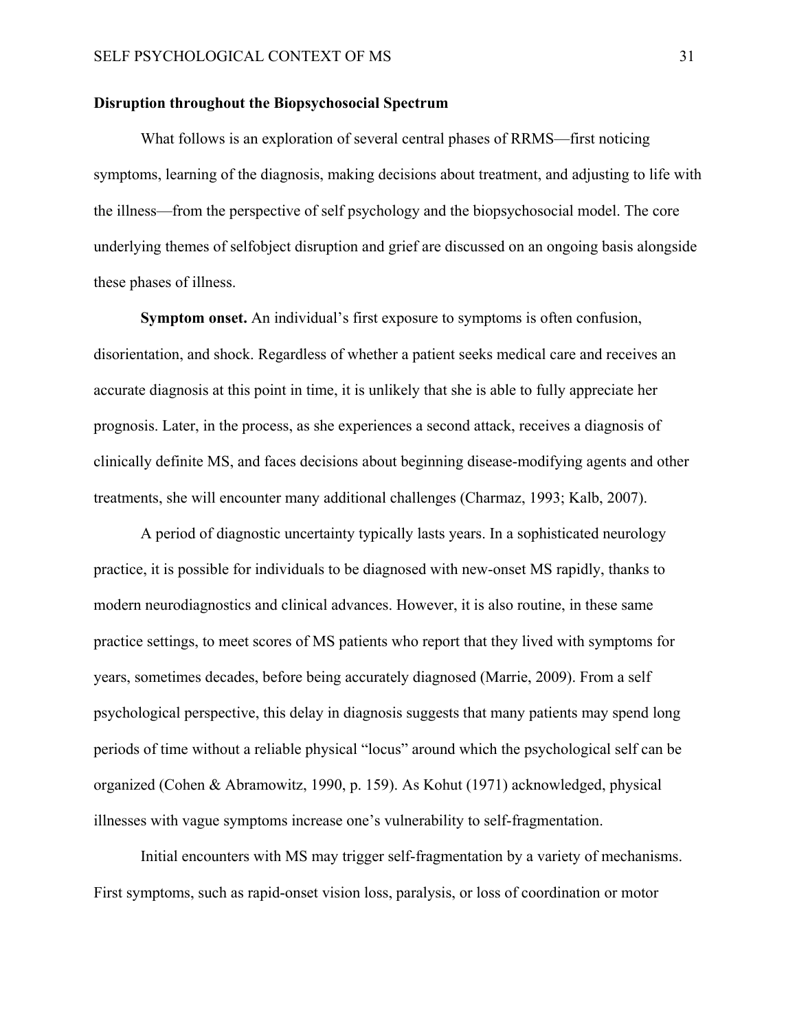## Disruption throughout the Biopsychosocial Spectrum

What follows is an exploration of several central phases of RRMS—first noticing symptoms, learning of the diagnosis, making decisions about treatment, and adjusting to life with the illness—from the perspective of self psychology and the biopsychosocial model. The core underlying themes of selfobject disruption and grief are discussed on an ongoing basis alongside these phases of illness.

**Symptom onset.** An individual's first exposure to symptoms is often confusion, disorientation, and shock. Regardless of whether a patient seeks medical care and receives an accurate diagnosis at this point in time, it is unlikely that she is able to fully appreciate her prognosis. Later, in the process, as she experiences a second attack, receives a diagnosis of clinically definite MS, and faces decisions about beginning disease-modifying agents and other treatments, she will encounter many additional challenges (Charmaz, 1993; Kalb, 2007).

A period of diagnostic uncertainty typically lasts years. In a sophisticated neurology practice, it is possible for individuals to be diagnosed with new-onset MS rapidly, thanks to modern neurodiagnostics and clinical advances. However, it is also routine, in these same practice settings, to meet scores of MS patients who report that they lived with symptoms for years, sometimes decades, before being accurately diagnosed (Marrie, 2009). From a self psychological perspective, this delay in diagnosis suggests that many patients may spend long periods of time without a reliable physical "locus" around which the psychological self can be organized (Cohen & Abramowitz, 1990, p. 159). As Kohut (1971) acknowledged, physical illnesses with vague symptoms increase one's vulnerability to self-fragmentation.

Initial encounters with MS may trigger self-fragmentation by a variety of mechanisms. First symptoms, such as rapid-onset vision loss, paralysis, or loss of coordination or motor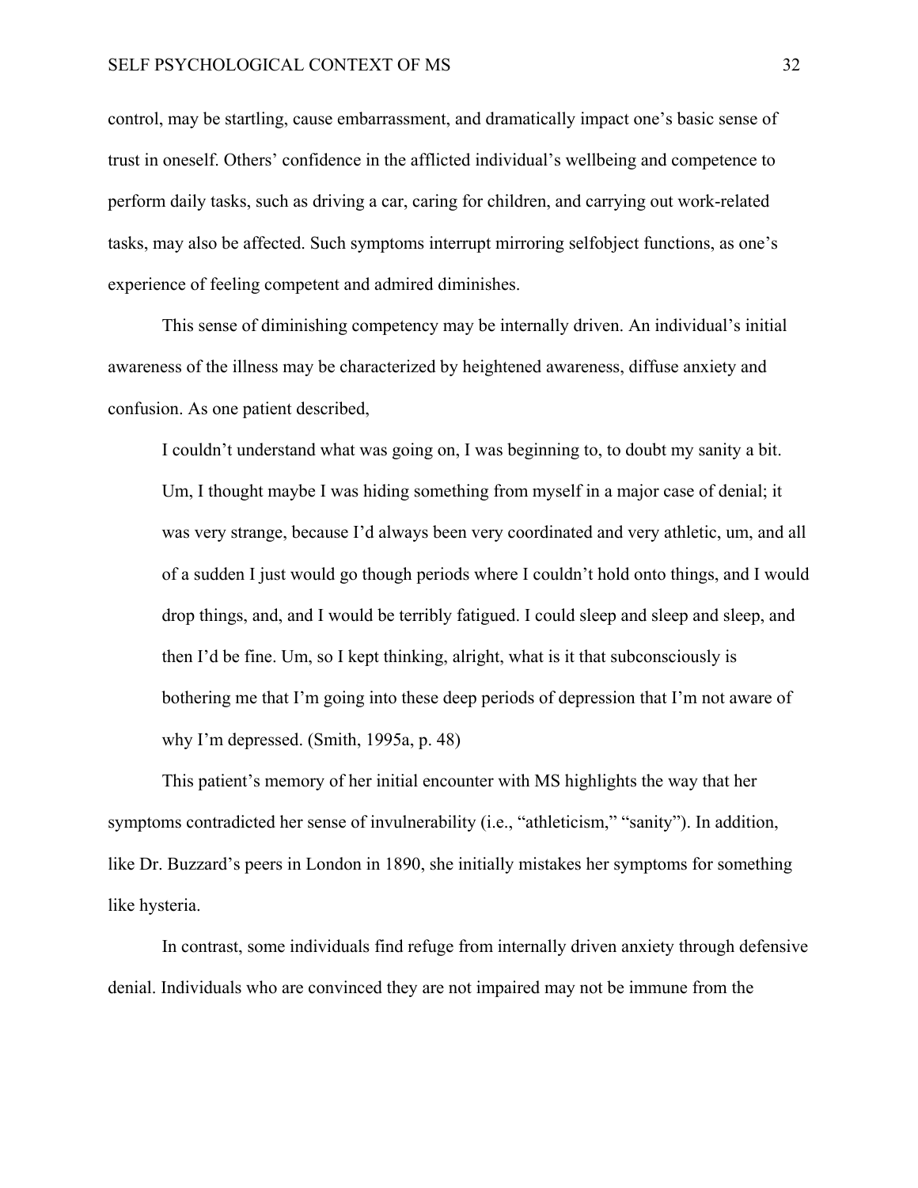control, may be startling, cause embarrassment, and dramatically impact one's basic sense of trust in oneself. Others' confidence in the afflicted individual's wellbeing and competence to perform daily tasks, such as driving a car, caring for children, and carrying out work-related tasks, may also be affected. Such symptoms interrupt mirroring selfobject functions, as one's experience of feeling competent and admired diminishes.

This sense of diminishing competency may be internally driven. An individual's initial awareness of the illness may be characterized by heightened awareness, diffuse anxiety and confusion. As one patient described,

> I couldn't understand what was going on, I was beginning to, to doubt my sanity a bit. Um, I thought maybe I was hiding something from myself in a major case of denial; it was very strange, because I'd always been very coordinated and very athletic, um, and all of a sudden I just would go though periods where I couldn't hold onto things, and I would drop things, and, and I would be terribly fatigued. I could sleep and sleep and sleep, and then I'd be fine. Um, so I kept thinking, alright, what is it that subconsciously is bothering me that I'm going into these deep periods of depression that I'm not aware of why I'm depressed. (Smith, 1995a, p. 48)

This patient's memory of her initial encounter with MS highlights the way that her symptoms contradicted her sense of invulnerability (i.e., "athleticism," "sanity"). In addition, like Dr. Buzzard's peers in London in 1890, she initially mistakes her symptoms for something like hysteria.

In contrast, some individuals find refuge from internally driven anxiety through defensive denial. Individuals who are convinced they are not impaired may not be immune from the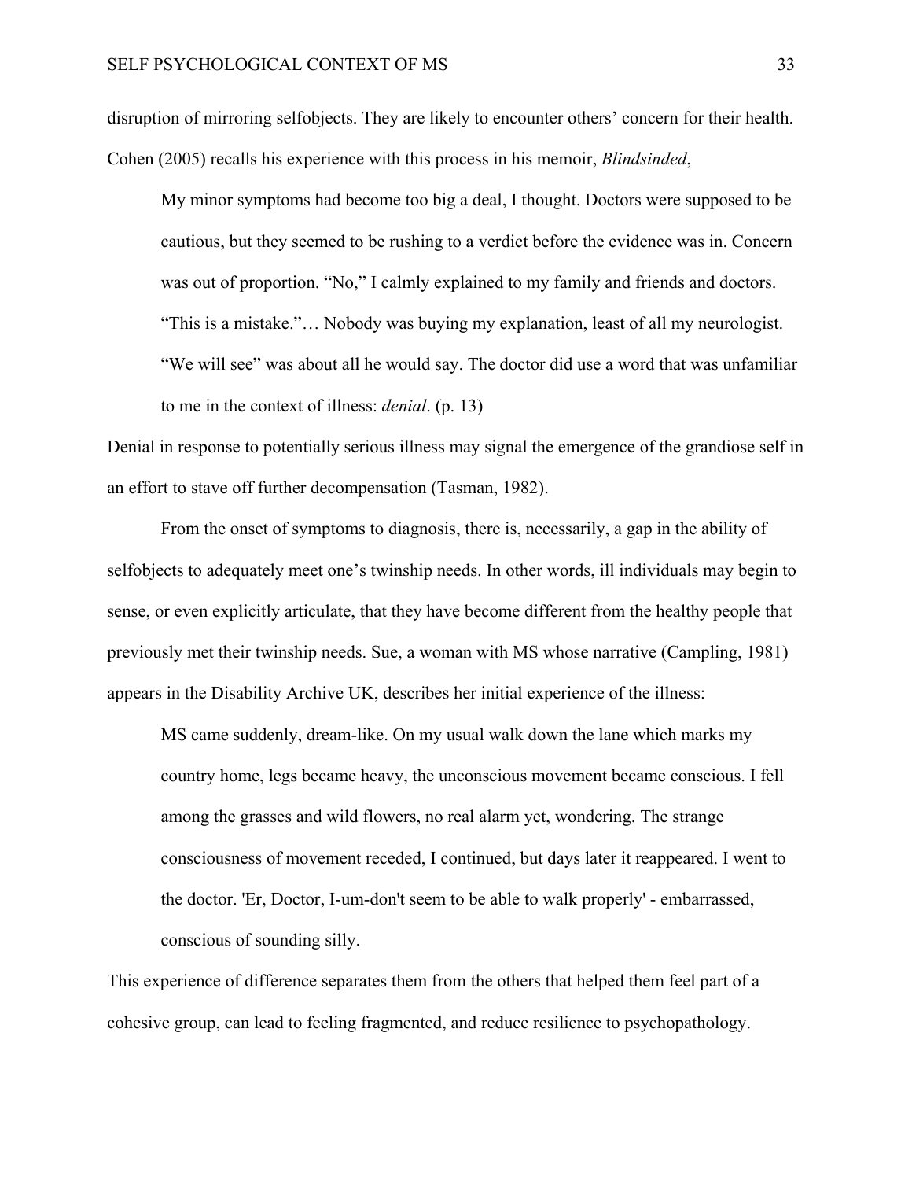disruption of mirroring selfobjects. They are likely to encounter others' concern for their health. Cohen (2005) recalls his experience with this process in his memoir, *Blindsinded*,

> My minor symptoms had become too big a deal, I thought. Doctors were supposed to be cautious, but they seemed to be rushing to a verdict before the evidence was in. Concern was out of proportion. "No," I calmly explained to my family and friends and doctors. "This is a mistake."… Nobody was buying my explanation, least of all my neurologist. "We will see" was about all he would say. The doctor did use a word that was unfamiliar to me in the context of illness: *denial*. (p. 13)

Denial in response to potentially serious illness may signal the emergence of the grandiose self in an effort to stave off further decompensation (Tasman, 1982).

From the onset of symptoms to diagnosis, there is, necessarily, a gap in the ability of selfobjects to adequately meet one's twinship needs. In other words, ill individuals may begin to sense, or even explicitly articulate, that they have become different from the healthy people that previously met their twinship needs. Sue, a woman with MS whose narrative (Campling, 1981) appears in the Disability Archive UK, describes her initial experience of the illness:

> MS came suddenly, dream-like. On my usual walk down the lane which marks my country home, legs became heavy, the unconscious movement became conscious. I fell among the grasses and wild flowers, no real alarm yet, wondering. The strange consciousness of movement receded, I continued, but days later it reappeared. I went to the doctor. 'Er, Doctor, I-um-don't seem to be able to walk properly' - embarrassed, conscious of sounding silly.

This experience of difference separates them from the others that helped them feel part of a cohesive group, can lead to feeling fragmented, and reduce resilience to psychopathology.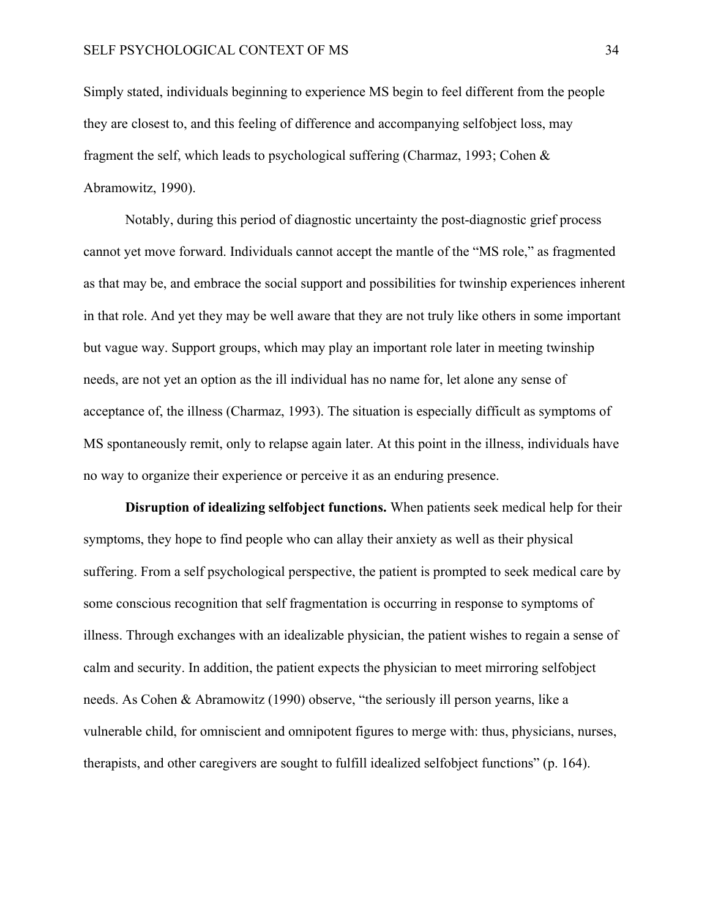Simply stated, individuals beginning to experience MS begin to feel different from the people they are closest to, and this feeling of difference and accompanying selfobject loss, may fragment the self, which leads to psychological suffering (Charmaz, 1993; Cohen & Abramowitz, 1990).

Notably, during this period of diagnostic uncertainty the post-diagnostic grief process cannot yet move forward. Individuals cannot accept the mantle of the "MS role," as fragmented as that may be, and embrace the social support and possibilities for twinship experiences inherent in that role. And yet they may be well aware that they are not truly like others in some important but vague way. Support groups, which may play an important role later in meeting twinship needs, are not yet an option as the ill individual has no name for, let alone any sense of acceptance of, the illness (Charmaz, 1993). The situation is especially difficult as symptoms of MS spontaneously remit, only to relapse again later. At this point in the illness, individuals have no way to organize their experience or perceive it as an enduring presence.

**Disruption of idealizing selfobject functions.** When patients seek medical help for their symptoms, they hope to find people who can allay their anxiety as well as their physical suffering. From a self psychological perspective, the patient is prompted to seek medical care by some conscious recognition that self fragmentation is occurring in response to symptoms of illness. Through exchanges with an idealizable physician, the patient wishes to regain a sense of calm and security. In addition, the patient expects the physician to meet mirroring selfobject needs. As Cohen & Abramowitz (1990) observe, "the seriously ill person yearns, like a vulnerable child, for omniscient and omnipotent figures to merge with: thus, physicians, nurses, therapists, and other caregivers are sought to fulfill idealized selfobject functions" (p. 164).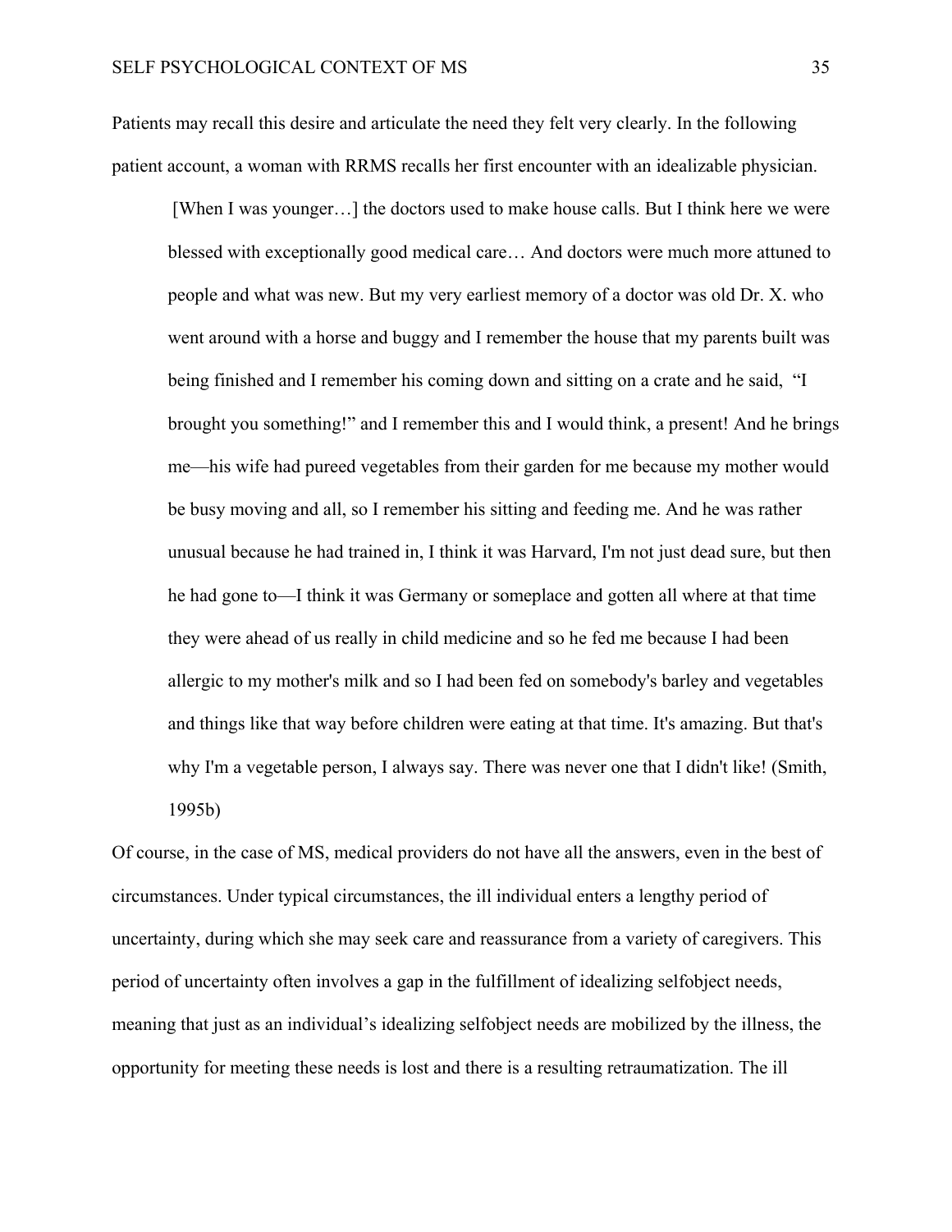Patients may recall this desire and articulate the need they felt very clearly. In the following patient account, a woman with RRMS recalls her first encounter with an idealizable physician.

> [When I was younger…] the doctors used to make house calls. But I think here we were blessed with exceptionally good medical care… And doctors were much more attuned to people and what was new. But my very earliest memory of a doctor was old Dr. X. who went around with a horse and buggy and I remember the house that my parents built was being finished and I remember his coming down and sitting on a crate and he said, "I brought you something!" and I remember this and I would think, a present! And he brings me—his wife had pureed vegetables from their garden for me because my mother would be busy moving and all, so I remember his sitting and feeding me. And he was rather unusual because he had trained in, I think it was Harvard, I'm not just dead sure, but then he had gone to—I think it was Germany or someplace and gotten all where at that time they were ahead of us really in child medicine and so he fed me because I had been allergic to my mother's milk and so I had been fed on somebody's barley and vegetables and things like that way before children were eating at that time. It's amazing. But that's why I'm a vegetable person, I always say. There was never one that I didn't like! (Smith, 1995b)

Of course, in the case of MS, medical providers do not have all the answers, even in the best of circumstances. Under typical circumstances, the ill individual enters a lengthy period of uncertainty, during which she may seek care and reassurance from a variety of caregivers. This period of uncertainty often involves a gap in the fulfillment of idealizing selfobject needs, meaning that just as an individual's idealizing selfobject needs are mobilized by the illness, the opportunity for meeting these needs is lost and there is a resulting retraumatization. The ill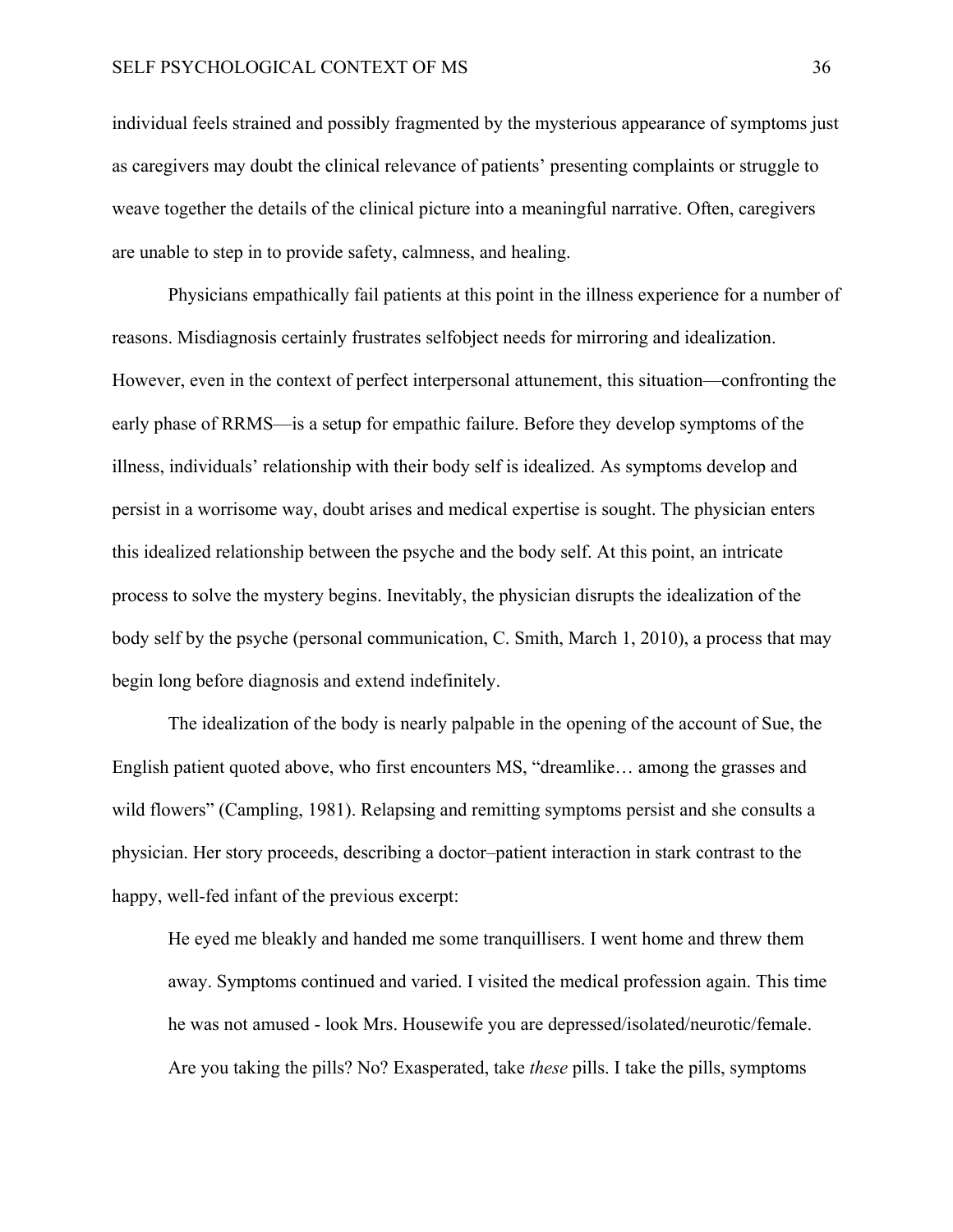individual feels strained and possibly fragmented by the mysterious appearance of symptoms just as caregivers may doubt the clinical relevance of patients' presenting complaints or struggle to weave together the details of the clinical picture into a meaningful narrative. Often, caregivers are unable to step in to provide safety, calmness, and healing.

Physicians empathically fail patients at this point in the illness experience for a number of reasons. Misdiagnosis certainly frustrates selfobject needs for mirroring and idealization. However, even in the context of perfect interpersonal attunement, this situation—confronting the early phase of RRMS—is a setup for empathic failure. Before they develop symptoms of the illness, individuals' relationship with their body self is idealized. As symptoms develop and persist in a worrisome way, doubt arises and medical expertise is sought. The physician enters this idealized relationship between the psyche and the body self. At this point, an intricate process to solve the mystery begins. Inevitably, the physician disrupts the idealization of the body self by the psyche (personal communication, C. Smith, March 1, 2010), a process that may begin long before diagnosis and extend indefinitely.

The idealization of the body is nearly palpable in the opening of the account of Sue, the English patient quoted above, who first encounters MS, "dreamlike… among the grasses and wild flowers" (Campling, 1981). Relapsing and remitting symptoms persist and she consults a physician. Her story proceeds, describing a doctor–patient interaction in stark contrast to the happy, well-fed infant of the previous excerpt:

> He eyed me bleakly and handed me some tranquillisers. I went home and threw them away. Symptoms continued and varied. I visited the medical profession again. This time he was not amused - look Mrs. Housewife you are depressed/isolated/neurotic/female. Are you taking the pills? No? Exasperated, take *these* pills. I take the pills, symptoms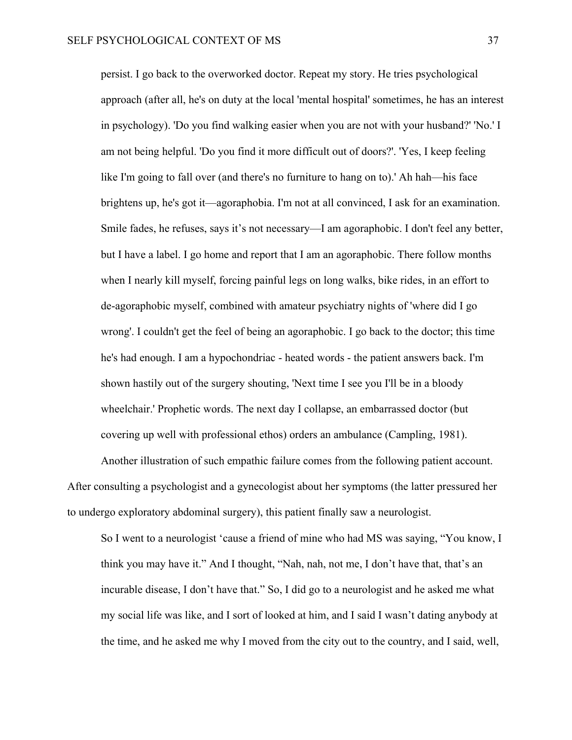> persist. I go back to the overworked doctor. Repeat my story. He tries psychological approach (after all, he's on duty at the local 'mental hospital' sometimes, he has an interest in psychology). 'Do you find walking easier when you are not with your husband?' 'No.' I am not being helpful. 'Do you find it more difficult out of doors?'. 'Yes, I keep feeling like I'm going to fall over (and there's no furniture to hang on to).' Ah hah—his face brightens up, he's got it—agoraphobia. I'm not at all convinced, I ask for an examination. Smile fades, he refuses, says it's not necessary—I am agoraphobic. I don't feel any better, but I have a label. I go home and report that I am an agoraphobic. There follow months when I nearly kill myself, forcing painful legs on long walks, bike rides, in an effort to de-agoraphobic myself, combined with amateur psychiatry nights of 'where did I go wrong'. I couldn't get the feel of being an agoraphobic. I go back to the doctor; this time he's had enough. I am a hypochondriac - heated words - the patient answers back. I'm shown hastily out of the surgery shouting, 'Next time I see you I'll be in a bloody wheelchair.' Prophetic words. The next day I collapse, an embarrassed doctor (but covering up well with professional ethos) orders an ambulance (Campling, 1981).

Another illustration of such empathic failure comes from the following patient account. After consulting a psychologist and a gynecologist about her symptoms (the latter pressured her to undergo exploratory abdominal surgery), this patient finally saw a neurologist.

> So I went to a neurologist 'cause a friend of mine who had MS was saying, "You know, I think you may have it." And I thought, "Nah, nah, not me, I don't have that, that's an incurable disease, I don't have that." So, I did go to a neurologist and he asked me what my social life was like, and I sort of looked at him, and I said I wasn't dating anybody at the time, and he asked me why I moved from the city out to the country, and I said, well,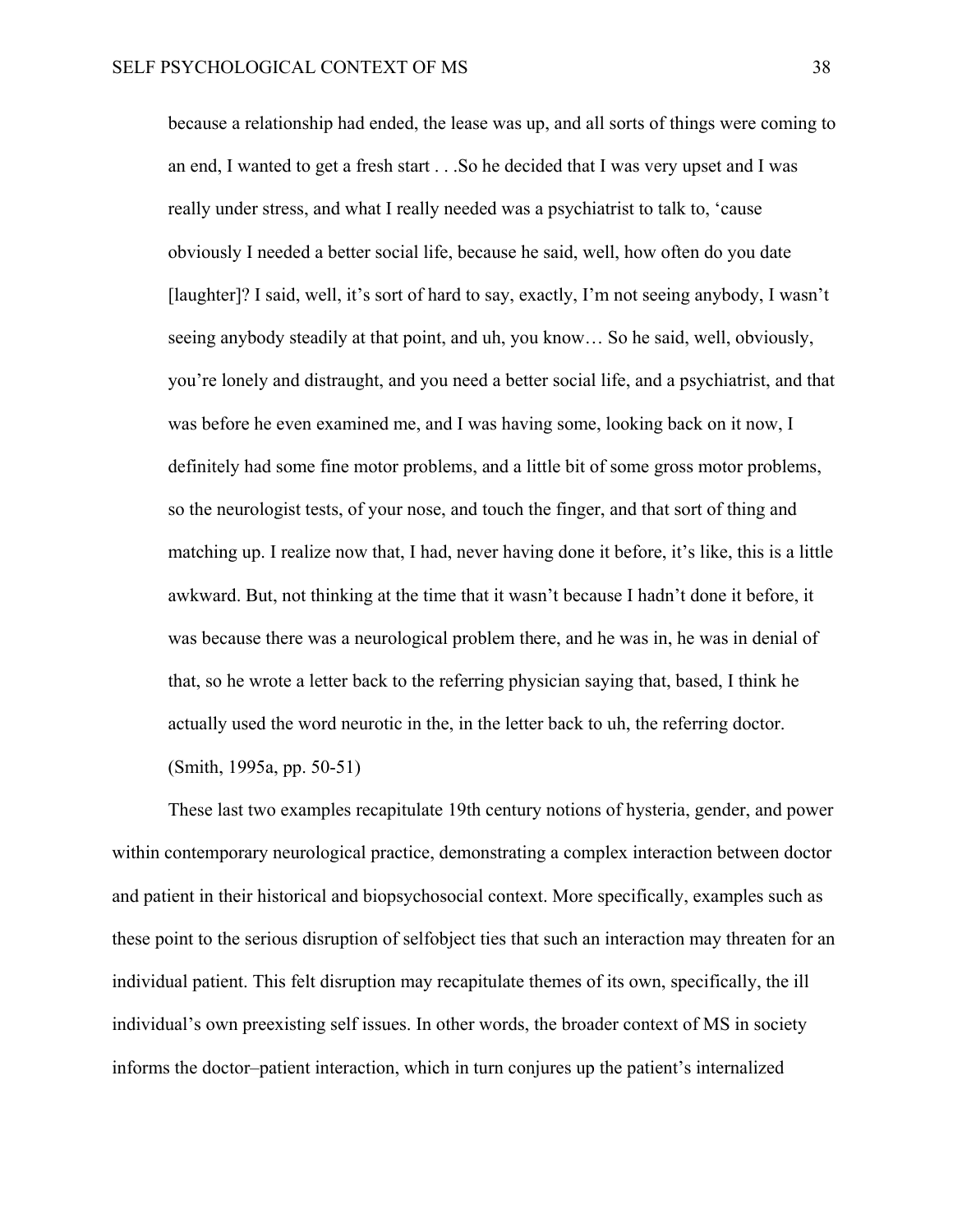> because a relationship had ended, the lease was up, and all sorts of things were coming to an end, I wanted to get a fresh start . . .So he decided that I was very upset and I was really under stress, and what I really needed was a psychiatrist to talk to, 'cause obviously I needed a better social life, because he said, well, how often do you date [laughter]? I said, well, it's sort of hard to say, exactly, I'm not seeing anybody, I wasn't seeing anybody steadily at that point, and uh, you know… So he said, well, obviously, you're lonely and distraught, and you need a better social life, and a psychiatrist, and that was before he even examined me, and I was having some, looking back on it now, I definitely had some fine motor problems, and a little bit of some gross motor problems, so the neurologist tests, of your nose, and touch the finger, and that sort of thing and matching up. I realize now that, I had, never having done it before, it's like, this is a little awkward. But, not thinking at the time that it wasn't because I hadn't done it before, it was because there was a neurological problem there, and he was in, he was in denial of that, so he wrote a letter back to the referring physician saying that, based, I think he actually used the word neurotic in the, in the letter back to uh, the referring doctor. (Smith, 1995a, pp. 50-51)

These last two examples recapitulate 19th century notions of hysteria, gender, and power within contemporary neurological practice, demonstrating a complex interaction between doctor and patient in their historical and biopsychosocial context. More specifically, examples such as these point to the serious disruption of selfobject ties that such an interaction may threaten for an individual patient. This felt disruption may recapitulate themes of its own, specifically, the ill individual's own preexisting self issues. In other words, the broader context of MS in society informs the doctor–patient interaction, which in turn conjures up the patient's internalized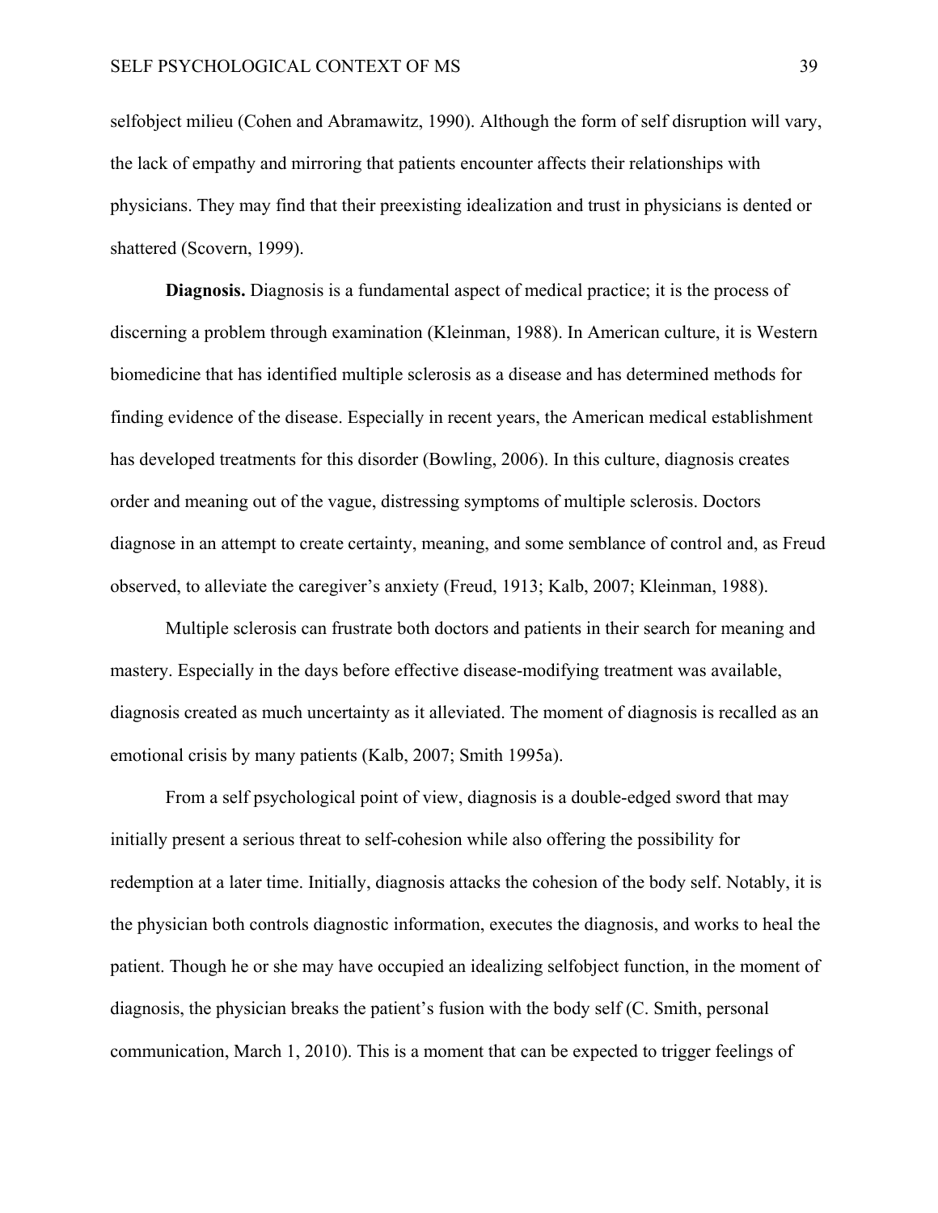selfobject milieu (Cohen and Abramawitz, 1990). Although the form of self disruption will vary, the lack of empathy and mirroring that patients encounter affects their relationships with physicians. They may find that their preexisting idealization and trust in physicians is dented or shattered (Scovern, 1999).

**Diagnosis.** Diagnosis is a fundamental aspect of medical practice; it is the process of discerning a problem through examination (Kleinman, 1988). In American culture, it is Western biomedicine that has identified multiple sclerosis as a disease and has determined methods for finding evidence of the disease. Especially in recent years, the American medical establishment has developed treatments for this disorder (Bowling, 2006). In this culture, diagnosis creates order and meaning out of the vague, distressing symptoms of multiple sclerosis. Doctors diagnose in an attempt to create certainty, meaning, and some semblance of control and, as Freud observed, to alleviate the caregiver's anxiety (Freud, 1913; Kalb, 2007; Kleinman, 1988).

Multiple sclerosis can frustrate both doctors and patients in their search for meaning and mastery. Especially in the days before effective disease-modifying treatment was available, diagnosis created as much uncertainty as it alleviated. The moment of diagnosis is recalled as an emotional crisis by many patients (Kalb, 2007; Smith 1995a).

From a self psychological point of view, diagnosis is a double-edged sword that may initially present a serious threat to self-cohesion while also offering the possibility for redemption at a later time. Initially, diagnosis attacks the cohesion of the body self. Notably, it is the physician both controls diagnostic information, executes the diagnosis, and works to heal the patient. Though he or she may have occupied an idealizing selfobject function, in the moment of diagnosis, the physician breaks the patient's fusion with the body self (C. Smith, personal communication, March 1, 2010). This is a moment that can be expected to trigger feelings of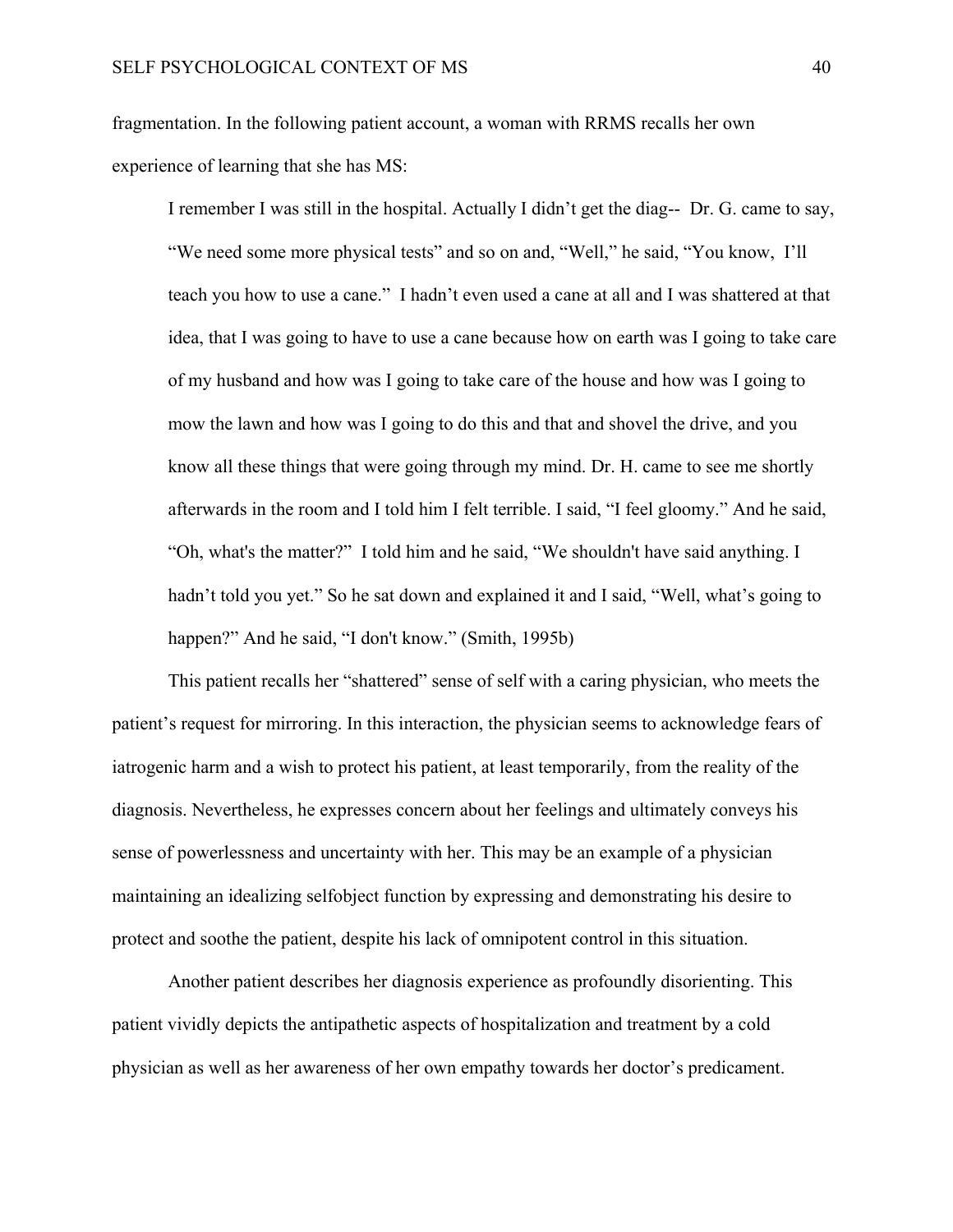fragmentation. In the following patient account, a woman with RRMS recalls her own experience of learning that she has MS:

> I remember I was still in the hospital. Actually I didn't get the diag-- Dr. G. came to say, "We need some more physical tests" and so on and, "Well," he said, "You know, I'll teach you how to use a cane." I hadn't even used a cane at all and I was shattered at that idea, that I was going to have to use a cane because how on earth was I going to take care of my husband and how was I going to take care of the house and how was I going to mow the lawn and how was I going to do this and that and shovel the drive, and you know all these things that were going through my mind. Dr. H. came to see me shortly afterwards in the room and I told him I felt terrible. I said, "I feel gloomy." And he said, "Oh, what's the matter?" I told him and he said, "We shouldn't have said anything. I hadn't told you yet." So he sat down and explained it and I said, "Well, what's going to happen?" And he said, "I don't know." (Smith, 1995b)

This patient recalls her "shattered" sense of self with a caring physician, who meets the patient's request for mirroring. In this interaction, the physician seems to acknowledge fears of iatrogenic harm and a wish to protect his patient, at least temporarily, from the reality of the diagnosis. Nevertheless, he expresses concern about her feelings and ultimately conveys his sense of powerlessness and uncertainty with her. This may be an example of a physician maintaining an idealizing selfobject function by expressing and demonstrating his desire to protect and soothe the patient, despite his lack of omnipotent control in this situation.

Another patient describes her diagnosis experience as profoundly disorienting. This patient vividly depicts the antipathetic aspects of hospitalization and treatment by a cold physician as well as her awareness of her own empathy towards her doctor's predicament.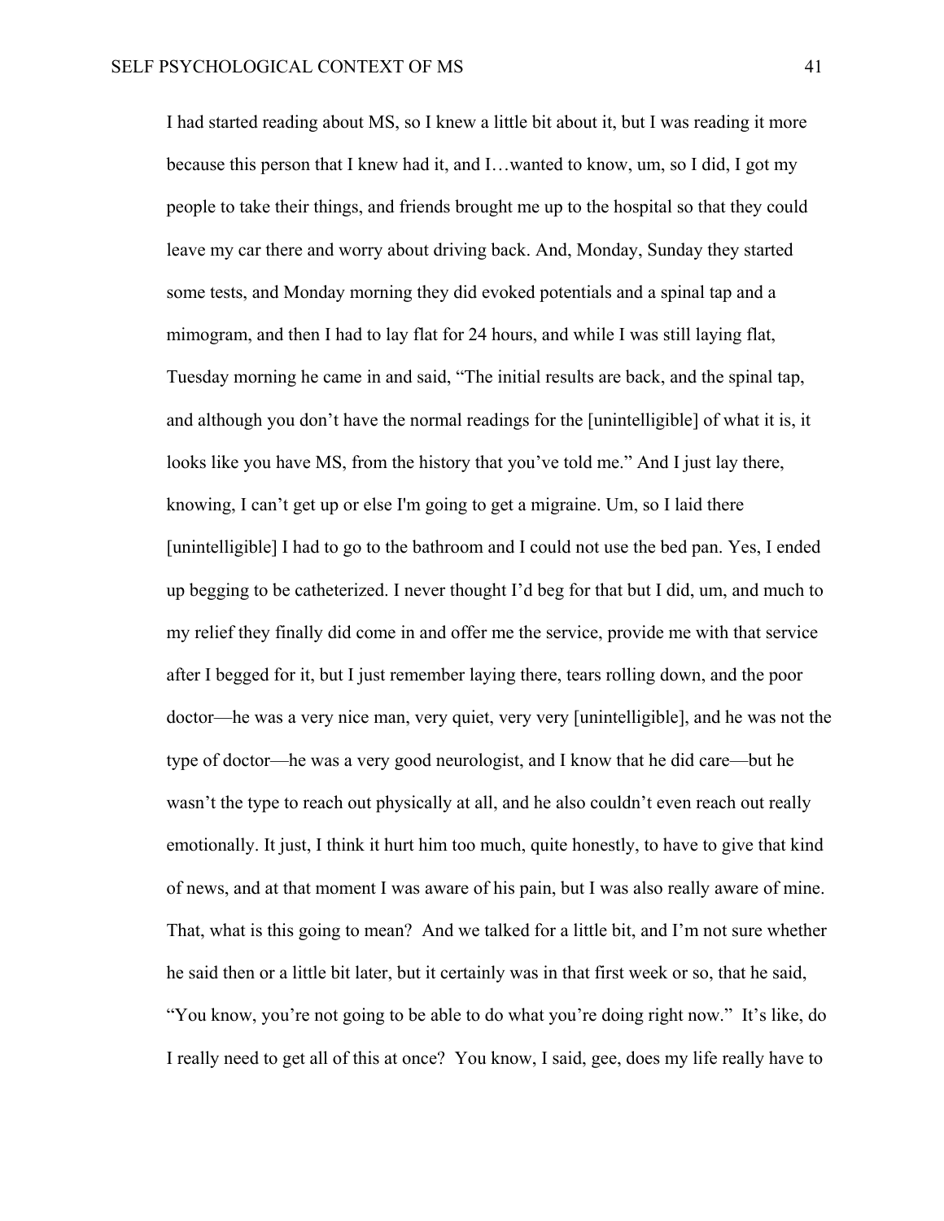I had started reading about MS, so I knew a little bit about it, but I was reading it more because this person that I knew had it, and I…wanted to know, um, so I did, I got my people to take their things, and friends brought me up to the hospital so that they could leave my car there and worry about driving back. And, Monday, Sunday they started some tests, and Monday morning they did evoked potentials and a spinal tap and a mimogram, and then I had to lay flat for 24 hours, and while I was still laying flat, Tuesday morning he came in and said, "The initial results are back, and the spinal tap, and although you don't have the normal readings for the [unintelligible] of what it is, it looks like you have MS, from the history that you've told me." And I just lay there, knowing, I can't get up or else I'm going to get a migraine. Um, so I laid there [unintelligible] I had to go to the bathroom and I could not use the bed pan. Yes, I ended up begging to be catheterized. I never thought I'd beg for that but I did, um, and much to my relief they finally did come in and offer me the service, provide me with that service after I begged for it, but I just remember laying there, tears rolling down, and the poor doctor—he was a very nice man, very quiet, very very [unintelligible], and he was not the type of doctor—he was a very good neurologist, and I know that he did care—but he wasn't the type to reach out physically at all, and he also couldn't even reach out really emotionally. It just, I think it hurt him too much, quite honestly, to have to give that kind of news, and at that moment I was aware of his pain, but I was also really aware of mine. That, what is this going to mean? And we talked for a little bit, and I'm not sure whether he said then or a little bit later, but it certainly was in that first week or so, that he said, "You know, you're not going to be able to do what you're doing right now." It's like, do I really need to get all of this at once? You know, I said, gee, does my life really have to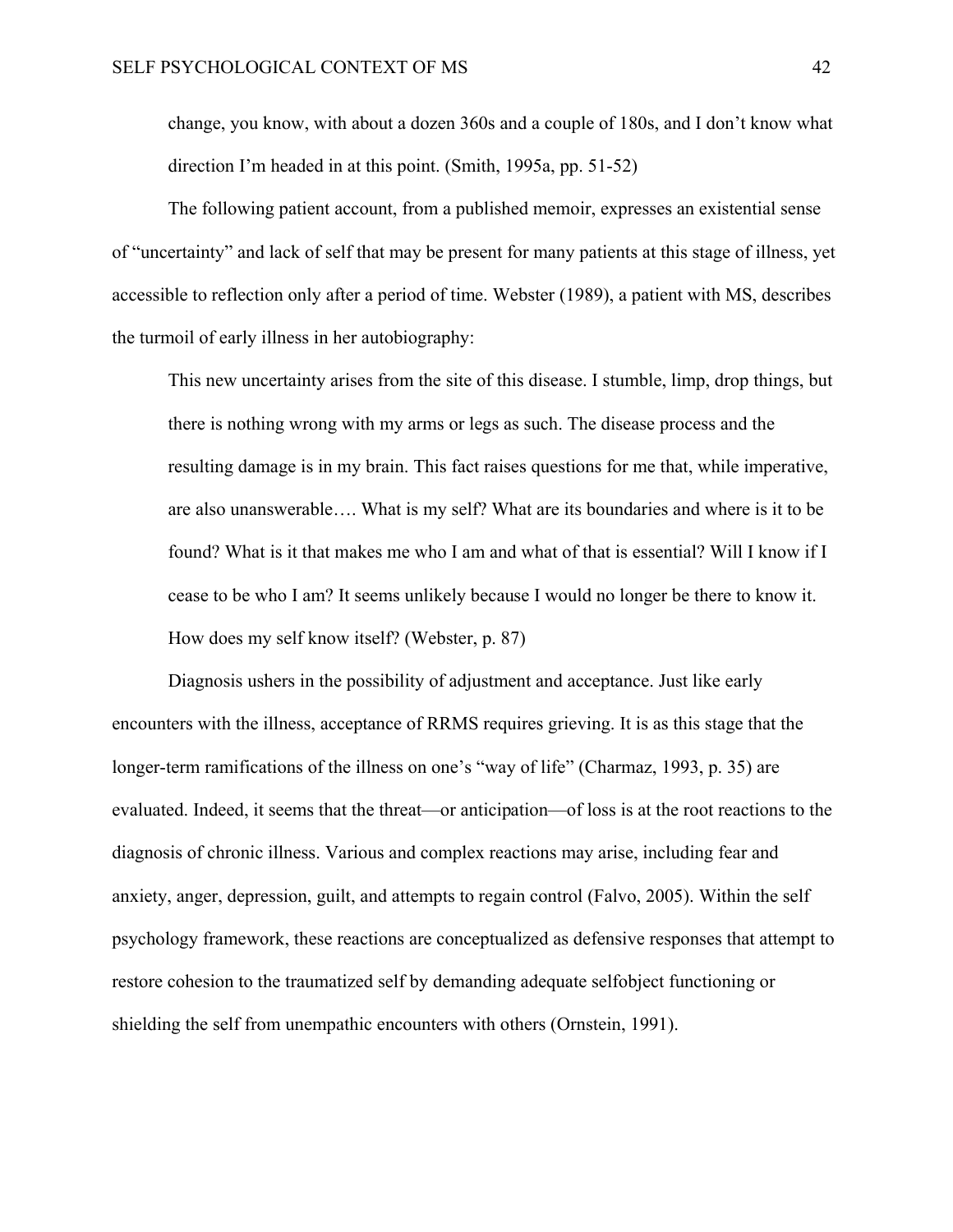> change, you know, with about a dozen 360s and a couple of 180s, and I don't know what direction I'm headed in at this point. (Smith, 1995a, pp. 51-52)

The following patient account, from a published memoir, expresses an existential sense of "uncertainty" and lack of self that may be present for many patients at this stage of illness, yet accessible to reflection only after a period of time. Webster (1989), a patient with MS, describes the turmoil of early illness in her autobiography:

> This new uncertainty arises from the site of this disease. I stumble, limp, drop things, but there is nothing wrong with my arms or legs as such. The disease process and the resulting damage is in my brain. This fact raises questions for me that, while imperative, are also unanswerable…. What is my self? What are its boundaries and where is it to be found? What is it that makes me who I am and what of that is essential? Will I know if I cease to be who I am? It seems unlikely because I would no longer be there to know it. How does my self know itself? (Webster, p. 87)

Diagnosis ushers in the possibility of adjustment and acceptance. Just like early encounters with the illness, acceptance of RRMS requires grieving. It is as this stage that the longer-term ramifications of the illness on one's "way of life" (Charmaz, 1993, p. 35) are evaluated. Indeed, it seems that the threat—or anticipation—of loss is at the root reactions to the diagnosis of chronic illness. Various and complex reactions may arise, including fear and anxiety, anger, depression, guilt, and attempts to regain control (Falvo, 2005). Within the self psychology framework, these reactions are conceptualized as defensive responses that attempt to restore cohesion to the traumatized self by demanding adequate selfobject functioning or shielding the self from unempathic encounters with others (Ornstein, 1991).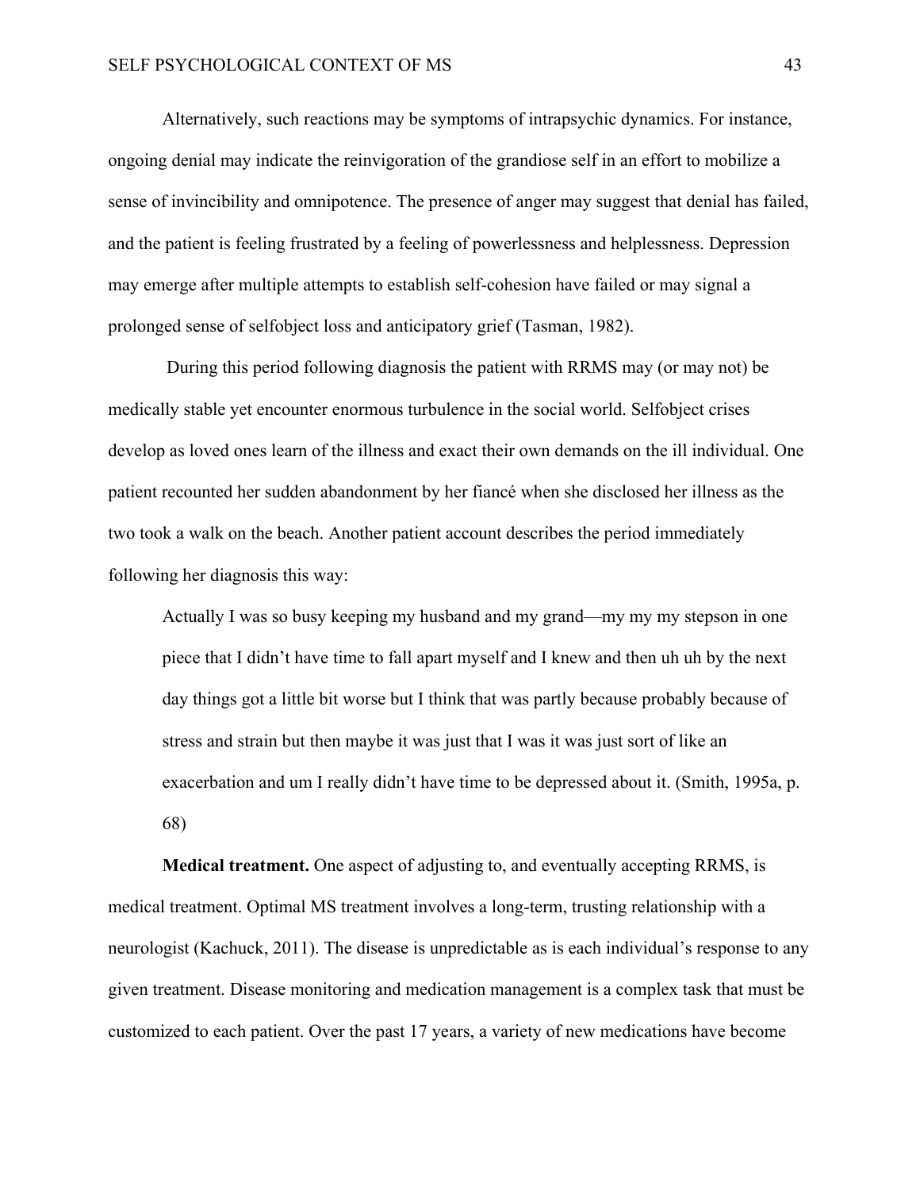Alternatively, such reactions may be symptoms of intrapsychic dynamics. For instance, ongoing denial may indicate the reinvigoration of the grandiose self in an effort to mobilize a sense of invincibility and omnipotence. The presence of anger may suggest that denial has failed, and the patient is feeling frustrated by a feeling of powerlessness and helplessness. Depression may emerge after multiple attempts to establish self-cohesion have failed or may signal a prolonged sense of selfobject loss and anticipatory grief (Tasman, 1982).

During this period following diagnosis the patient with RRMS may (or may not) be medically stable yet encounter enormous turbulence in the social world. Selfobject crises develop as loved ones learn of the illness and exact their own demands on the ill individual. One patient recounted her sudden abandonment by her fiancé when she disclosed her illness as the two took a walk on the beach. Another patient account describes the period immediately following her diagnosis this way:

> Actually I was so busy keeping my husband and my grand—my my my stepson in one piece that I didn't have time to fall apart myself and I knew and then uh uh by the next day things got a little bit worse but I think that was partly because probably because of stress and strain but then maybe it was just that I was it was just sort of like an exacerbation and um I really didn't have time to be depressed about it. (Smith, 1995a, p. 68)

**Medical treatment.** One aspect of adjusting to, and eventually accepting RRMS, is medical treatment. Optimal MS treatment involves a long-term, trusting relationship with a neurologist (Kachuck, 2011). The disease is unpredictable as is each individual's response to any given treatment. Disease monitoring and medication management is a complex task that must be customized to each patient. Over the past 17 years, a variety of new medications have become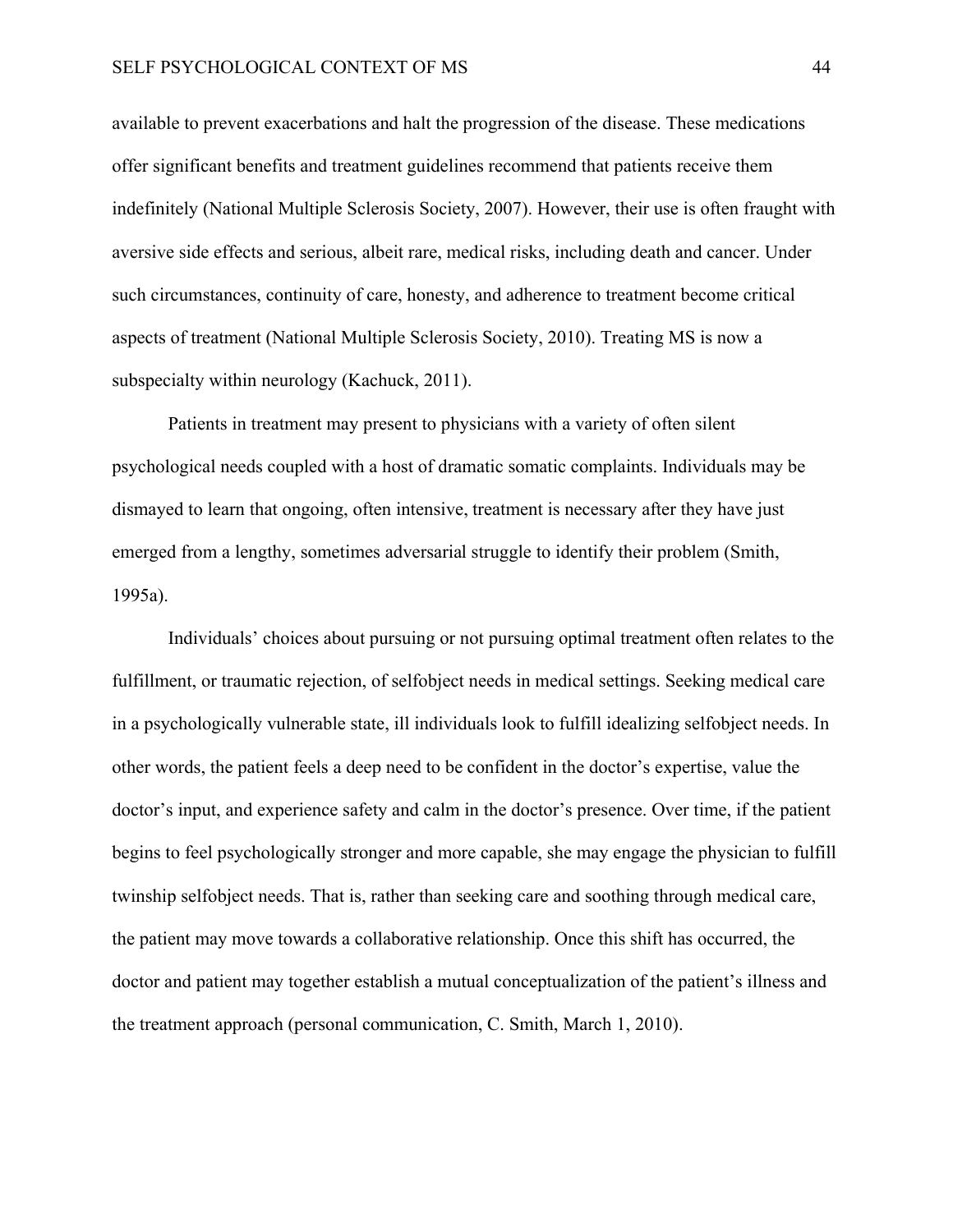available to prevent exacerbations and halt the progression of the disease. These medications offer significant benefits and treatment guidelines recommend that patients receive them indefinitely (National Multiple Sclerosis Society, 2007). However, their use is often fraught with aversive side effects and serious, albeit rare, medical risks, including death and cancer. Under such circumstances, continuity of care, honesty, and adherence to treatment become critical aspects of treatment (National Multiple Sclerosis Society, 2010). Treating MS is now a subspecialty within neurology (Kachuck, 2011).

Patients in treatment may present to physicians with a variety of often silent psychological needs coupled with a host of dramatic somatic complaints. Individuals may be dismayed to learn that ongoing, often intensive, treatment is necessary after they have just emerged from a lengthy, sometimes adversarial struggle to identify their problem (Smith, 1995a).

Individuals' choices about pursuing or not pursuing optimal treatment often relates to the fulfillment, or traumatic rejection, of selfobject needs in medical settings. Seeking medical care in a psychologically vulnerable state, ill individuals look to fulfill idealizing selfobject needs. In other words, the patient feels a deep need to be confident in the doctor's expertise, value the doctor's input, and experience safety and calm in the doctor's presence. Over time, if the patient begins to feel psychologically stronger and more capable, she may engage the physician to fulfill twinship selfobject needs. That is, rather than seeking care and soothing through medical care, the patient may move towards a collaborative relationship. Once this shift has occurred, the doctor and patient may together establish a mutual conceptualization of the patient's illness and the treatment approach (personal communication, C. Smith, March 1, 2010).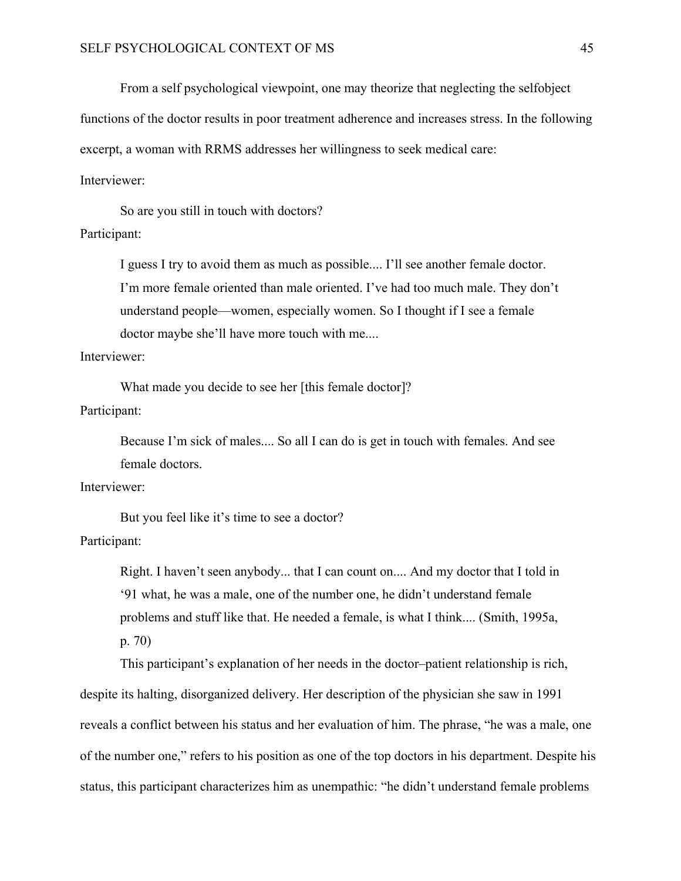From a self psychological viewpoint, one may theorize that neglecting the selfobject functions of the doctor results in poor treatment adherence and increases stress. In the following excerpt, a woman with RRMS addresses her willingness to seek medical care:

Interviewer:

> So are you still in touch with doctors?

Participant:

> I guess I try to avoid them as much as possible.... I'll see another female doctor. I'm more female oriented than male oriented. I've had too much male. They don't understand people—women, especially women. So I thought if I see a female doctor maybe she'll have more touch with me....

Interviewer:

> What made you decide to see her [this female doctor]?

Participant:

> Because I'm sick of males.... So all I can do is get in touch with females. And see female doctors.

Interviewer:

> But you feel like it's time to see a doctor?

Participant:

> Right. I haven't seen anybody... that I can count on.... And my doctor that I told in '91 what, he was a male, one of the number one, he didn't understand female problems and stuff like that. He needed a female, is what I think.... (Smith, 1995a, p. 70)

This participant's explanation of her needs in the doctor–patient relationship is rich, despite its halting, disorganized delivery. Her description of the physician she saw in 1991 reveals a conflict between his status and her evaluation of him. The phrase, "he was a male, one of the number one," refers to his position as one of the top doctors in his department. Despite his status, this participant characterizes him as unempathic: "he didn't understand female problems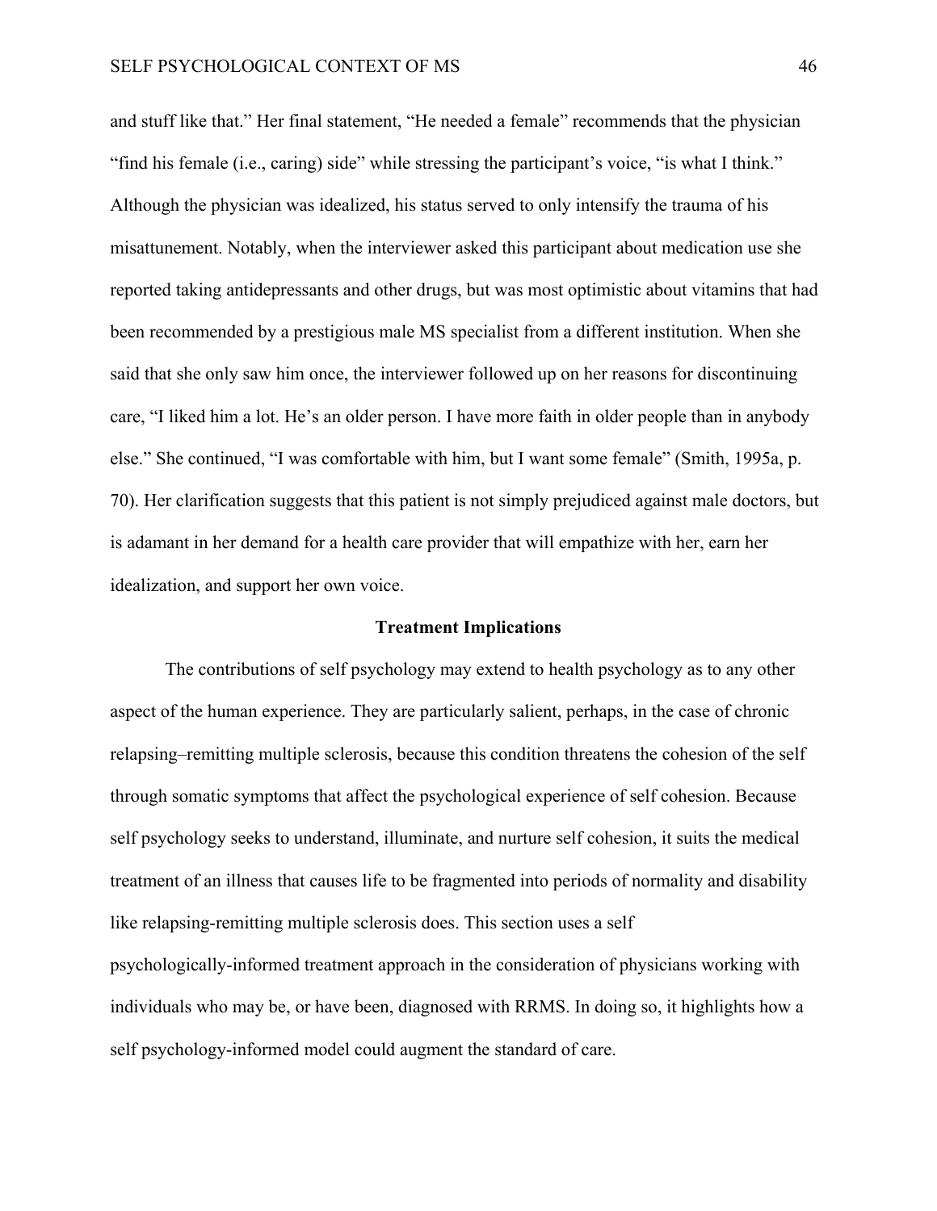and stuff like that." Her final statement, "He needed a female" recommends that the physician "find his female (i.e., caring) side" while stressing the participant's voice, "is what I think." Although the physician was idealized, his status served to only intensify the trauma of his misattunement. Notably, when the interviewer asked this participant about medication use she reported taking antidepressants and other drugs, but was most optimistic about vitamins that had been recommended by a prestigious male MS specialist from a different institution. When she said that she only saw him once, the interviewer followed up on her reasons for discontinuing care, "I liked him a lot. He's an older person. I have more faith in older people than in anybody else." She continued, "I was comfortable with him, but I want some female" (Smith, 1995a, p. 70). Her clarification suggests that this patient is not simply prejudiced against male doctors, but is adamant in her demand for a health care provider that will empathize with her, earn her idealization, and support her own voice.

## Treatment Implications

The contributions of self psychology may extend to health psychology as to any other aspect of the human experience. They are particularly salient, perhaps, in the case of chronic relapsing–remitting multiple sclerosis, because this condition threatens the cohesion of the self through somatic symptoms that affect the psychological experience of self cohesion. Because self psychology seeks to understand, illuminate, and nurture self cohesion, it suits the medical treatment of an illness that causes life to be fragmented into periods of normality and disability like relapsing-remitting multiple sclerosis does. This section uses a self psychologically-informed treatment approach in the consideration of physicians working with individuals who may be, or have been, diagnosed with RRMS. In doing so, it highlights how a self psychology-informed model could augment the standard of care.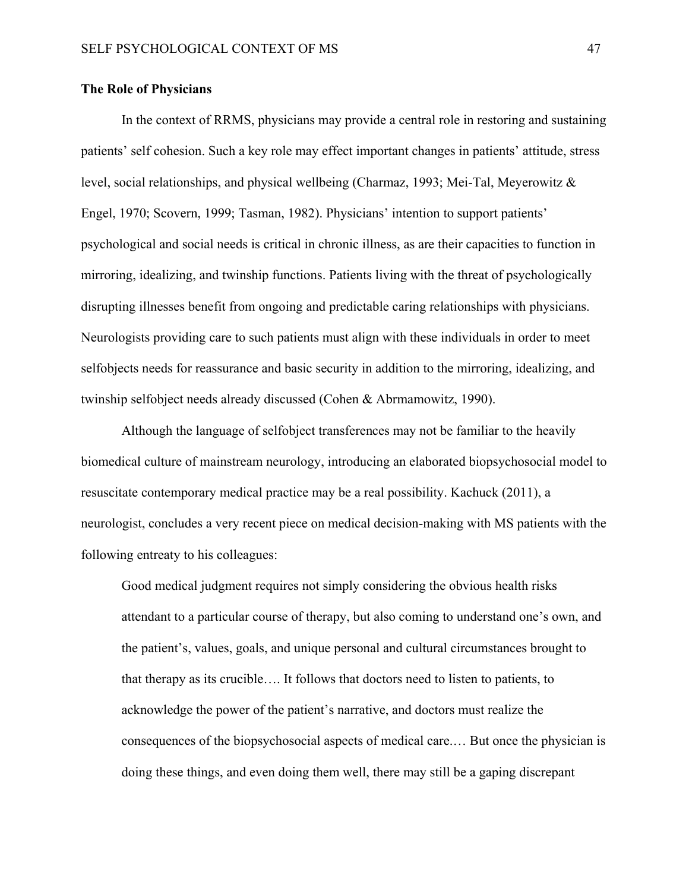**The Role of Physicians**

In the context of RRMS, physicians may provide a central role in restoring and sustaining patients' self cohesion. Such a key role may effect important changes in patients' attitude, stress level, social relationships, and physical wellbeing (Charmaz, 1993; Mei-Tal, Meyerowitz & Engel, 1970; Scovern, 1999; Tasman, 1982). Physicians' intention to support patients' psychological and social needs is critical in chronic illness, as are their capacities to function in mirroring, idealizing, and twinship functions. Patients living with the threat of psychologically disrupting illnesses benefit from ongoing and predictable caring relationships with physicians. Neurologists providing care to such patients must align with these individuals in order to meet selfobjects needs for reassurance and basic security in addition to the mirroring, idealizing, and twinship selfobject needs already discussed (Cohen & Abrmamowitz, 1990).

Although the language of selfobject transferences may not be familiar to the heavily biomedical culture of mainstream neurology, introducing an elaborated biopsychosocial model to resuscitate contemporary medical practice may be a real possibility. Kachuck (2011), a neurologist, concludes a very recent piece on medical decision-making with MS patients with the following entreaty to his colleagues:

> Good medical judgment requires not simply considering the obvious health risks attendant to a particular course of therapy, but also coming to understand one's own, and the patient's, values, goals, and unique personal and cultural circumstances brought to that therapy as its crucible…. It follows that doctors need to listen to patients, to acknowledge the power of the patient's narrative, and doctors must realize the consequences of the biopsychosocial aspects of medical care.… But once the physician is doing these things, and even doing them well, there may still be a gaping discrepant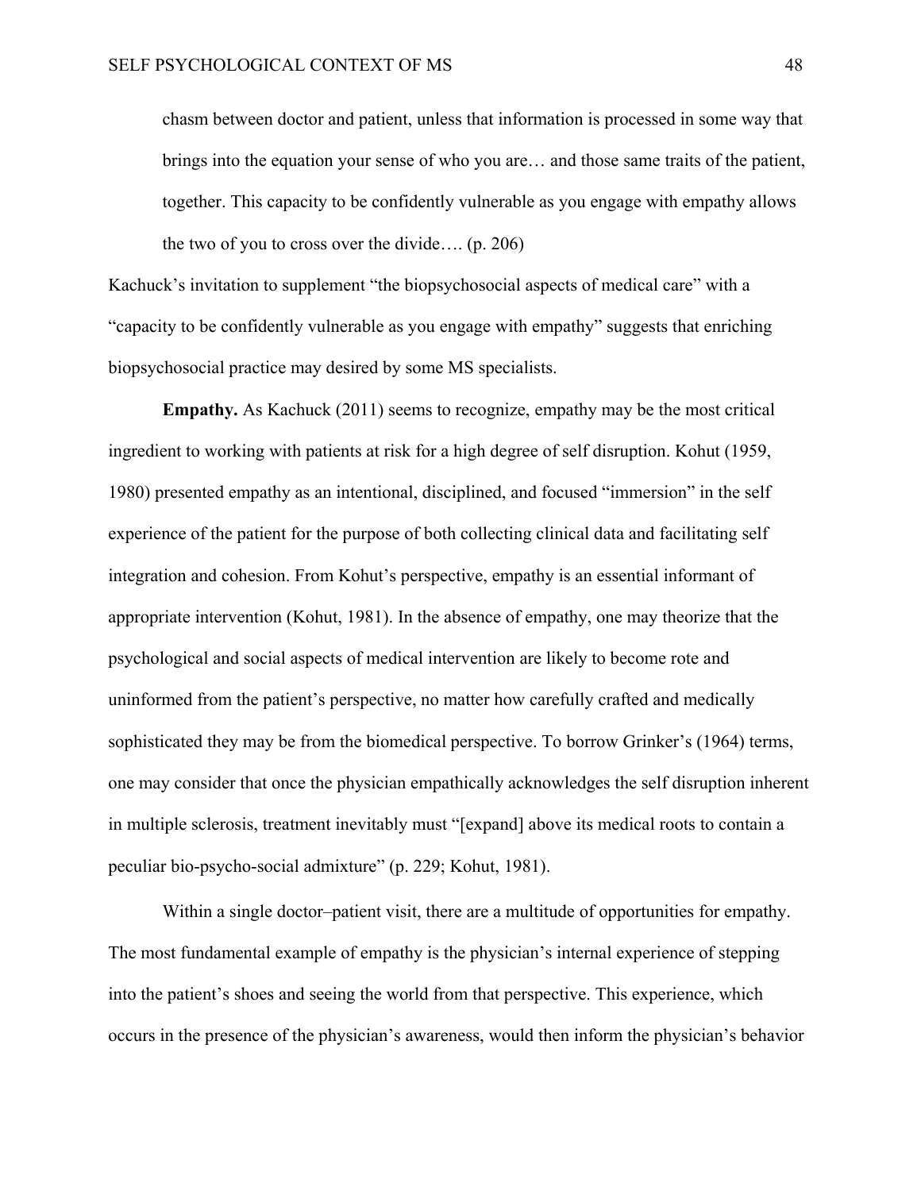> chasm between doctor and patient, unless that information is processed in some way that brings into the equation your sense of who you are… and those same traits of the patient, together. This capacity to be confidently vulnerable as you engage with empathy allows the two of you to cross over the divide…. (p. 206)

Kachuck's invitation to supplement "the biopsychosocial aspects of medical care" with a "capacity to be confidently vulnerable as you engage with empathy" suggests that enriching biopsychosocial practice may desired by some MS specialists.

**Empathy.** As Kachuck (2011) seems to recognize, empathy may be the most critical ingredient to working with patients at risk for a high degree of self disruption. Kohut (1959, 1980) presented empathy as an intentional, disciplined, and focused "immersion" in the self experience of the patient for the purpose of both collecting clinical data and facilitating self integration and cohesion. From Kohut's perspective, empathy is an essential informant of appropriate intervention (Kohut, 1981). In the absence of empathy, one may theorize that the psychological and social aspects of medical intervention are likely to become rote and uninformed from the patient's perspective, no matter how carefully crafted and medically sophisticated they may be from the biomedical perspective. To borrow Grinker's (1964) terms, one may consider that once the physician empathically acknowledges the self disruption inherent in multiple sclerosis, treatment inevitably must "[expand] above its medical roots to contain a peculiar bio-psycho-social admixture" (p. 229; Kohut, 1981).

Within a single doctor–patient visit, there are a multitude of opportunities for empathy. The most fundamental example of empathy is the physician's internal experience of stepping into the patient's shoes and seeing the world from that perspective. This experience, which occurs in the presence of the physician's awareness, would then inform the physician's behavior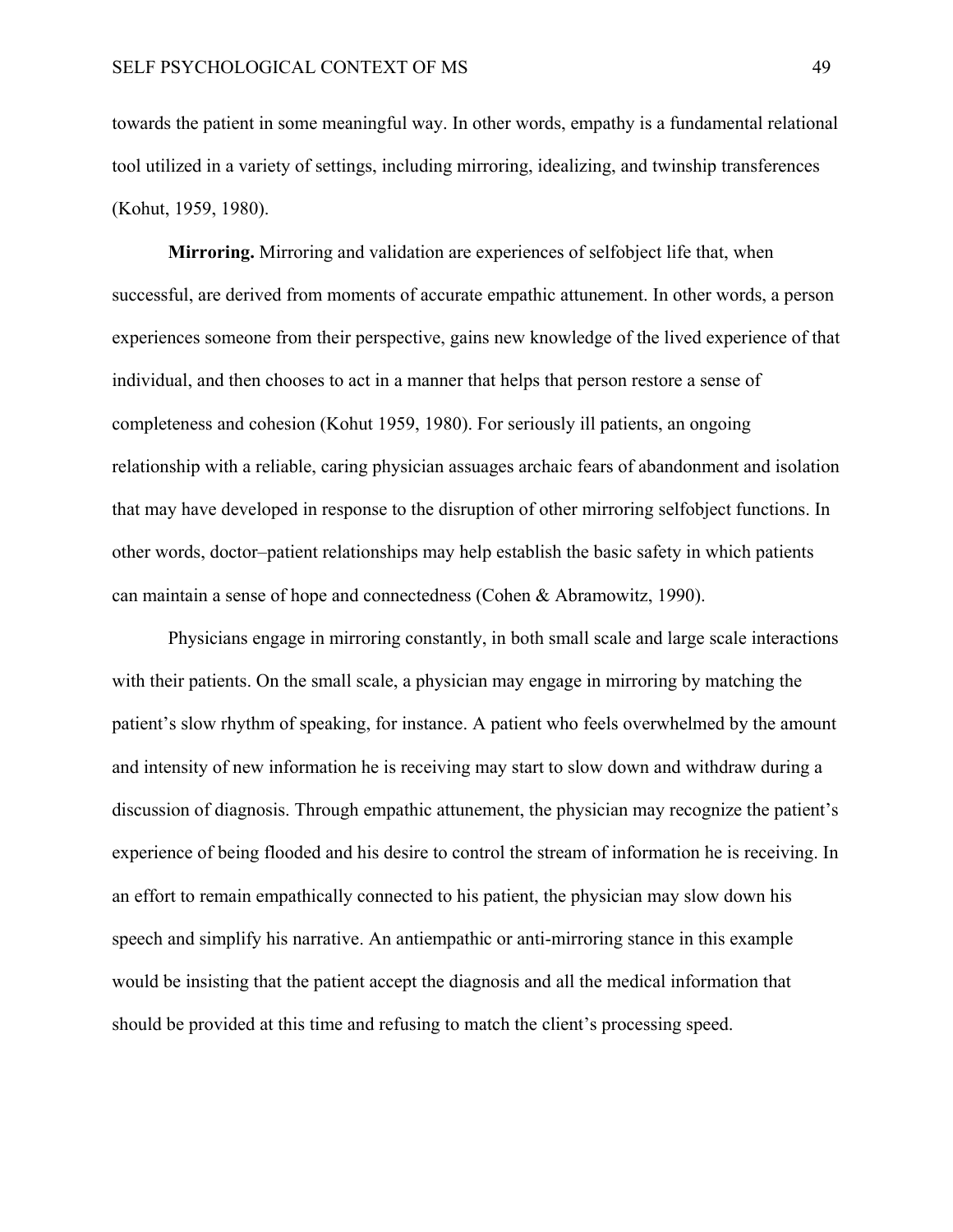towards the patient in some meaningful way. In other words, empathy is a fundamental relational tool utilized in a variety of settings, including mirroring, idealizing, and twinship transferences (Kohut, 1959, 1980).

**Mirroring.** Mirroring and validation are experiences of selfobject life that, when successful, are derived from moments of accurate empathic attunement. In other words, a person experiences someone from their perspective, gains new knowledge of the lived experience of that individual, and then chooses to act in a manner that helps that person restore a sense of completeness and cohesion (Kohut 1959, 1980). For seriously ill patients, an ongoing relationship with a reliable, caring physician assuages archaic fears of abandonment and isolation that may have developed in response to the disruption of other mirroring selfobject functions. In other words, doctor–patient relationships may help establish the basic safety in which patients can maintain a sense of hope and connectedness (Cohen & Abramowitz, 1990).

Physicians engage in mirroring constantly, in both small scale and large scale interactions with their patients. On the small scale, a physician may engage in mirroring by matching the patient's slow rhythm of speaking, for instance. A patient who feels overwhelmed by the amount and intensity of new information he is receiving may start to slow down and withdraw during a discussion of diagnosis. Through empathic attunement, the physician may recognize the patient's experience of being flooded and his desire to control the stream of information he is receiving. In an effort to remain empathically connected to his patient, the physician may slow down his speech and simplify his narrative. An antiempathic or anti-mirroring stance in this example would be insisting that the patient accept the diagnosis and all the medical information that should be provided at this time and refusing to match the client's processing speed.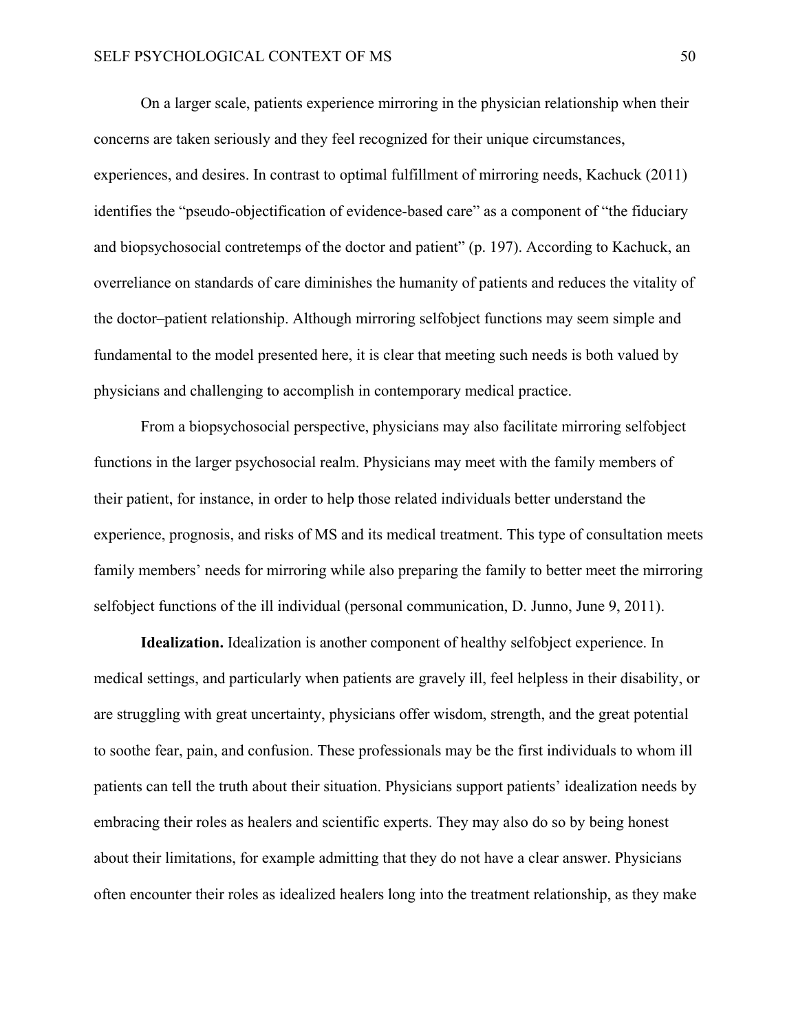On a larger scale, patients experience mirroring in the physician relationship when their concerns are taken seriously and they feel recognized for their unique circumstances, experiences, and desires. In contrast to optimal fulfillment of mirroring needs, Kachuck (2011) identifies the "pseudo-objectification of evidence-based care" as a component of "the fiduciary and biopsychosocial contretemps of the doctor and patient" (p. 197). According to Kachuck, an overreliance on standards of care diminishes the humanity of patients and reduces the vitality of the doctor–patient relationship. Although mirroring selfobject functions may seem simple and fundamental to the model presented here, it is clear that meeting such needs is both valued by physicians and challenging to accomplish in contemporary medical practice.

From a biopsychosocial perspective, physicians may also facilitate mirroring selfobject functions in the larger psychosocial realm. Physicians may meet with the family members of their patient, for instance, in order to help those related individuals better understand the experience, prognosis, and risks of MS and its medical treatment. This type of consultation meets family members' needs for mirroring while also preparing the family to better meet the mirroring selfobject functions of the ill individual (personal communication, D. Junno, June 9, 2011).

**Idealization.** Idealization is another component of healthy selfobject experience. In medical settings, and particularly when patients are gravely ill, feel helpless in their disability, or are struggling with great uncertainty, physicians offer wisdom, strength, and the great potential to soothe fear, pain, and confusion. These professionals may be the first individuals to whom ill patients can tell the truth about their situation. Physicians support patients' idealization needs by embracing their roles as healers and scientific experts. They may also do so by being honest about their limitations, for example admitting that they do not have a clear answer. Physicians often encounter their roles as idealized healers long into the treatment relationship, as they make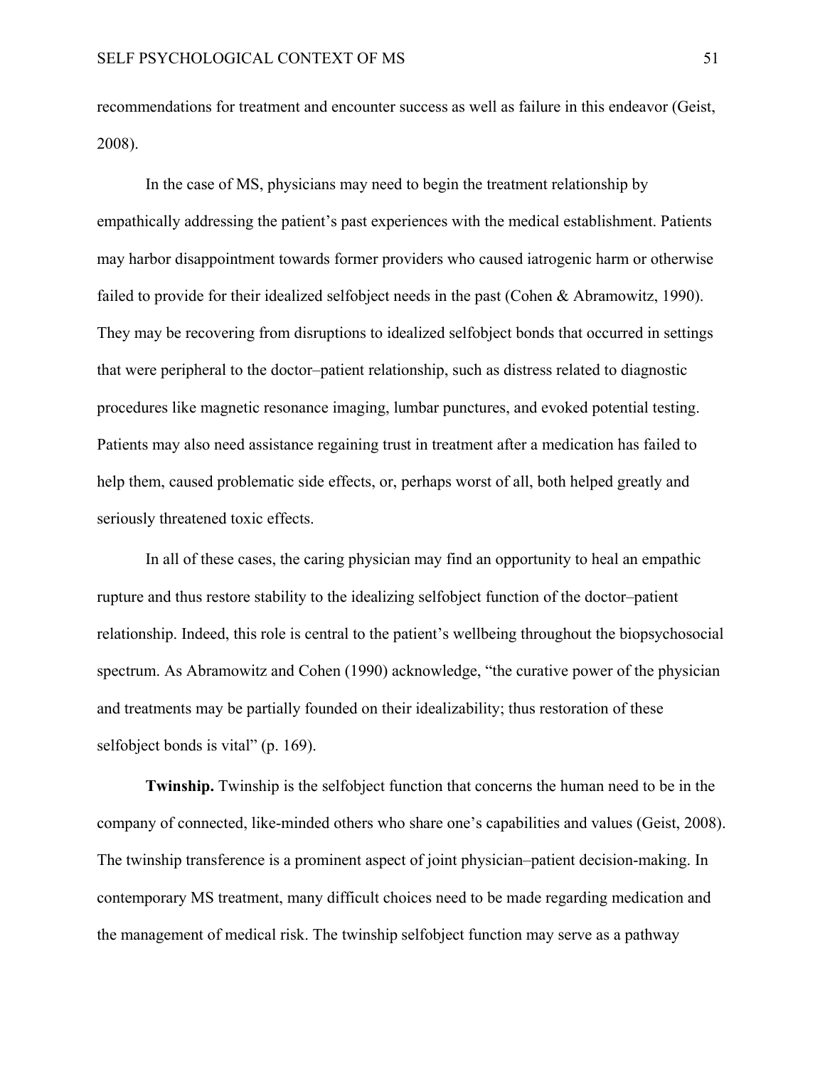recommendations for treatment and encounter success as well as failure in this endeavor (Geist, 2008).

In the case of MS, physicians may need to begin the treatment relationship by empathically addressing the patient's past experiences with the medical establishment. Patients may harbor disappointment towards former providers who caused iatrogenic harm or otherwise failed to provide for their idealized selfobject needs in the past (Cohen & Abramowitz, 1990). They may be recovering from disruptions to idealized selfobject bonds that occurred in settings that were peripheral to the doctor–patient relationship, such as distress related to diagnostic procedures like magnetic resonance imaging, lumbar punctures, and evoked potential testing. Patients may also need assistance regaining trust in treatment after a medication has failed to help them, caused problematic side effects, or, perhaps worst of all, both helped greatly and seriously threatened toxic effects.

In all of these cases, the caring physician may find an opportunity to heal an empathic rupture and thus restore stability to the idealizing selfobject function of the doctor–patient relationship. Indeed, this role is central to the patient's wellbeing throughout the biopsychosocial spectrum. As Abramowitz and Cohen (1990) acknowledge, "the curative power of the physician and treatments may be partially founded on their idealizability; thus restoration of these selfobject bonds is vital" (p. 169).

**Twinship.** Twinship is the selfobject function that concerns the human need to be in the company of connected, like-minded others who share one's capabilities and values (Geist, 2008). The twinship transference is a prominent aspect of joint physician–patient decision-making. In contemporary MS treatment, many difficult choices need to be made regarding medication and the management of medical risk. The twinship selfobject function may serve as a pathway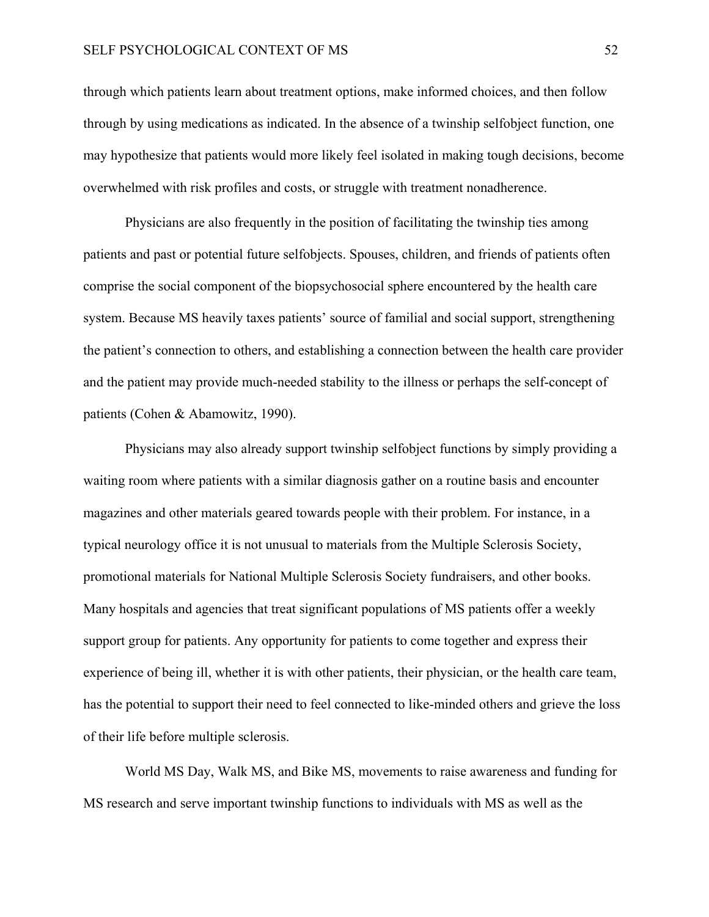through which patients learn about treatment options, make informed choices, and then follow through by using medications as indicated. In the absence of a twinship selfobject function, one may hypothesize that patients would more likely feel isolated in making tough decisions, become overwhelmed with risk profiles and costs, or struggle with treatment nonadherence.

Physicians are also frequently in the position of facilitating the twinship ties among patients and past or potential future selfobjects. Spouses, children, and friends of patients often comprise the social component of the biopsychosocial sphere encountered by the health care system. Because MS heavily taxes patients' source of familial and social support, strengthening the patient's connection to others, and establishing a connection between the health care provider and the patient may provide much-needed stability to the illness or perhaps the self-concept of patients (Cohen & Abamowitz, 1990).

Physicians may also already support twinship selfobject functions by simply providing a waiting room where patients with a similar diagnosis gather on a routine basis and encounter magazines and other materials geared towards people with their problem. For instance, in a typical neurology office it is not unusual to materials from the Multiple Sclerosis Society, promotional materials for National Multiple Sclerosis Society fundraisers, and other books. Many hospitals and agencies that treat significant populations of MS patients offer a weekly support group for patients. Any opportunity for patients to come together and express their experience of being ill, whether it is with other patients, their physician, or the health care team, has the potential to support their need to feel connected to like-minded others and grieve the loss of their life before multiple sclerosis.

World MS Day, Walk MS, and Bike MS, movements to raise awareness and funding for MS research and serve important twinship functions to individuals with MS as well as the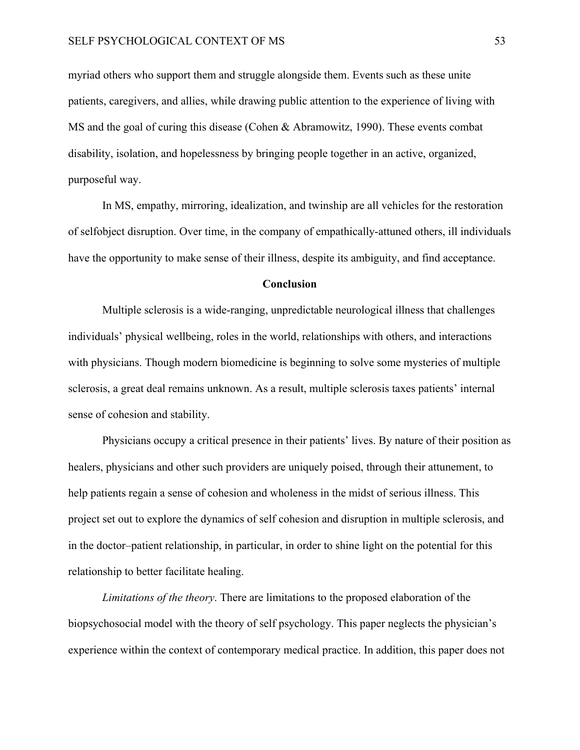myriad others who support them and struggle alongside them. Events such as these unite patients, caregivers, and allies, while drawing public attention to the experience of living with MS and the goal of curing this disease (Cohen & Abramowitz, 1990). These events combat disability, isolation, and hopelessness by bringing people together in an active, organized, purposeful way.

In MS, empathy, mirroring, idealization, and twinship are all vehicles for the restoration of selfobject disruption. Over time, in the company of empathically-attuned others, ill individuals have the opportunity to make sense of their illness, despite its ambiguity, and find acceptance.

## Conclusion

Multiple sclerosis is a wide-ranging, unpredictable neurological illness that challenges individuals' physical wellbeing, roles in the world, relationships with others, and interactions with physicians. Though modern biomedicine is beginning to solve some mysteries of multiple sclerosis, a great deal remains unknown. As a result, multiple sclerosis taxes patients' internal sense of cohesion and stability.

Physicians occupy a critical presence in their patients' lives. By nature of their position as healers, physicians and other such providers are uniquely poised, through their attunement, to help patients regain a sense of cohesion and wholeness in the midst of serious illness. This project set out to explore the dynamics of self cohesion and disruption in multiple sclerosis, and in the doctor–patient relationship, in particular, in order to shine light on the potential for this relationship to better facilitate healing.

*Limitations of the theory*. There are limitations to the proposed elaboration of the biopsychosocial model with the theory of self psychology. This paper neglects the physician's experience within the context of contemporary medical practice. In addition, this paper does not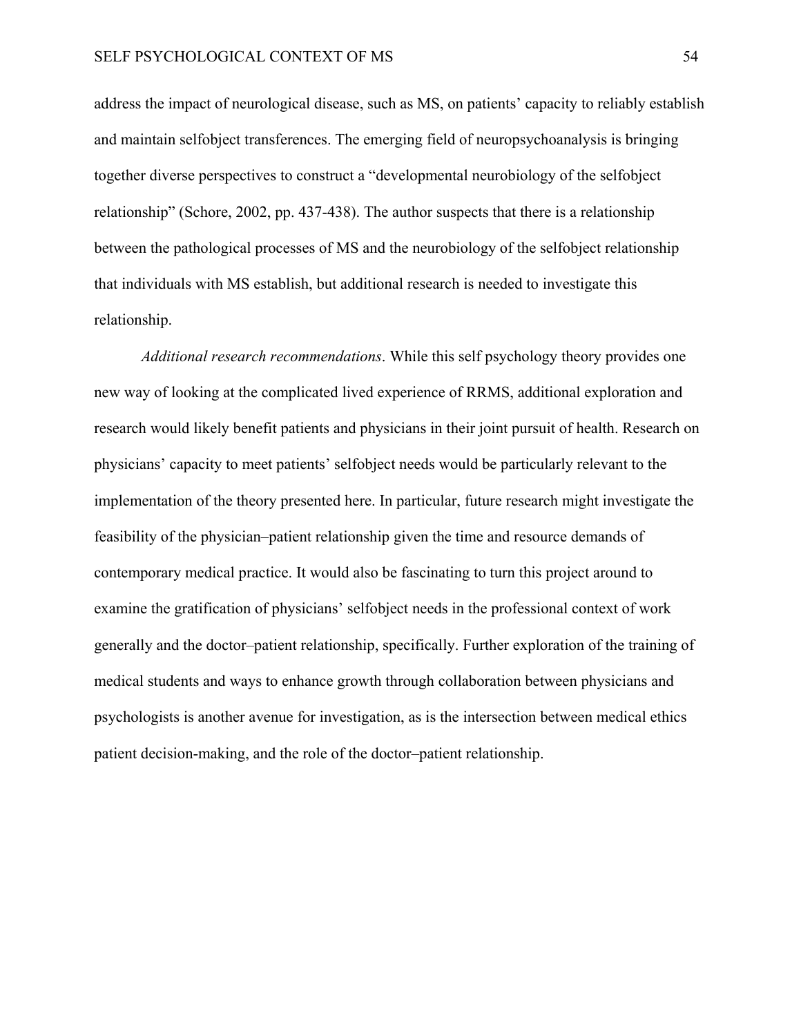address the impact of neurological disease, such as MS, on patients' capacity to reliably establish and maintain selfobject transferences. The emerging field of neuropsychoanalysis is bringing together diverse perspectives to construct a "developmental neurobiology of the selfobject relationship" (Schore, 2002, pp. 437-438). The author suspects that there is a relationship between the pathological processes of MS and the neurobiology of the selfobject relationship that individuals with MS establish, but additional research is needed to investigate this relationship.

*Additional research recommendations*. While this self psychology theory provides one new way of looking at the complicated lived experience of RRMS, additional exploration and research would likely benefit patients and physicians in their joint pursuit of health. Research on physicians' capacity to meet patients' selfobject needs would be particularly relevant to the implementation of the theory presented here. In particular, future research might investigate the feasibility of the physician–patient relationship given the time and resource demands of contemporary medical practice. It would also be fascinating to turn this project around to examine the gratification of physicians' selfobject needs in the professional context of work generally and the doctor–patient relationship, specifically. Further exploration of the training of medical students and ways to enhance growth through collaboration between physicians and psychologists is another avenue for investigation, as is the intersection between medical ethics patient decision-making, and the role of the doctor–patient relationship.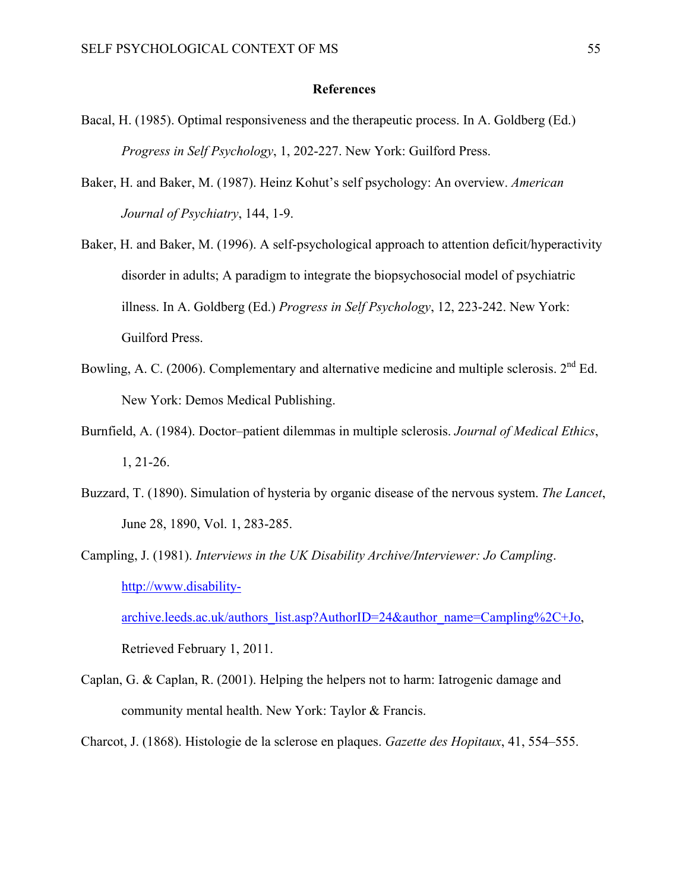# References

Bacal, H. (1985). Optimal responsiveness and the therapeutic process. In A. Goldberg (Ed.) *Progress in Self Psychology*, 1, 202-227. New York: Guilford Press.

Baker, H. and Baker, M. (1987). Heinz Kohut's self psychology: An overview. *American Journal of Psychiatry*, 144, 1-9.

Baker, H. and Baker, M. (1996). A self-psychological approach to attention deficit/hyperactivity disorder in adults; A paradigm to integrate the biopsychosocial model of psychiatric illness. In A. Goldberg (Ed.) *Progress in Self Psychology*, 12, 223-242. New York: Guilford Press.

Bowling, A. C. (2006). Complementary and alternative medicine and multiple sclerosis. 2nd Ed. New York: Demos Medical Publishing.

Burnfield, A. (1984). Doctor–patient dilemmas in multiple sclerosis. *Journal of Medical Ethics*, 1, 21-26.

Buzzard, T. (1890). Simulation of hysteria by organic disease of the nervous system. *The Lancet*, June 28, 1890, Vol. 1, 283-285.

Campling, J. (1981). *Interviews in the UK Disability Archive/Interviewer: Jo Campling*. http://www.disability-archive.leeds.ac.uk/authors_list.asp?AuthorID=24&author_name=Campling%2C+Jo, Retrieved February 1, 2011.

Caplan, G. & Caplan, R. (2001). Helping the helpers not to harm: Iatrogenic damage and community mental health. New York: Taylor & Francis.

Charcot, J. (1868). Histologie de la sclerose en plaques. *Gazette des Hopitaux*, 41, 554–555.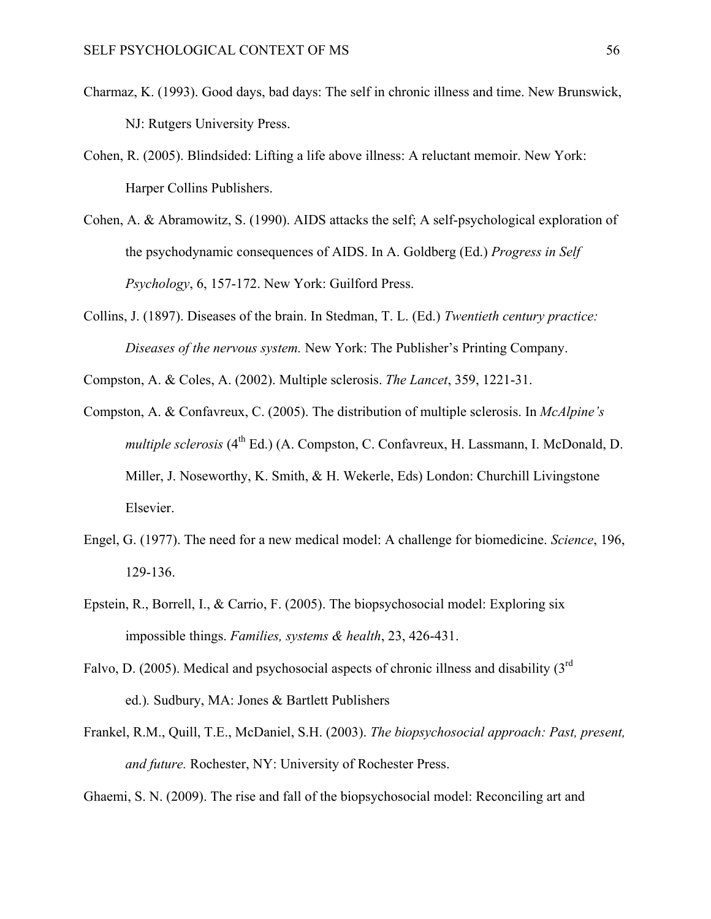Charmaz, K. (1993). Good days, bad days: The self in chronic illness and time. New Brunswick, NJ: Rutgers University Press.

Cohen, R. (2005). Blindsided: Lifting a life above illness: A reluctant memoir. New York: Harper Collins Publishers.

Cohen, A. & Abramowitz, S. (1990). AIDS attacks the self; A self-psychological exploration of the psychodynamic consequences of AIDS. In A. Goldberg (Ed.) *Progress in Self Psychology*, 6, 157-172. New York: Guilford Press.

Collins, J. (1897). Diseases of the brain. In Stedman, T. L. (Ed.) *Twentieth century practice: Diseases of the nervous system.* New York: The Publisher's Printing Company.

Compston, A. & Coles, A. (2002). Multiple sclerosis. *The Lancet*, 359, 1221-31.

Compston, A. & Confavreux, C. (2005). The distribution of multiple sclerosis. In *McAlpine's multiple sclerosis* (4th Ed.) (A. Compston, C. Confavreux, H. Lassmann, I. McDonald, D. Miller, J. Noseworthy, K. Smith, & H. Wekerle, Eds) London: Churchill Livingstone Elsevier.

Engel, G. (1977). The need for a new medical model: A challenge for biomedicine. *Science*, 196, 129-136.

Epstein, R., Borrell, I., & Carrio, F. (2005). The biopsychosocial model: Exploring six impossible things. *Families, systems & health*, 23, 426-431.

Falvo, D. (2005). Medical and psychosocial aspects of chronic illness and disability (3rd ed.). Sudbury, MA: Jones & Bartlett Publishers

Frankel, R.M., Quill, T.E., McDaniel, S.H. (2003). *The biopsychosocial approach: Past, present, and future.* Rochester, NY: University of Rochester Press.

Ghaemi, S. N. (2009). The rise and fall of the biopsychosocial model: Reconciling art and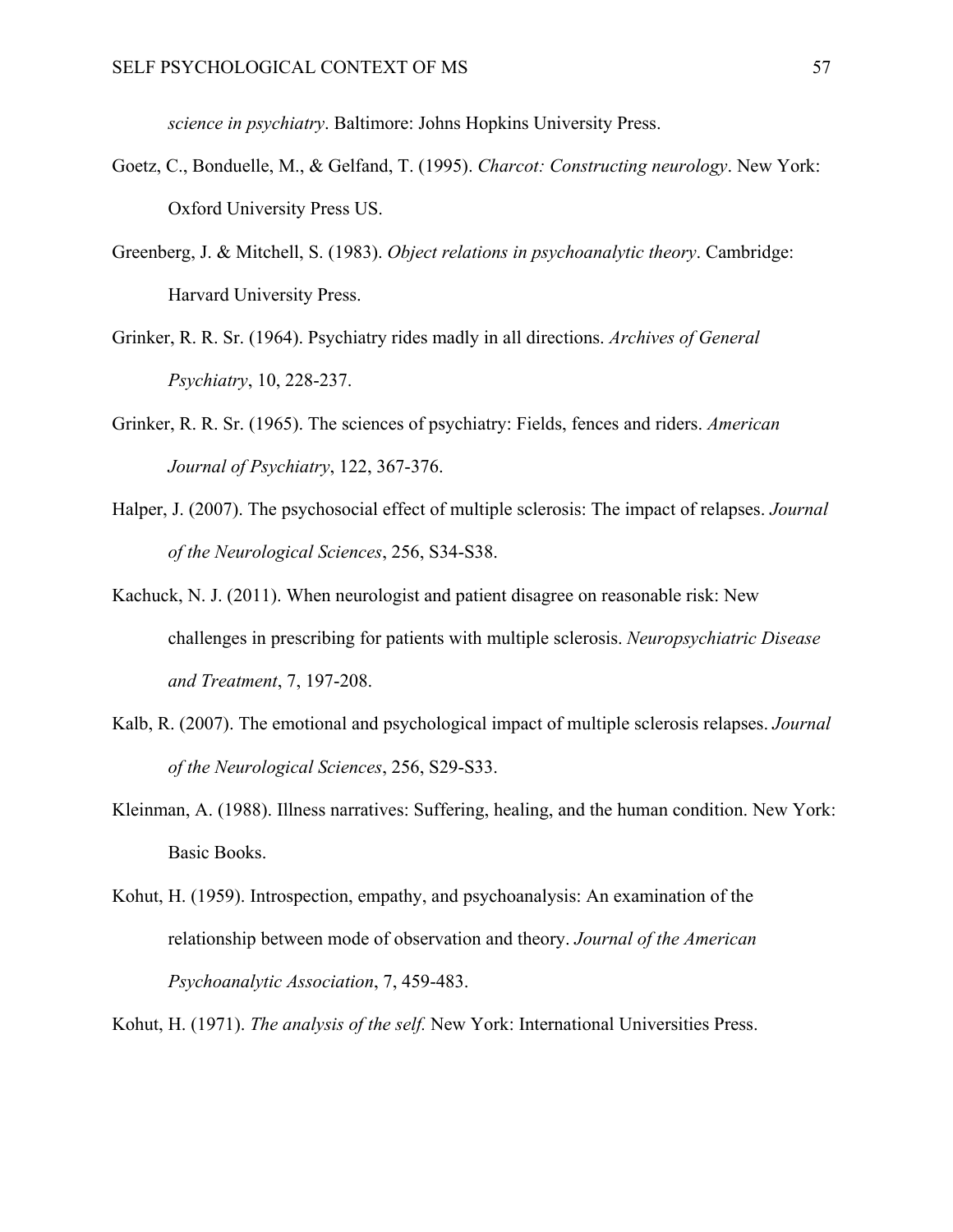*science in psychiatry*. Baltimore: Johns Hopkins University Press.

Goetz, C., Bonduelle, M., & Gelfand, T. (1995). *Charcot: Constructing neurology*. New York: Oxford University Press US.

Greenberg, J. & Mitchell, S. (1983). *Object relations in psychoanalytic theory*. Cambridge: Harvard University Press.

Grinker, R. R. Sr. (1964). Psychiatry rides madly in all directions. *Archives of General Psychiatry*, 10, 228-237.

Grinker, R. R. Sr. (1965). The sciences of psychiatry: Fields, fences and riders. *American Journal of Psychiatry*, 122, 367-376.

Halper, J. (2007). The psychosocial effect of multiple sclerosis: The impact of relapses. *Journal of the Neurological Sciences*, 256, S34-S38.

Kachuck, N. J. (2011). When neurologist and patient disagree on reasonable risk: New challenges in prescribing for patients with multiple sclerosis. *Neuropsychiatric Disease and Treatment*, 7, 197-208.

Kalb, R. (2007). The emotional and psychological impact of multiple sclerosis relapses. *Journal of the Neurological Sciences*, 256, S29-S33.

Kleinman, A. (1988). Illness narratives: Suffering, healing, and the human condition. New York: Basic Books.

Kohut, H. (1959). Introspection, empathy, and psychoanalysis: An examination of the relationship between mode of observation and theory. *Journal of the American Psychoanalytic Association*, 7, 459-483.

Kohut, H. (1971). *The analysis of the self.* New York: International Universities Press.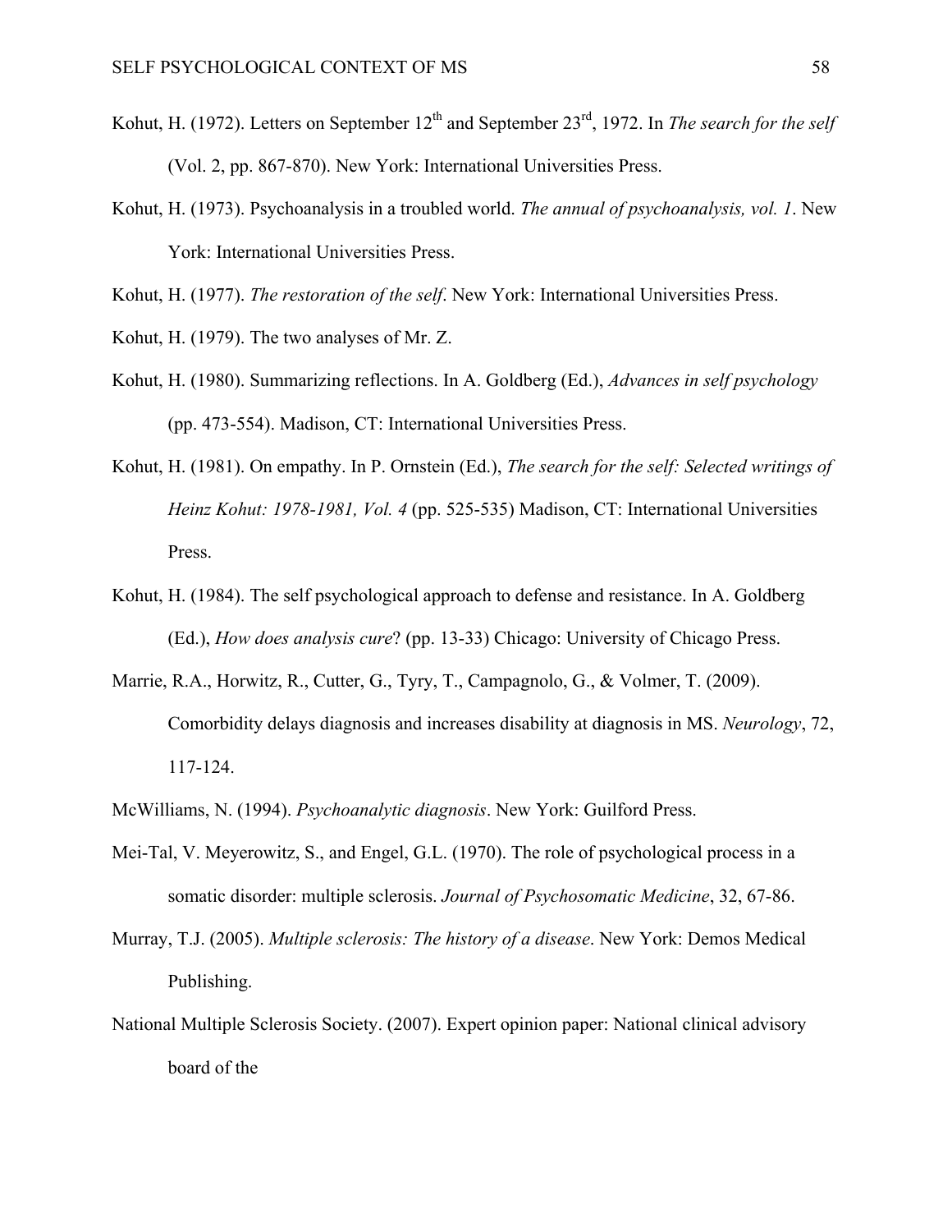Kohut, H. (1972). Letters on September 12th and September 23rd, 1972. In *The search for the self* (Vol. 2, pp. 867-870). New York: International Universities Press.

Kohut, H. (1973). Psychoanalysis in a troubled world. *The annual of psychoanalysis, vol. 1*. New York: International Universities Press.

Kohut, H. (1977). *The restoration of the self*. New York: International Universities Press.

Kohut, H. (1979). The two analyses of Mr. Z.

Kohut, H. (1980). Summarizing reflections. In A. Goldberg (Ed.), *Advances in self psychology* (pp. 473-554). Madison, CT: International Universities Press.

Kohut, H. (1981). On empathy. In P. Ornstein (Ed.), *The search for the self: Selected writings of Heinz Kohut: 1978-1981, Vol. 4* (pp. 525-535) Madison, CT: International Universities Press.

Kohut, H. (1984). The self psychological approach to defense and resistance. In A. Goldberg (Ed.), *How does analysis cure*? (pp. 13-33) Chicago: University of Chicago Press.

Marrie, R.A., Horwitz, R., Cutter, G., Tyry, T., Campagnolo, G., & Volmer, T. (2009). Comorbidity delays diagnosis and increases disability at diagnosis in MS. *Neurology*, 72, 117-124.

McWilliams, N. (1994). *Psychoanalytic diagnosis*. New York: Guilford Press.

Mei-Tal, V. Meyerowitz, S., and Engel, G.L. (1970). The role of psychological process in a somatic disorder: multiple sclerosis. *Journal of Psychosomatic Medicine*, 32, 67-86.

Murray, T.J. (2005). *Multiple sclerosis: The history of a disease*. New York: Demos Medical Publishing.

National Multiple Sclerosis Society. (2007). Expert opinion paper: National clinical advisory board of the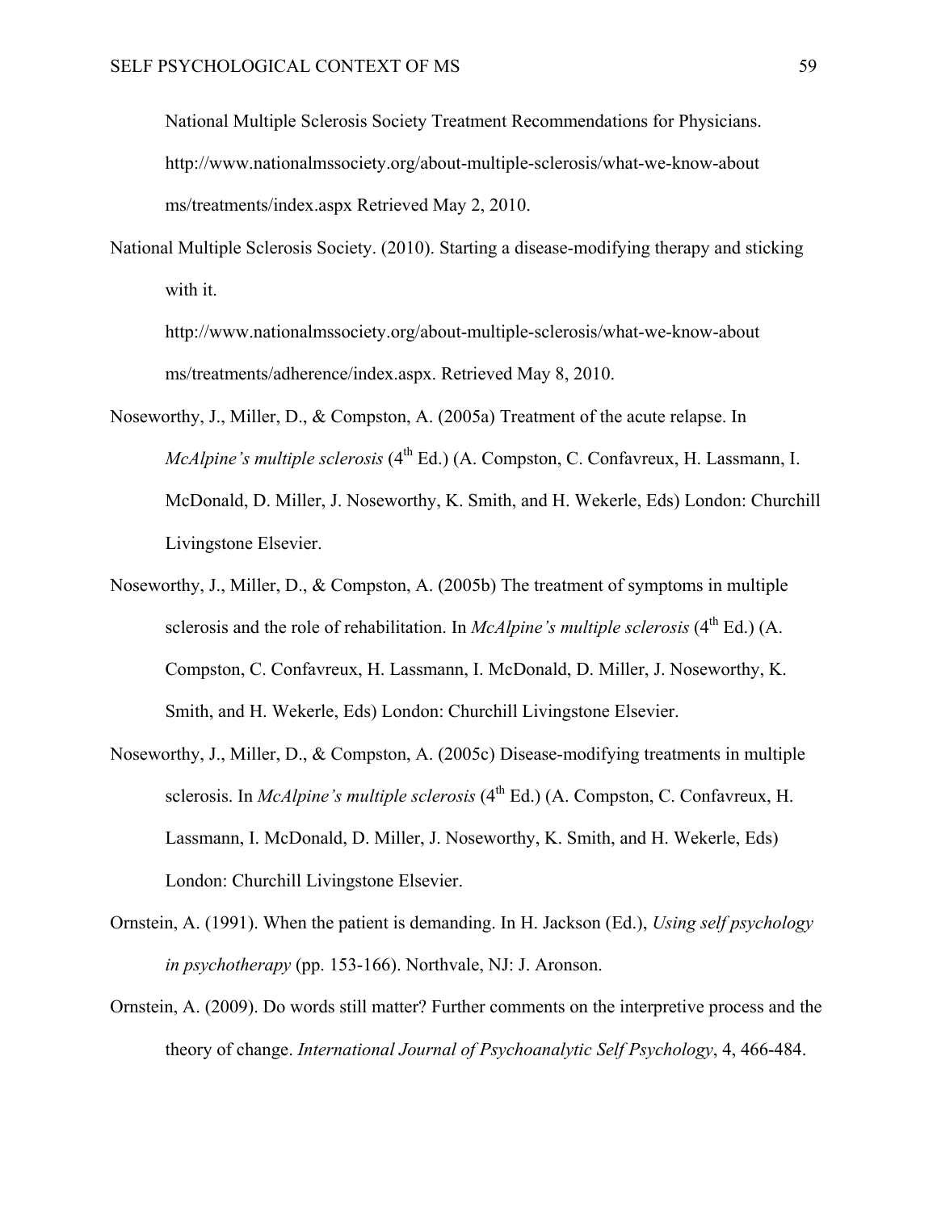National Multiple Sclerosis Society Treatment Recommendations for Physicians. http://www.nationalmssociety.org/about-multiple-sclerosis/what-we-know-about ms/treatments/index.aspx Retrieved May 2, 2010.

National Multiple Sclerosis Society. (2010). Starting a disease-modifying therapy and sticking with it. http://www.nationalmssociety.org/about-multiple-sclerosis/what-we-know-about ms/treatments/adherence/index.aspx. Retrieved May 8, 2010.

Noseworthy, J., Miller, D., & Compston, A. (2005a) Treatment of the acute relapse. In *McAlpine's multiple sclerosis* (4th Ed.) (A. Compston, C. Confavreux, H. Lassmann, I. McDonald, D. Miller, J. Noseworthy, K. Smith, and H. Wekerle, Eds) London: Churchill Livingstone Elsevier.

Noseworthy, J., Miller, D., & Compston, A. (2005b) The treatment of symptoms in multiple sclerosis and the role of rehabilitation. In *McAlpine's multiple sclerosis* (4th Ed.) (A. Compston, C. Confavreux, H. Lassmann, I. McDonald, D. Miller, J. Noseworthy, K. Smith, and H. Wekerle, Eds) London: Churchill Livingstone Elsevier.

Noseworthy, J., Miller, D., & Compston, A. (2005c) Disease-modifying treatments in multiple sclerosis. In *McAlpine's multiple sclerosis* (4th Ed.) (A. Compston, C. Confavreux, H. Lassmann, I. McDonald, D. Miller, J. Noseworthy, K. Smith, and H. Wekerle, Eds) London: Churchill Livingstone Elsevier.

Ornstein, A. (1991). When the patient is demanding. In H. Jackson (Ed.), *Using self psychology in psychotherapy* (pp. 153-166). Northvale, NJ: J. Aronson.

Ornstein, A. (2009). Do words still matter? Further comments on the interpretive process and the theory of change. *International Journal of Psychoanalytic Self Psychology*, 4, 466-484.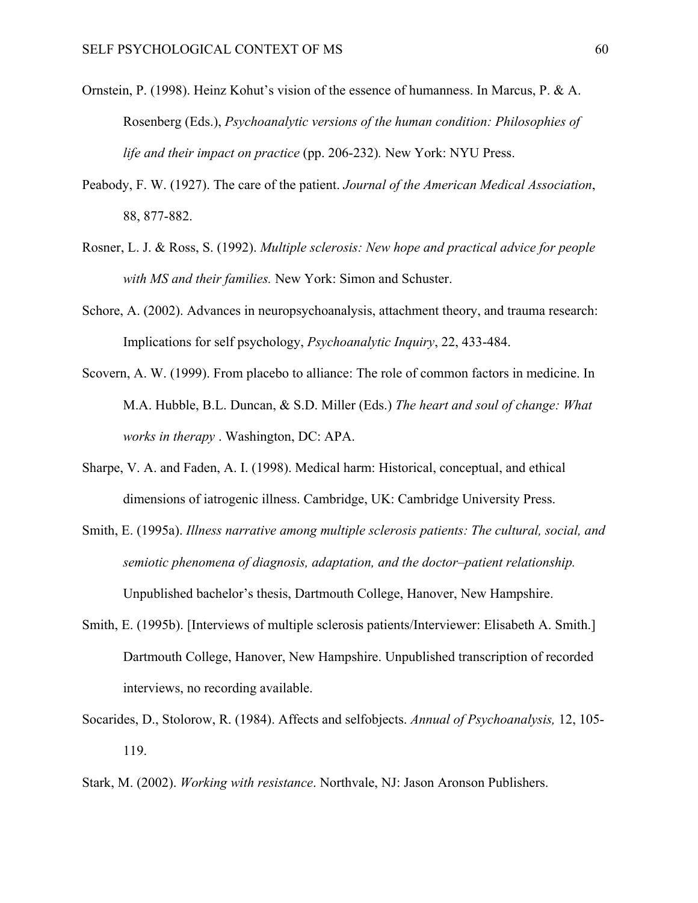Ornstein, P. (1998). Heinz Kohut's vision of the essence of humanness. In Marcus, P. & A. Rosenberg (Eds.), *Psychoanalytic versions of the human condition: Philosophies of life and their impact on practice* (pp. 206-232). New York: NYU Press.

Peabody, F. W. (1927). The care of the patient. *Journal of the American Medical Association*, 88, 877-882.

Rosner, L. J. & Ross, S. (1992). *Multiple sclerosis: New hope and practical advice for people with MS and their families.* New York: Simon and Schuster.

Schore, A. (2002). Advances in neuropsychoanalysis, attachment theory, and trauma research: Implications for self psychology, *Psychoanalytic Inquiry*, 22, 433-484.

Scovern, A. W. (1999). From placebo to alliance: The role of common factors in medicine. In M.A. Hubble, B.L. Duncan, & S.D. Miller (Eds.) *The heart and soul of change: What works in therapy* . Washington, DC: APA.

Sharpe, V. A. and Faden, A. I. (1998). Medical harm: Historical, conceptual, and ethical dimensions of iatrogenic illness. Cambridge, UK: Cambridge University Press.

Smith, E. (1995a). *Illness narrative among multiple sclerosis patients: The cultural, social, and semiotic phenomena of diagnosis, adaptation, and the doctor–patient relationship.* Unpublished bachelor's thesis, Dartmouth College, Hanover, New Hampshire.

Smith, E. (1995b). [Interviews of multiple sclerosis patients/Interviewer: Elisabeth A. Smith.] Dartmouth College, Hanover, New Hampshire. Unpublished transcription of recorded interviews, no recording available.

Socarides, D., Stolorow, R. (1984). Affects and selfobjects. *Annual of Psychoanalysis,* 12, 105-119.

Stark, M. (2002). *Working with resistance*. Northvale, NJ: Jason Aronson Publishers.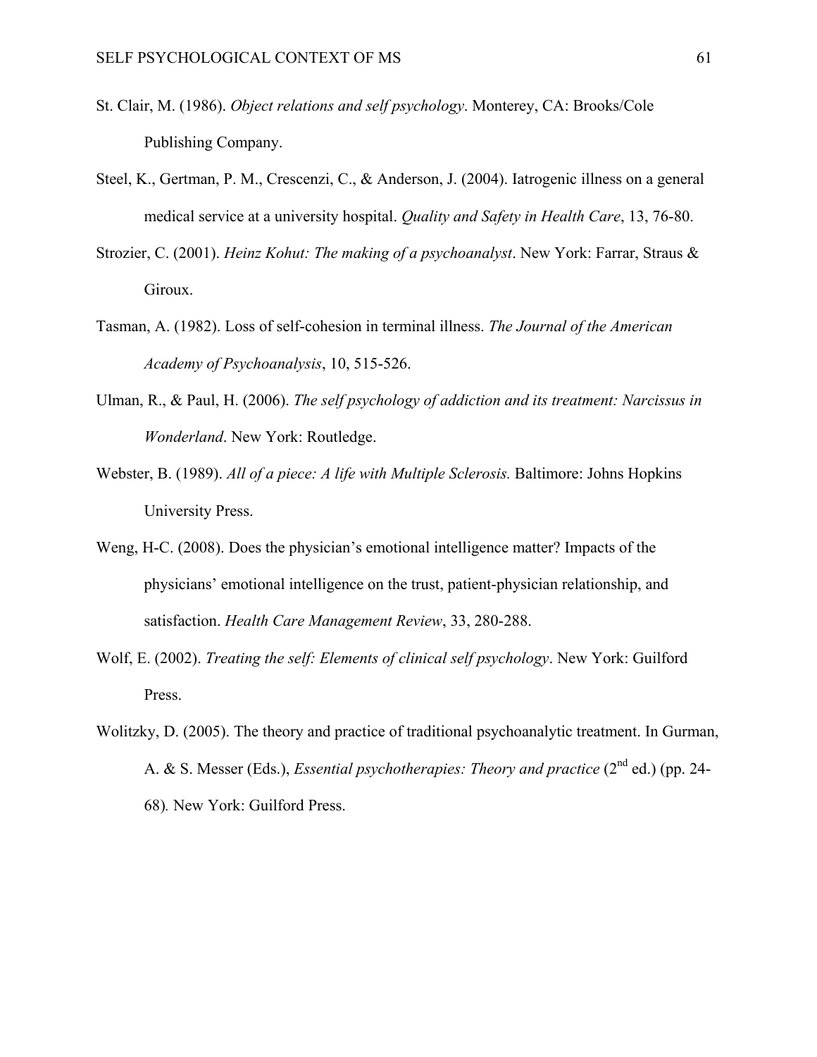St. Clair, M. (1986). *Object relations and self psychology*. Monterey, CA: Brooks/Cole Publishing Company.

Steel, K., Gertman, P. M., Crescenzi, C., & Anderson, J. (2004). Iatrogenic illness on a general medical service at a university hospital. *Quality and Safety in Health Care*, 13, 76-80.

Strozier, C. (2001). *Heinz Kohut: The making of a psychoanalyst*. New York: Farrar, Straus & Giroux.

Tasman, A. (1982). Loss of self-cohesion in terminal illness. *The Journal of the American Academy of Psychoanalysis*, 10, 515-526.

Ulman, R., & Paul, H. (2006). *The self psychology of addiction and its treatment: Narcissus in Wonderland*. New York: Routledge.

Webster, B. (1989). *All of a piece: A life with Multiple Sclerosis.* Baltimore: Johns Hopkins University Press.

Weng, H-C. (2008). Does the physician's emotional intelligence matter? Impacts of the physicians' emotional intelligence on the trust, patient-physician relationship, and satisfaction. *Health Care Management Review*, 33, 280-288.

Wolf, E. (2002). *Treating the self: Elements of clinical self psychology*. New York: Guilford Press.

Wolitzky, D. (2005). The theory and practice of traditional psychoanalytic treatment. In Gurman, A. & S. Messer (Eds.), *Essential psychotherapies: Theory and practice* (2nd ed.) (pp. 24-68). New York: Guilford Press.